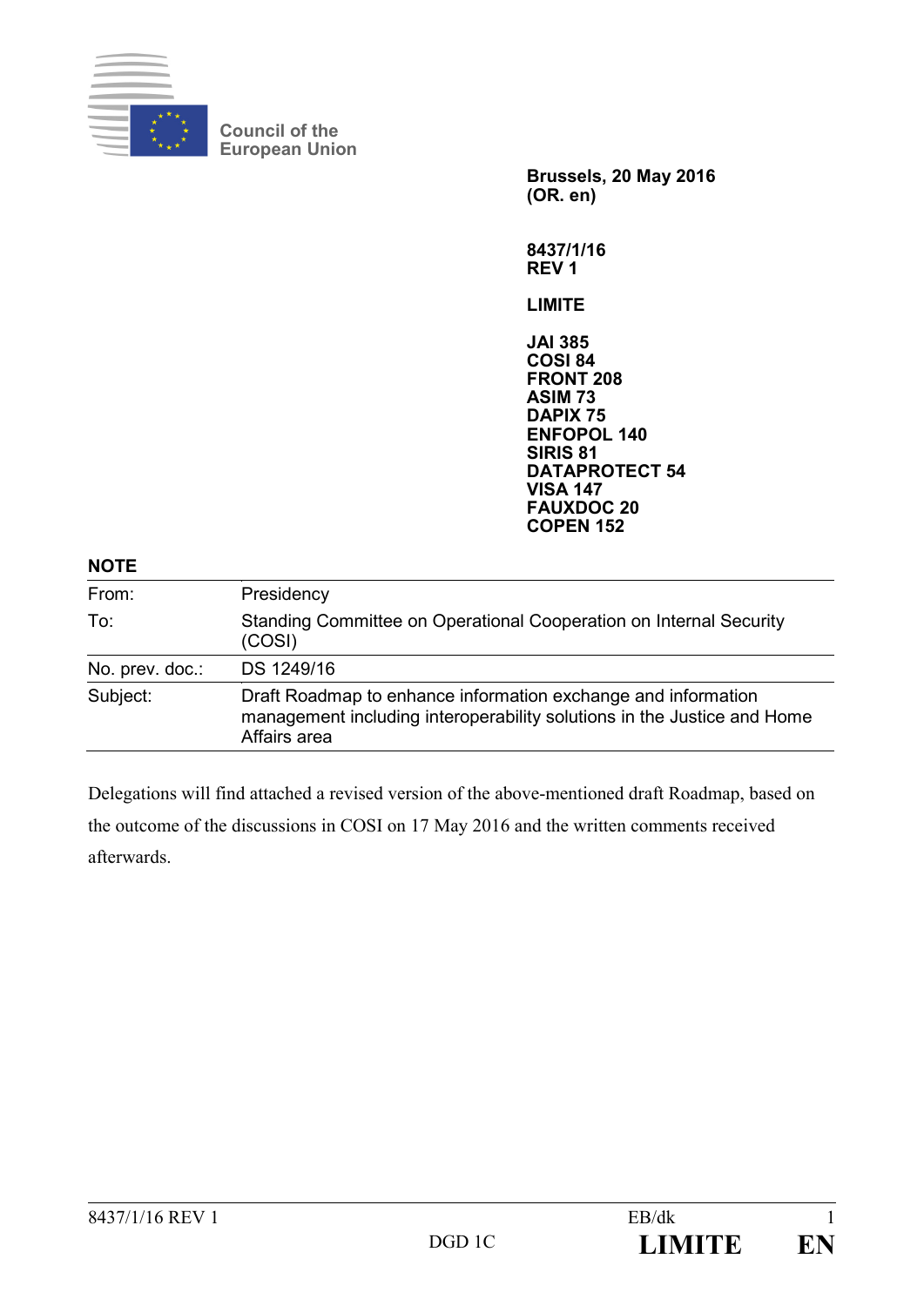Council of the European Union

**Brussels, 20 May 2016**
**(OR. en)**

**8437/1/16**
**REV 1**

**LIMITE**

**JAI 385**
**COSI 84**
**FRONT 208**
**ASIM 73**
**DAPIX 75**
**ENFOPOL 140**
**SIRIS 81**
**DATAPROTECT 54**
**VISA 147**
**FAUXDOC 20**
**COPEN 152**

**NOTE**

| | |
|---|---|
| From: | Presidency |
| To: | Standing Committee on Operational Cooperation on Internal Security (COSI) |
| No. prev. doc.: | DS 1249/16 |
| Subject: | Draft Roadmap to enhance information exchange and information management including interoperability solutions in the Justice and Home Affairs area |

Delegations will find attached a revised version of the above-mentioned draft Roadmap, based on the outcome of the discussions in COSI on 17 May 2016 and the written comments received afterwards.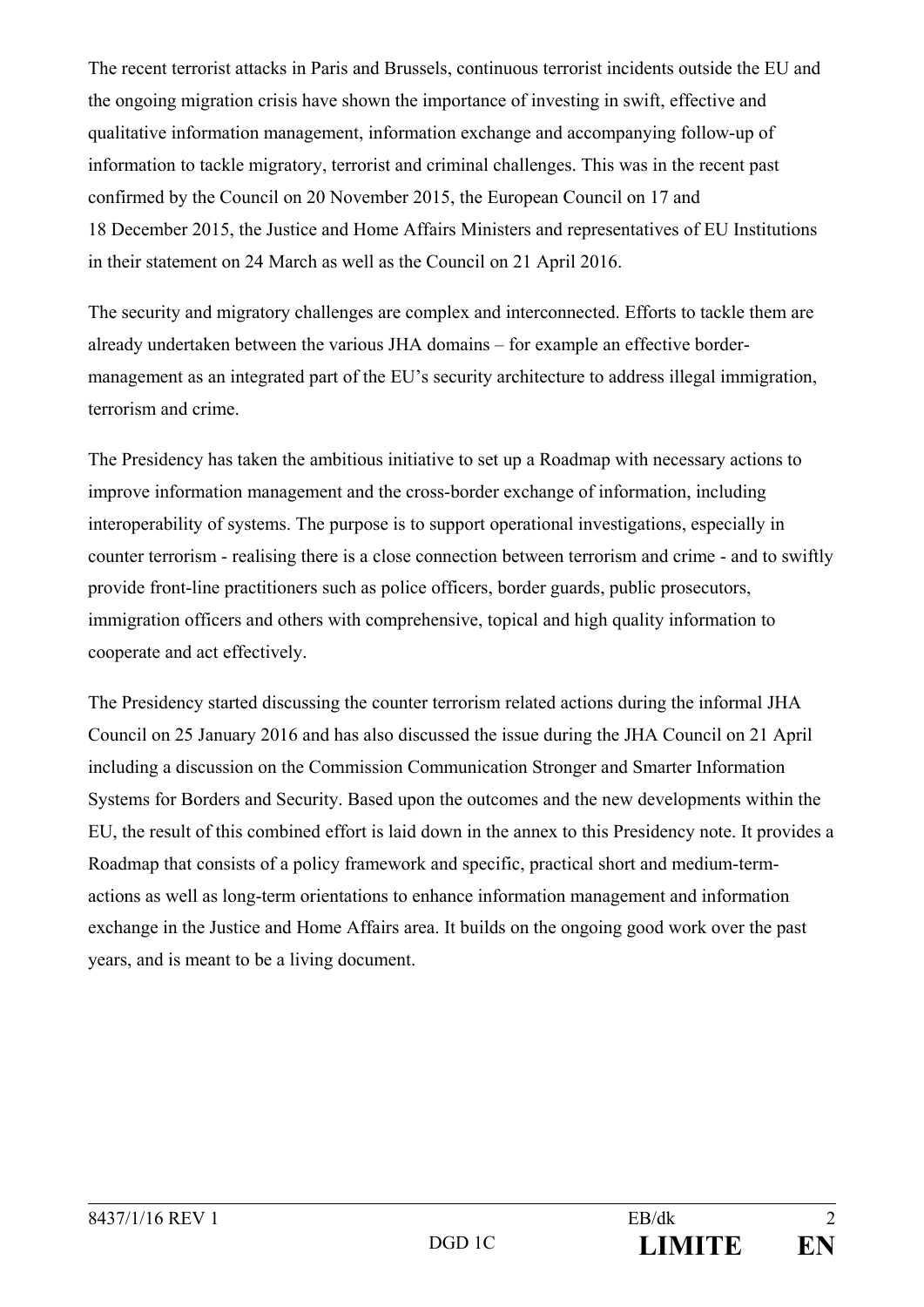The recent terrorist attacks in Paris and Brussels, continuous terrorist incidents outside the EU and the ongoing migration crisis have shown the importance of investing in swift, effective and qualitative information management, information exchange and accompanying follow-up of information to tackle migratory, terrorist and criminal challenges. This was in the recent past confirmed by the Council on 20 November 2015, the European Council on 17 and 18 December 2015, the Justice and Home Affairs Ministers and representatives of EU Institutions in their statement on 24 March as well as the Council on 21 April 2016.

The security and migratory challenges are complex and interconnected. Efforts to tackle them are already undertaken between the various JHA domains – for example an effective border-management as an integrated part of the EU's security architecture to address illegal immigration, terrorism and crime.

The Presidency has taken the ambitious initiative to set up a Roadmap with necessary actions to improve information management and the cross-border exchange of information, including interoperability of systems. The purpose is to support operational investigations, especially in counter terrorism - realising there is a close connection between terrorism and crime - and to swiftly provide front-line practitioners such as police officers, border guards, public prosecutors, immigration officers and others with comprehensive, topical and high quality information to cooperate and act effectively.

The Presidency started discussing the counter terrorism related actions during the informal JHA Council on 25 January 2016 and has also discussed the issue during the JHA Council on 21 April including a discussion on the Commission Communication Stronger and Smarter Information Systems for Borders and Security. Based upon the outcomes and the new developments within the EU, the result of this combined effort is laid down in the annex to this Presidency note. It provides a Roadmap that consists of a policy framework and specific, practical short and medium-term-actions as well as long-term orientations to enhance information management and information exchange in the Justice and Home Affairs area. It builds on the ongoing good work over the past years, and is meant to be a living document.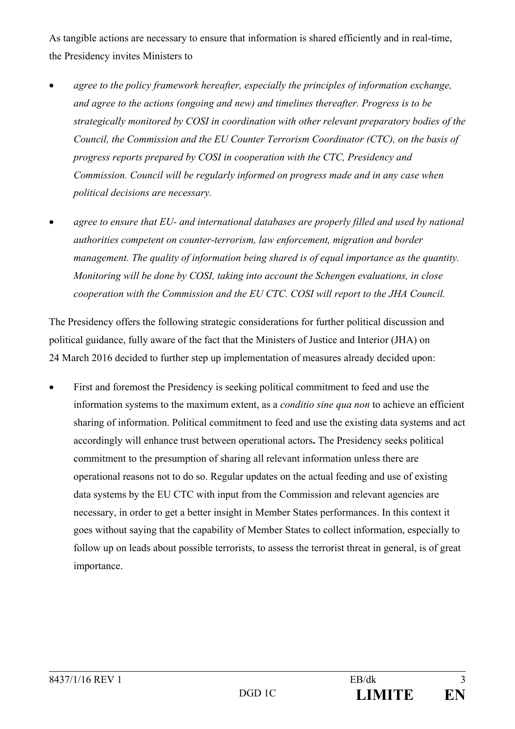As tangible actions are necessary to ensure that information is shared efficiently and in real-time, the Presidency invites Ministers to

- *agree to the policy framework hereafter, especially the principles of information exchange, and agree to the actions (ongoing and new) and timelines thereafter. Progress is to be strategically monitored by COSI in coordination with other relevant preparatory bodies of the Council, the Commission and the EU Counter Terrorism Coordinator (CTC), on the basis of progress reports prepared by COSI in cooperation with the CTC, Presidency and Commission. Council will be regularly informed on progress made and in any case when political decisions are necessary.*

- *agree to ensure that EU- and international databases are properly filled and used by national authorities competent on counter-terrorism, law enforcement, migration and border management. The quality of information being shared is of equal importance as the quantity. Monitoring will be done by COSI, taking into account the Schengen evaluations, in close cooperation with the Commission and the EU CTC. COSI will report to the JHA Council.*

The Presidency offers the following strategic considerations for further political discussion and political guidance, fully aware of the fact that the Ministers of Justice and Interior (JHA) on 24 March 2016 decided to further step up implementation of measures already decided upon:

- First and foremost the Presidency is seeking political commitment to feed and use the information systems to the maximum extent, as a *conditio sine qua non* to achieve an efficient sharing of information. Political commitment to feed and use the existing data systems and act accordingly will enhance trust between operational actors**.** The Presidency seeks political commitment to the presumption of sharing all relevant information unless there are operational reasons not to do so. Regular updates on the actual feeding and use of existing data systems by the EU CTC with input from the Commission and relevant agencies are necessary, in order to get a better insight in Member States performances. In this context it goes without saying that the capability of Member States to collect information, especially to follow up on leads about possible terrorists, to assess the terrorist threat in general, is of great importance.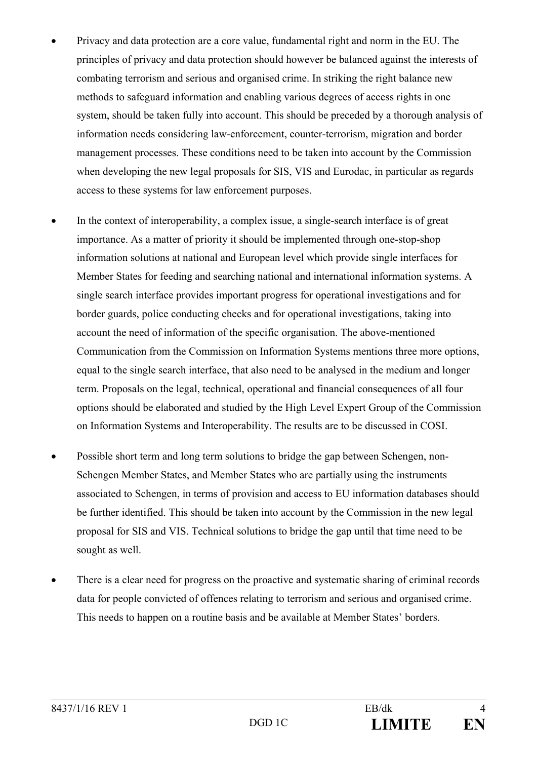- Privacy and data protection are a core value, fundamental right and norm in the EU. The principles of privacy and data protection should however be balanced against the interests of combating terrorism and serious and organised crime. In striking the right balance new methods to safeguard information and enabling various degrees of access rights in one system, should be taken fully into account. This should be preceded by a thorough analysis of information needs considering law-enforcement, counter-terrorism, migration and border management processes. These conditions need to be taken into account by the Commission when developing the new legal proposals for SIS, VIS and Eurodac, in particular as regards access to these systems for law enforcement purposes.

- In the context of interoperability, a complex issue, a single-search interface is of great importance. As a matter of priority it should be implemented through one-stop-shop information solutions at national and European level which provide single interfaces for Member States for feeding and searching national and international information systems. A single search interface provides important progress for operational investigations and for border guards, police conducting checks and for operational investigations, taking into account the need of information of the specific organisation. The above-mentioned Communication from the Commission on Information Systems mentions three more options, equal to the single search interface, that also need to be analysed in the medium and longer term. Proposals on the legal, technical, operational and financial consequences of all four options should be elaborated and studied by the High Level Expert Group of the Commission on Information Systems and Interoperability. The results are to be discussed in COSI.

- Possible short term and long term solutions to bridge the gap between Schengen, non-Schengen Member States, and Member States who are partially using the instruments associated to Schengen, in terms of provision and access to EU information databases should be further identified. This should be taken into account by the Commission in the new legal proposal for SIS and VIS. Technical solutions to bridge the gap until that time need to be sought as well.

- There is a clear need for progress on the proactive and systematic sharing of criminal records data for people convicted of offences relating to terrorism and serious and organised crime. This needs to happen on a routine basis and be available at Member States' borders.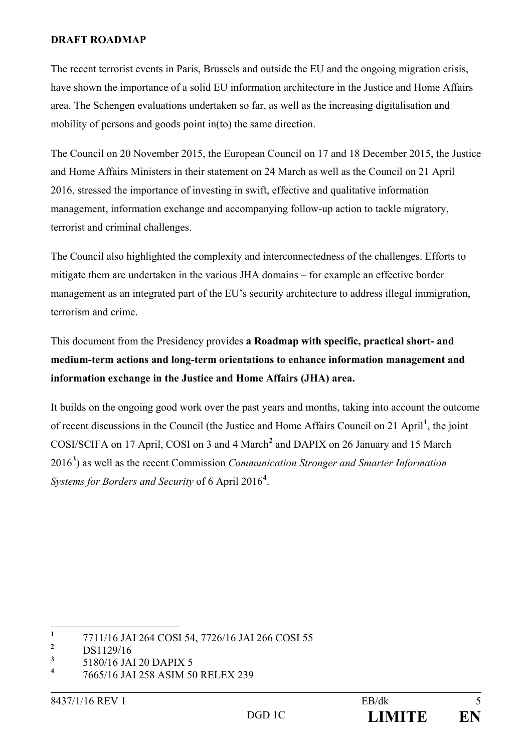**DRAFT ROADMAP**

The recent terrorist events in Paris, Brussels and outside the EU and the ongoing migration crisis, have shown the importance of a solid EU information architecture in the Justice and Home Affairs area. The Schengen evaluations undertaken so far, as well as the increasing digitalisation and mobility of persons and goods point in(to) the same direction.

The Council on 20 November 2015, the European Council on 17 and 18 December 2015, the Justice and Home Affairs Ministers in their statement on 24 March as well as the Council on 21 April 2016, stressed the importance of investing in swift, effective and qualitative information management, information exchange and accompanying follow-up action to tackle migratory, terrorist and criminal challenges.

The Council also highlighted the complexity and interconnectedness of the challenges. Efforts to mitigate them are undertaken in the various JHA domains – for example an effective border management as an integrated part of the EU's security architecture to address illegal immigration, terrorism and crime.

This document from the Presidency provides **a Roadmap with specific, practical short- and medium-term actions and long-term orientations to enhance information management and information exchange in the Justice and Home Affairs (JHA) area.**

It builds on the ongoing good work over the past years and months, taking into account the outcome of recent discussions in the Council (the Justice and Home Affairs Council on 21 April[1], the joint COSI/SCIFA on 17 April, COSI on 3 and 4 March[2] and DAPIX on 26 January and 15 March 2016[3]) as well as the recent Commission *Communication Stronger and Smarter Information Systems for Borders and Security* of 6 April 2016[4].

---

[1] 7711/16 JAI 264 COSI 54, 7726/16 JAI 266 COSI 55

[2] DS1129/16

[3] 5180/16 JAI 20 DAPIX 5

[4] 7665/16 JAI 258 ASIM 50 RELEX 239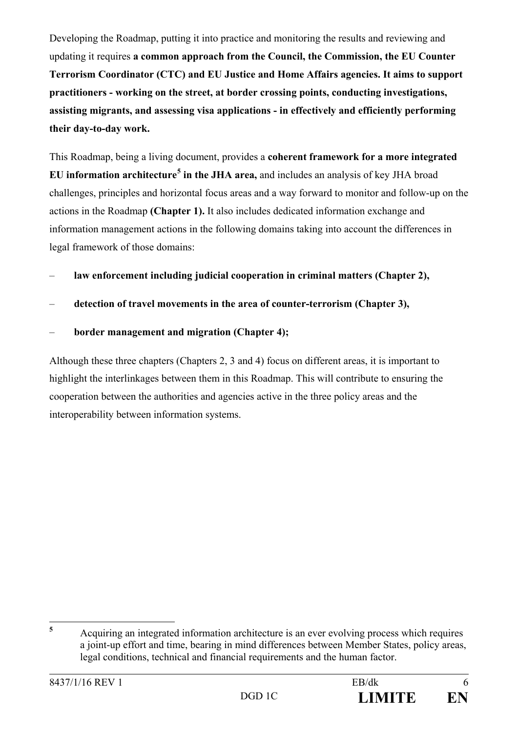Developing the Roadmap, putting it into practice and monitoring the results and reviewing and updating it requires **a common approach from the Council, the Commission, the EU Counter Terrorism Coordinator (CTC) and EU Justice and Home Affairs agencies. It aims to support practitioners - working on the street, at border crossing points, conducting investigations, assisting migrants, and assessing visa applications - in effectively and efficiently performing their day-to-day work.**

This Roadmap, being a living document, provides a **coherent framework for a more integrated EU information architecture[5] in the JHA area,** and includes an analysis of key JHA broad challenges, principles and horizontal focus areas and a way forward to monitor and follow-up on the actions in the Roadmap **(Chapter 1).** It also includes dedicated information exchange and information management actions in the following domains taking into account the differences in legal framework of those domains:

– **law enforcement including judicial cooperation in criminal matters (Chapter 2),**

– **detection of travel movements in the area of counter-terrorism (Chapter 3),**

– **border management and migration (Chapter 4);**

Although these three chapters (Chapters 2, 3 and 4) focus on different areas, it is important to highlight the interlinkages between them in this Roadmap. This will contribute to ensuring the cooperation between the authorities and agencies active in the three policy areas and the interoperability between information systems.

---

[5] Acquiring an integrated information architecture is an ever evolving process which requires a joint-up effort and time, bearing in mind differences between Member States, policy areas, legal conditions, technical and financial requirements and the human factor.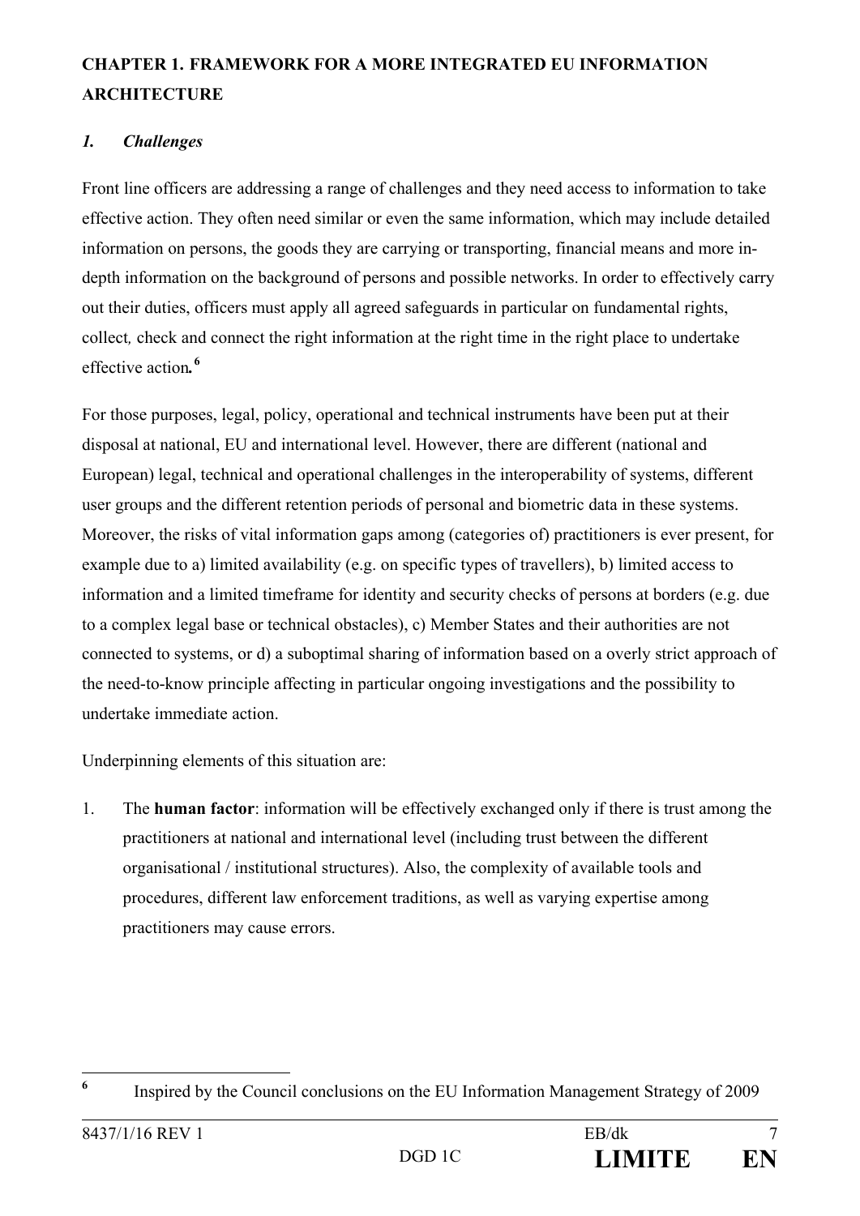## CHAPTER 1. FRAMEWORK FOR A MORE INTEGRATED EU INFORMATION ARCHITECTURE

### *1. Challenges*

Front line officers are addressing a range of challenges and they need access to information to take effective action. They often need similar or even the same information, which may include detailed information on persons, the goods they are carrying or transporting, financial means and more in-depth information on the background of persons and possible networks. In order to effectively carry out their duties, officers must apply all agreed safeguards in particular on fundamental rights, collect, check and connect the right information at the right time in the right place to undertake effective action.[6]

For those purposes, legal, policy, operational and technical instruments have been put at their disposal at national, EU and international level. However, there are different (national and European) legal, technical and operational challenges in the interoperability of systems, different user groups and the different retention periods of personal and biometric data in these systems. Moreover, the risks of vital information gaps among (categories of) practitioners is ever present, for example due to a) limited availability (e.g. on specific types of travellers), b) limited access to information and a limited timeframe for identity and security checks of persons at borders (e.g. due to a complex legal base or technical obstacles), c) Member States and their authorities are not connected to systems, or d) a suboptimal sharing of information based on a overly strict approach of the need-to-know principle affecting in particular ongoing investigations and the possibility to undertake immediate action.

Underpinning elements of this situation are:

1. The **human factor**: information will be effectively exchanged only if there is trust among the practitioners at national and international level (including trust between the different organisational / institutional structures). Also, the complexity of available tools and procedures, different law enforcement traditions, as well as varying expertise among practitioners may cause errors.

---

[6] Inspired by the Council conclusions on the EU Information Management Strategy of 2009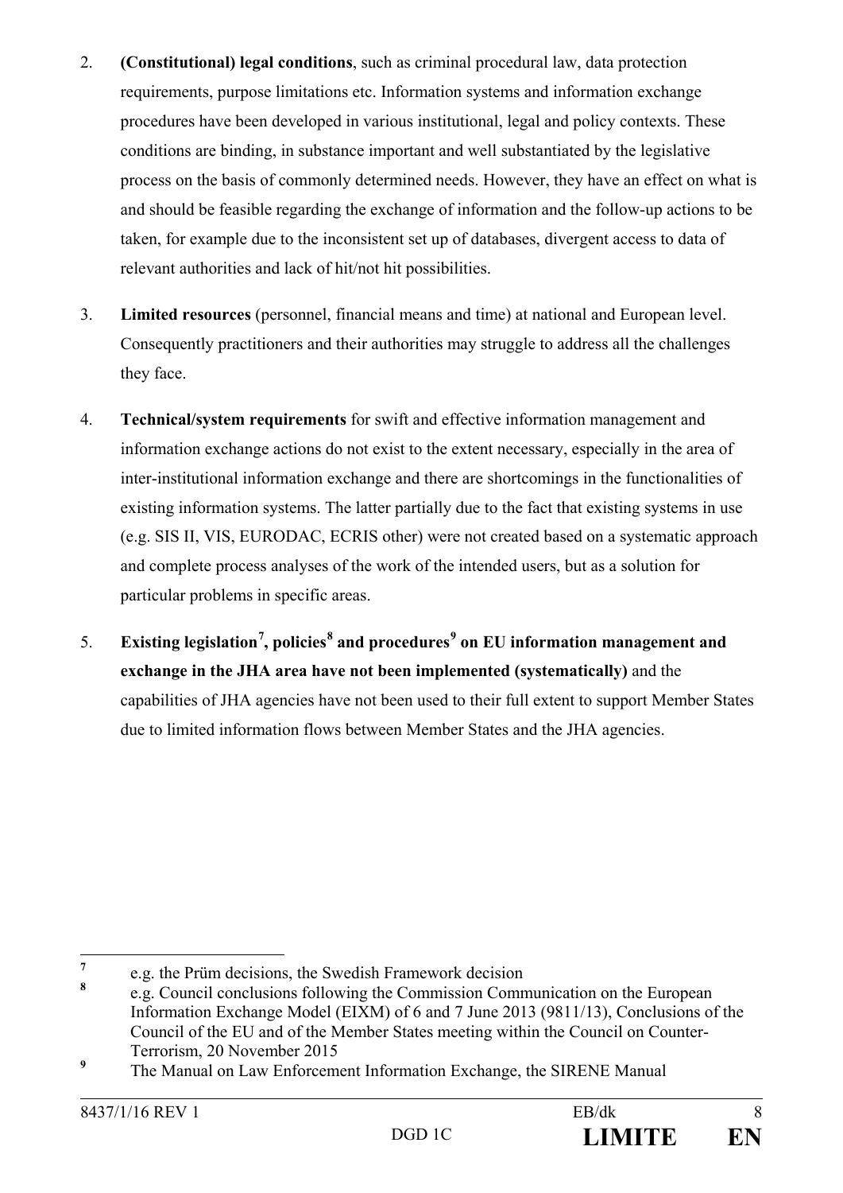2. **(Constitutional) legal conditions**, such as criminal procedural law, data protection requirements, purpose limitations etc. Information systems and information exchange procedures have been developed in various institutional, legal and policy contexts. These conditions are binding, in substance important and well substantiated by the legislative process on the basis of commonly determined needs. However, they have an effect on what is and should be feasible regarding the exchange of information and the follow-up actions to be taken, for example due to the inconsistent set up of databases, divergent access to data of relevant authorities and lack of hit/not hit possibilities.

3. **Limited resources** (personnel, financial means and time) at national and European level. Consequently practitioners and their authorities may struggle to address all the challenges they face.

4. **Technical/system requirements** for swift and effective information management and information exchange actions do not exist to the extent necessary, especially in the area of inter-institutional information exchange and there are shortcomings in the functionalities of existing information systems. The latter partially due to the fact that existing systems in use (e.g. SIS II, VIS, EURODAC, ECRIS other) were not created based on a systematic approach and complete process analyses of the work of the intended users, but as a solution for particular problems in specific areas.

5. **Existing legislation[7], policies[8] and procedures[9] on EU information management and exchange in the JHA area have not been implemented (systematically)** and the capabilities of JHA agencies have not been used to their full extent to support Member States due to limited information flows between Member States and the JHA agencies.

---

[7] e.g. the Prüm decisions, the Swedish Framework decision

[8] e.g. Council conclusions following the Commission Communication on the European Information Exchange Model (EIXM) of 6 and 7 June 2013 (9811/13), Conclusions of the Council of the EU and of the Member States meeting within the Council on Counter-Terrorism, 20 November 2015

[9] The Manual on Law Enforcement Information Exchange, the SIRENE Manual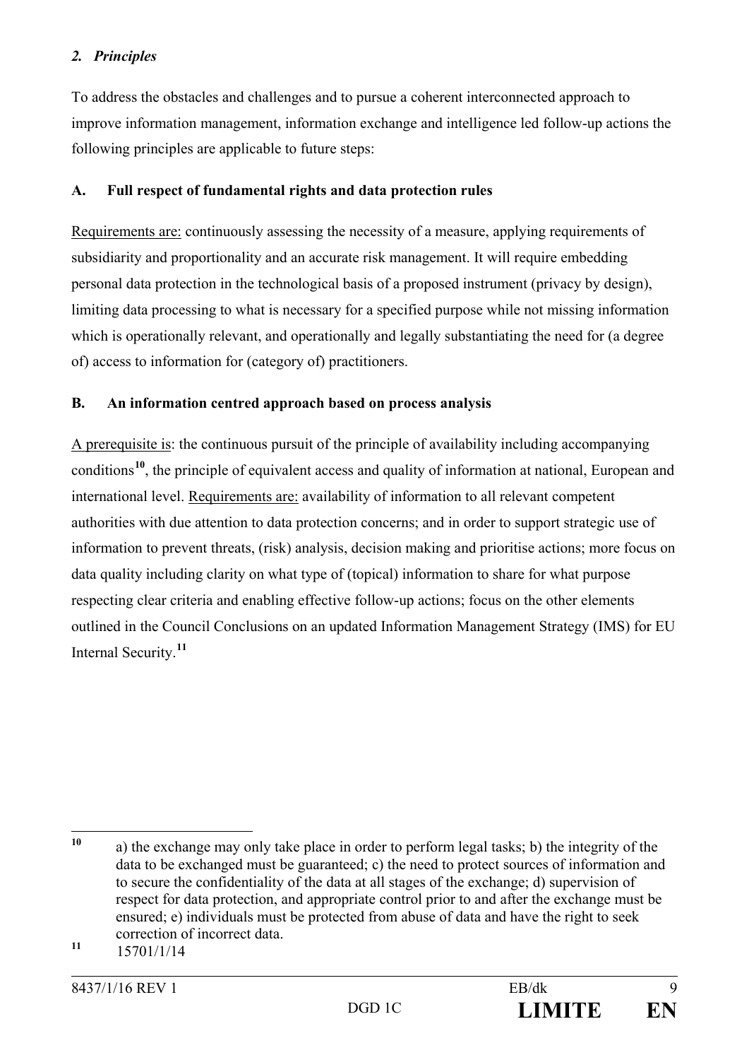## *2. Principles*

To address the obstacles and challenges and to pursue a coherent interconnected approach to improve information management, information exchange and intelligence led follow-up actions the following principles are applicable to future steps:

### A. Full respect of fundamental rights and data protection rules

<u>Requirements are:</u> continuously assessing the necessity of a measure, applying requirements of subsidiarity and proportionality and an accurate risk management. It will require embedding personal data protection in the technological basis of a proposed instrument (privacy by design), limiting data processing to what is necessary for a specified purpose while not missing information which is operationally relevant, and operationally and legally substantiating the need for (a degree of) access to information for (category of) practitioners.

### B. An information centred approach based on process analysis

<u>A prerequisite is</u>: the continuous pursuit of the principle of availability including accompanying conditions[10], the principle of equivalent access and quality of information at national, European and international level. <u>Requirements are:</u> availability of information to all relevant competent authorities with due attention to data protection concerns; and in order to support strategic use of information to prevent threats, (risk) analysis, decision making and prioritise actions; more focus on data quality including clarity on what type of (topical) information to share for what purpose respecting clear criteria and enabling effective follow-up actions; focus on the other elements outlined in the Council Conclusions on an updated Information Management Strategy (IMS) for EU Internal Security.[11]

---

[10] a) the exchange may only take place in order to perform legal tasks; b) the integrity of the data to be exchanged must be guaranteed; c) the need to protect sources of information and to secure the confidentiality of the data at all stages of the exchange; d) supervision of respect for data protection, and appropriate control prior to and after the exchange must be ensured; e) individuals must be protected from abuse of data and have the right to seek correction of incorrect data.

[11] 15701/1/14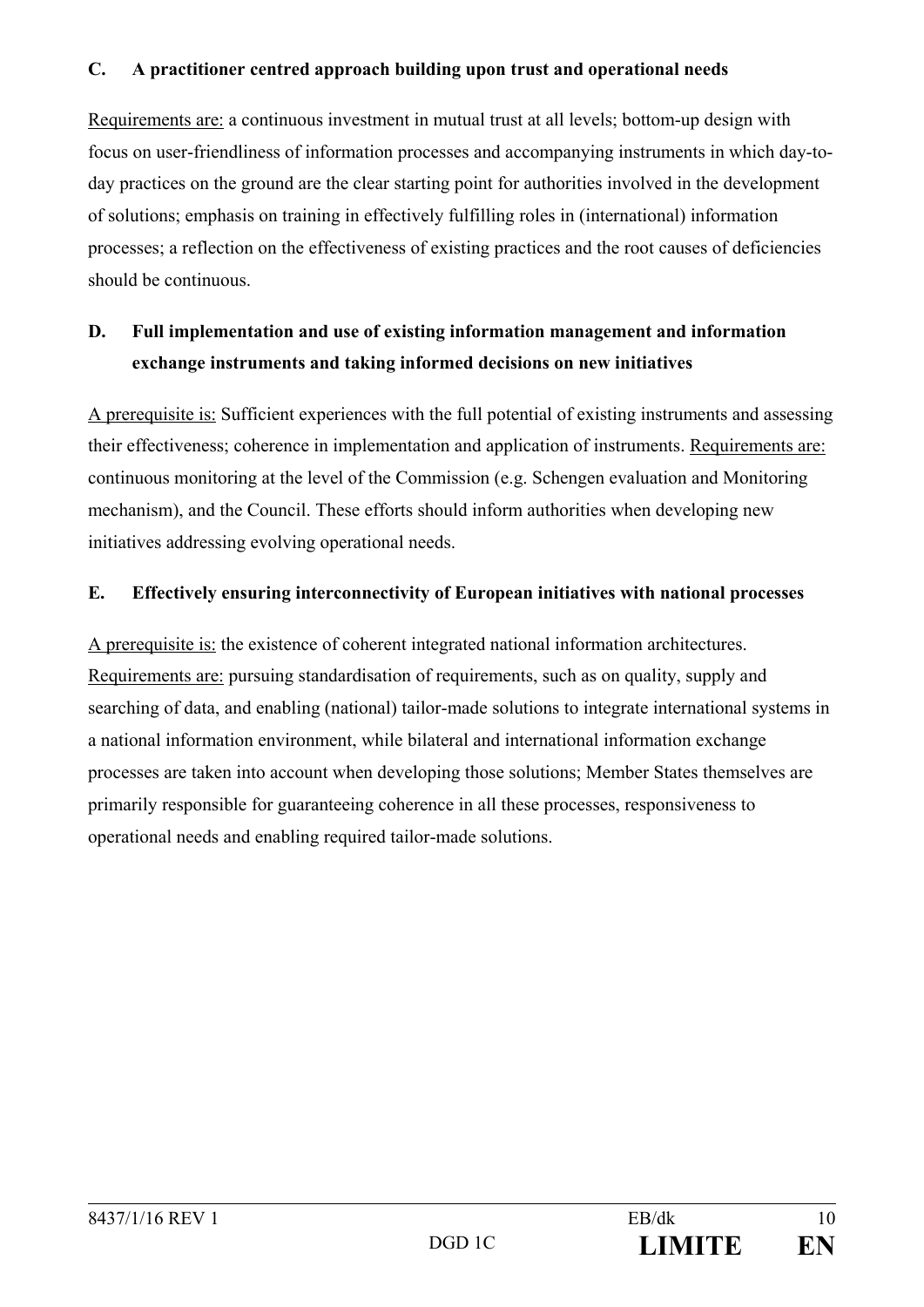**C. A practitioner centred approach building upon trust and operational needs**

<u>Requirements are:</u> a continuous investment in mutual trust at all levels; bottom-up design with focus on user-friendliness of information processes and accompanying instruments in which day-to-day practices on the ground are the clear starting point for authorities involved in the development of solutions; emphasis on training in effectively fulfilling roles in (international) information processes; a reflection on the effectiveness of existing practices and the root causes of deficiencies should be continuous.

**D. Full implementation and use of existing information management and information exchange instruments and taking informed decisions on new initiatives**

<u>A prerequisite is:</u> Sufficient experiences with the full potential of existing instruments and assessing their effectiveness; coherence in implementation and application of instruments. <u>Requirements are:</u> continuous monitoring at the level of the Commission (e.g. Schengen evaluation and Monitoring mechanism), and the Council. These efforts should inform authorities when developing new initiatives addressing evolving operational needs.

**E. Effectively ensuring interconnectivity of European initiatives with national processes**

<u>A prerequisite is:</u> the existence of coherent integrated national information architectures. <u>Requirements are:</u> pursuing standardisation of requirements, such as on quality, supply and searching of data, and enabling (national) tailor-made solutions to integrate international systems in a national information environment, while bilateral and international information exchange processes are taken into account when developing those solutions; Member States themselves are primarily responsible for guaranteeing coherence in all these processes, responsiveness to operational needs and enabling required tailor-made solutions.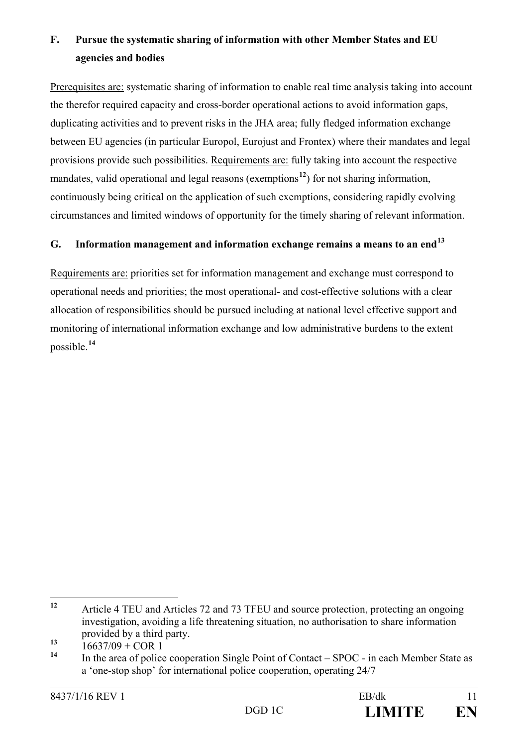## F. Pursue the systematic sharing of information with other Member States and EU agencies and bodies

Prerequisites are: systematic sharing of information to enable real time analysis taking into account the therefor required capacity and cross-border operational actions to avoid information gaps, duplicating activities and to prevent risks in the JHA area; fully fledged information exchange between EU agencies (in particular Europol, Eurojust and Frontex) where their mandates and legal provisions provide such possibilities. Requirements are: fully taking into account the respective mandates, valid operational and legal reasons (exemptions[12]) for not sharing information, continuously being critical on the application of such exemptions, considering rapidly evolving circumstances and limited windows of opportunity for the timely sharing of relevant information.

## G. Information management and information exchange remains a means to an end[13]

Requirements are: priorities set for information management and exchange must correspond to operational needs and priorities; the most operational- and cost-effective solutions with a clear allocation of responsibilities should be pursued including at national level effective support and monitoring of international information exchange and low administrative burdens to the extent possible.[14]

---

[12] Article 4 TEU and Articles 72 and 73 TFEU and source protection, protecting an ongoing investigation, avoiding a life threatening situation, no authorisation to share information provided by a third party.

[13] 16637/09 + COR 1

[14] In the area of police cooperation Single Point of Contact – SPOC - in each Member State as a 'one-stop shop' for international police cooperation, operating 24/7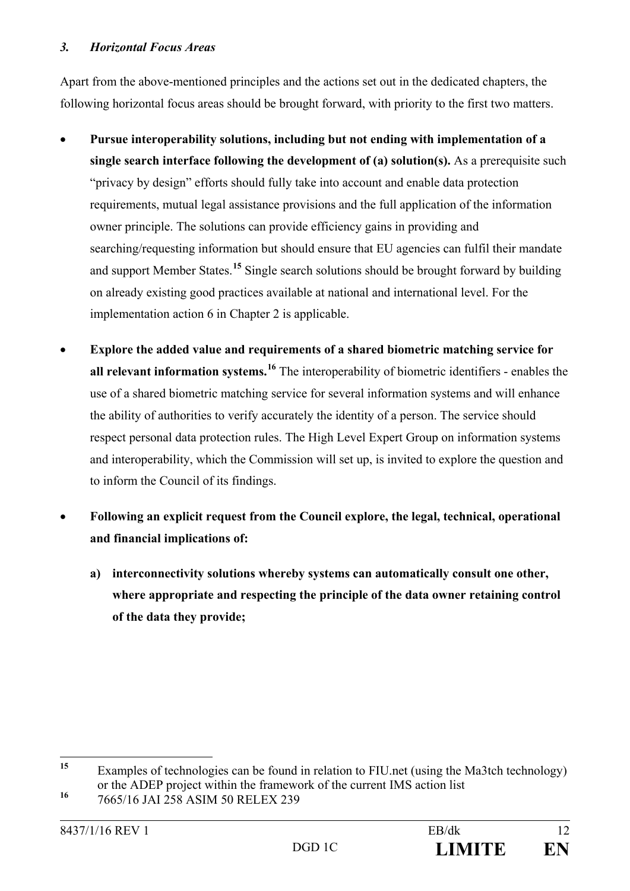### *3. Horizontal Focus Areas*

Apart from the above-mentioned principles and the actions set out in the dedicated chapters, the following horizontal focus areas should be brought forward, with priority to the first two matters.

- **Pursue interoperability solutions, including but not ending with implementation of a single search interface following the development of (a) solution(s).** As a prerequisite such "privacy by design" efforts should fully take into account and enable data protection requirements, mutual legal assistance provisions and the full application of the information owner principle. The solutions can provide efficiency gains in providing and searching/requesting information but should ensure that EU agencies can fulfil their mandate and support Member States.[15] Single search solutions should be brought forward by building on already existing good practices available at national and international level. For the implementation action 6 in Chapter 2 is applicable.

- **Explore the added value and requirements of a shared biometric matching service for all relevant information systems.**[16] The interoperability of biometric identifiers - enables the use of a shared biometric matching service for several information systems and will enhance the ability of authorities to verify accurately the identity of a person. The service should respect personal data protection rules. The High Level Expert Group on information systems and interoperability, which the Commission will set up, is invited to explore the question and to inform the Council of its findings.

- **Following an explicit request from the Council explore, the legal, technical, operational and financial implications of:**

  **a) interconnectivity solutions whereby systems can automatically consult one other, where appropriate and respecting the principle of the data owner retaining control of the data they provide;**

---

[15] Examples of technologies can be found in relation to FIU.net (using the Ma3tch technology) or the ADEP project within the framework of the current IMS action list

[16] 7665/16 JAI 258 ASIM 50 RELEX 239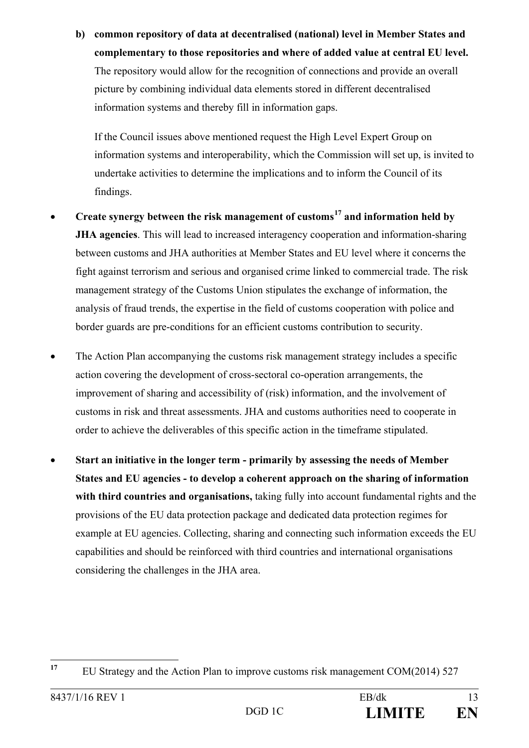**b) common repository of data at decentralised (national) level in Member States and complementary to those repositories and where of added value at central EU level.** The repository would allow for the recognition of connections and provide an overall picture by combining individual data elements stored in different decentralised information systems and thereby fill in information gaps.

If the Council issues above mentioned request the High Level Expert Group on information systems and interoperability, which the Commission will set up, is invited to undertake activities to determine the implications and to inform the Council of its findings.

- **Create synergy between the risk management of customs[17] and information held by JHA agencies**. This will lead to increased interagency cooperation and information-sharing between customs and JHA authorities at Member States and EU level where it concerns the fight against terrorism and serious and organised crime linked to commercial trade. The risk management strategy of the Customs Union stipulates the exchange of information, the analysis of fraud trends, the expertise in the field of customs cooperation with police and border guards are pre-conditions for an efficient customs contribution to security.

- The Action Plan accompanying the customs risk management strategy includes a specific action covering the development of cross-sectoral co-operation arrangements, the improvement of sharing and accessibility of (risk) information, and the involvement of customs in risk and threat assessments. JHA and customs authorities need to cooperate in order to achieve the deliverables of this specific action in the timeframe stipulated.

- **Start an initiative in the longer term - primarily by assessing the needs of Member States and EU agencies - to develop a coherent approach on the sharing of information with third countries and organisations,** taking fully into account fundamental rights and the provisions of the EU data protection package and dedicated data protection regimes for example at EU agencies. Collecting, sharing and connecting such information exceeds the EU capabilities and should be reinforced with third countries and international organisations considering the challenges in the JHA area.

---

[17] EU Strategy and the Action Plan to improve customs risk management COM(2014) 527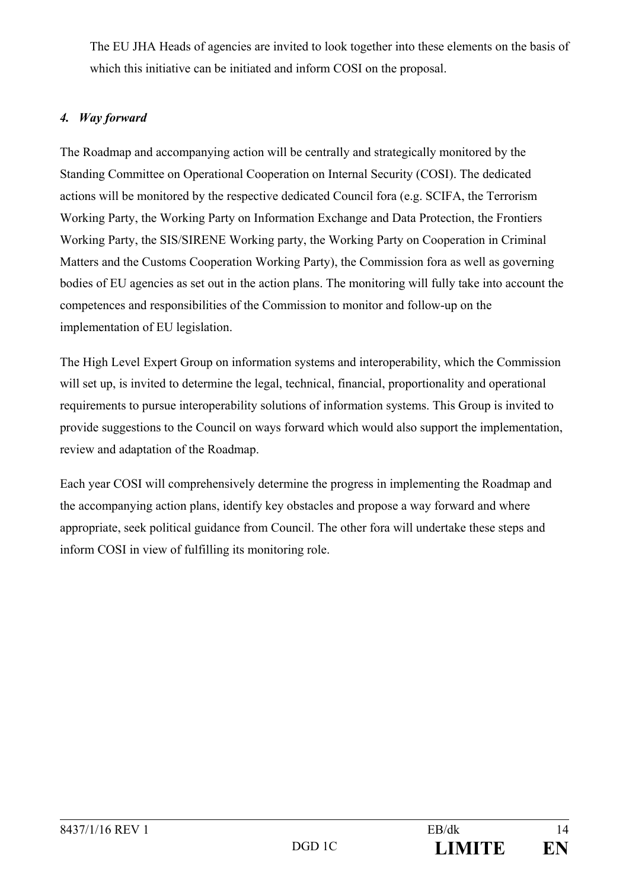The EU JHA Heads of agencies are invited to look together into these elements on the basis of which this initiative can be initiated and inform COSI on the proposal.

### *4. Way forward*

The Roadmap and accompanying action will be centrally and strategically monitored by the Standing Committee on Operational Cooperation on Internal Security (COSI). The dedicated actions will be monitored by the respective dedicated Council fora (e.g. SCIFA, the Terrorism Working Party, the Working Party on Information Exchange and Data Protection, the Frontiers Working Party, the SIS/SIRENE Working party, the Working Party on Cooperation in Criminal Matters and the Customs Cooperation Working Party), the Commission fora as well as governing bodies of EU agencies as set out in the action plans. The monitoring will fully take into account the competences and responsibilities of the Commission to monitor and follow-up on the implementation of EU legislation.

The High Level Expert Group on information systems and interoperability, which the Commission will set up, is invited to determine the legal, technical, financial, proportionality and operational requirements to pursue interoperability solutions of information systems. This Group is invited to provide suggestions to the Council on ways forward which would also support the implementation, review and adaptation of the Roadmap.

Each year COSI will comprehensively determine the progress in implementing the Roadmap and the accompanying action plans, identify key obstacles and propose a way forward and where appropriate, seek political guidance from Council. The other fora will undertake these steps and inform COSI in view of fulfilling its monitoring role.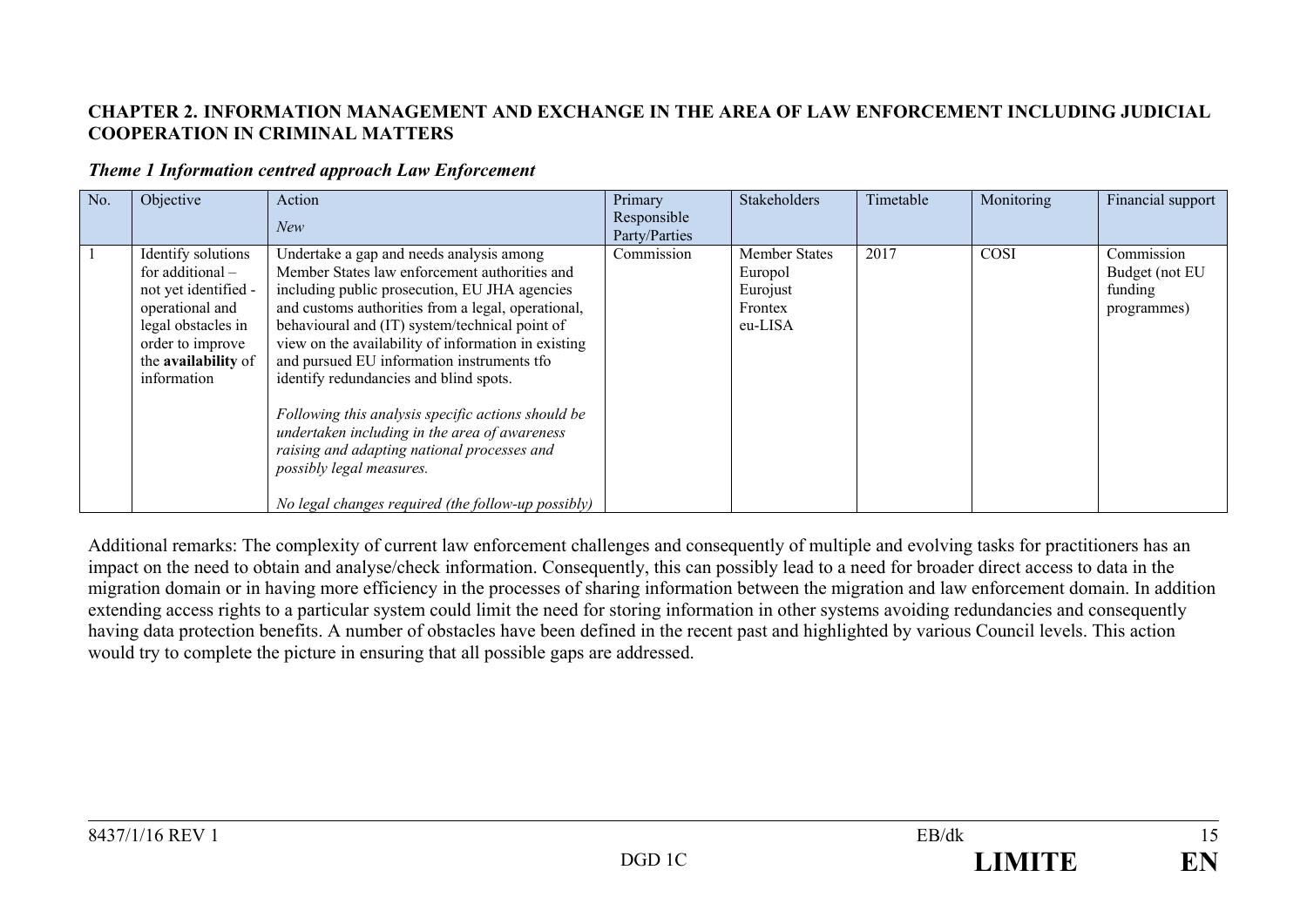**CHAPTER 2. INFORMATION MANAGEMENT AND EXCHANGE IN THE AREA OF LAW ENFORCEMENT INCLUDING JUDICIAL COOPERATION IN CRIMINAL MATTERS**

***Theme 1 Information centred approach Law Enforcement***

| No. | Objective | Action<br>*New* | Primary Responsible Party/Parties | Stakeholders | Timetable | Monitoring | Financial support |
|---|---|---|---|---|---|---|---|
| 1 | Identify solutions for additional – not yet identified - operational and legal obstacles in order to improve the **availability** of information | Undertake a gap and needs analysis among Member States law enforcement authorities and including public prosecution, EU JHA agencies and customs authorities from a legal, operational, behavioural and (IT) system/technical point of view on the availability of information in existing and pursued EU information instruments tfo identify redundancies and blind spots.<br><br>*Following this analysis specific actions should be undertaken including in the area of awareness raising and adapting national processes and possibly legal measures.*<br><br>*No legal changes required (the follow-up possibly)* | Commission | Member States<br>Europol<br>Eurojust<br>Frontex<br>eu-LISA | 2017 | COSI | Commission Budget (not EU funding programmes) |

Additional remarks: The complexity of current law enforcement challenges and consequently of multiple and evolving tasks for practitioners has an impact on the need to obtain and analyse/check information. Consequently, this can possibly lead to a need for broader direct access to data in the migration domain or in having more efficiency in the processes of sharing information between the migration and law enforcement domain. In addition extending access rights to a particular system could limit the need for storing information in other systems avoiding redundancies and consequently having data protection benefits. A number of obstacles have been defined in the recent past and highlighted by various Council levels. This action would try to complete the picture in ensuring that all possible gaps are addressed.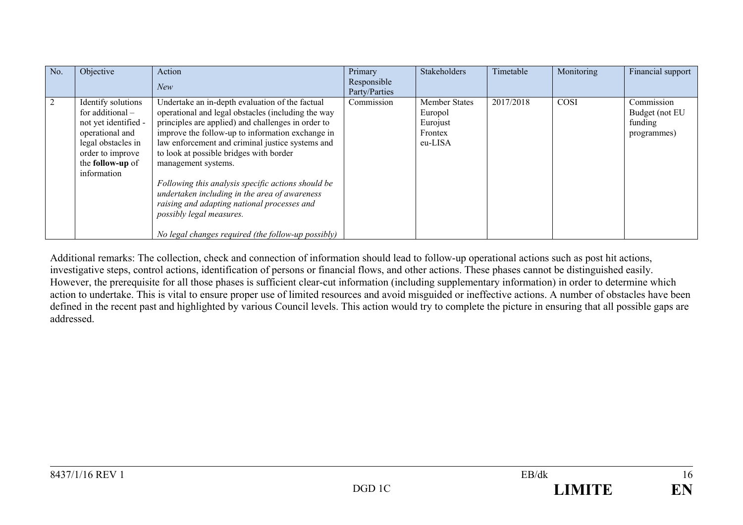| No. | Objective | Action<br>*New* | Primary Responsible Party/Parties | Stakeholders | Timetable | Monitoring | Financial support |
|---|---|---|---|---|---|---|---|
| 2 | Identify solutions for additional – not yet identified - operational and legal obstacles in order to improve the **follow-up** of information | Undertake an in-depth evaluation of the factual operational and legal obstacles (including the way principles are applied) and challenges in order to improve the follow-up to information exchange in law enforcement and criminal justice systems and to look at possible bridges with border management systems.<br><br>*Following this analysis specific actions should be undertaken including in the area of awareness raising and adapting national processes and possibly legal measures.*<br><br>*No legal changes required (the follow-up possibly)* | Commission | Member States<br>Europol<br>Eurojust<br>Frontex<br>eu-LISA | 2017/2018 | COSI | Commission Budget (not EU funding programmes) |

Additional remarks: The collection, check and connection of information should lead to follow-up operational actions such as post hit actions, investigative steps, control actions, identification of persons or financial flows, and other actions. These phases cannot be distinguished easily. However, the prerequisite for all those phases is sufficient clear-cut information (including supplementary information) in order to determine which action to undertake. This is vital to ensure proper use of limited resources and avoid misguided or ineffective actions. A number of obstacles have been defined in the recent past and highlighted by various Council levels. This action would try to complete the picture in ensuring that all possible gaps are addressed.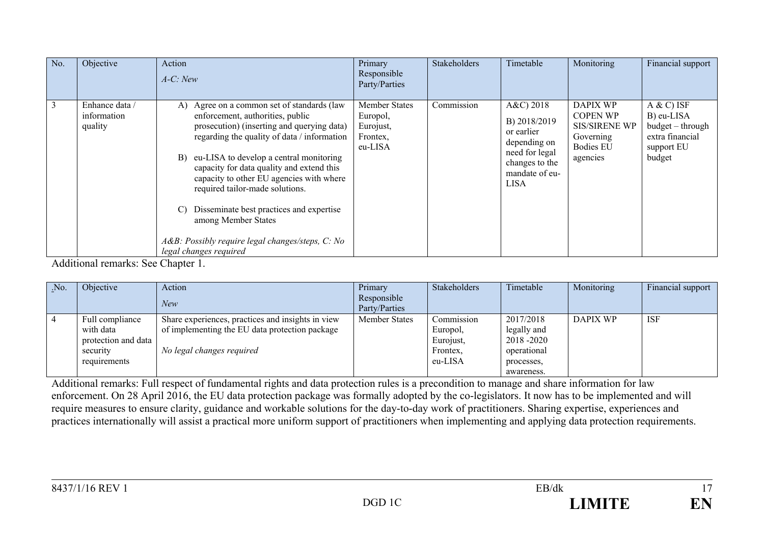| No. | Objective | Action<br>*A-C: New* | Primary Responsible Party/Parties | Stakeholders | Timetable | Monitoring | Financial support |
|---|---|---|---|---|---|---|---|
| 3 | Enhance data / information quality | A) Agree on a common set of standards (law enforcement, authorities, public prosecution) (inserting and querying data) regarding the quality of data / information<br><br>B) eu-LISA to develop a central monitoring capacity for data quality and extend this capacity to other EU agencies with where required tailor-made solutions.<br><br>C) Disseminate best practices and expertise among Member States<br><br>*A&B: Possibly require legal changes/steps, C: No legal changes required* | Member States Europol, Eurojust, Frontex, eu-LISA | Commission | A&C) 2018<br><br>B) 2018/2019 or earlier depending on need for legal changes to the mandate of eu-LISA | DAPIX WP COPEN WP SIS/SIRENE WP Governing Bodies EU agencies | A & C) ISF<br>B) eu-LISA budget – through extra financial support EU budget |

Additional remarks: See Chapter 1.

| No. | Objective | Action<br>*New* | Primary Responsible Party/Parties | Stakeholders | Timetable | Monitoring | Financial support |
|---|---|---|---|---|---|---|---|
| 4 | Full compliance with data protection and data security requirements | Share experiences, practices and insights in view of implementing the EU data protection package<br><br>*No legal changes required* | Member States | Commission Europol, Eurojust, Frontex, eu-LISA | 2017/2018 legally and 2018 -2020 operational processes, awareness. | DAPIX WP | ISF |

Additional remarks: Full respect of fundamental rights and data protection rules is a precondition to manage and share information for law enforcement. On 28 April 2016, the EU data protection package was formally adopted by the co-legislators. It now has to be implemented and will require measures to ensure clarity, guidance and workable solutions for the day-to-day work of practitioners. Sharing expertise, experiences and practices internationally will assist a practical more uniform support of practitioners when implementing and applying data protection requirements.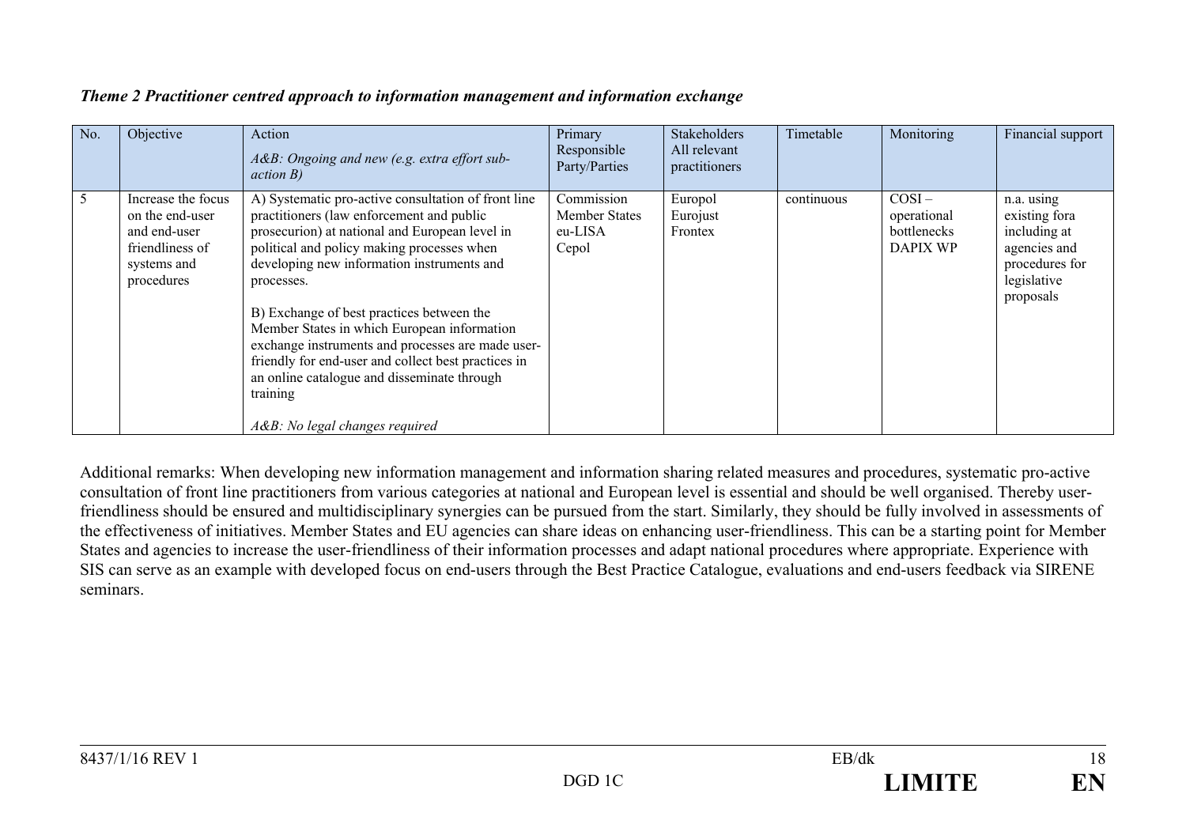***Theme 2 Practitioner centred approach to information management and information exchange***

| No. | Objective | Action<br>*A&B: Ongoing and new (e.g. extra effort sub-action B)* | Primary Responsible Party/Parties | Stakeholders All relevant practitioners | Timetable | Monitoring | Financial support |
|---|---|---|---|---|---|---|---|
| 5 | Increase the focus on the end-user and end-user friendliness of systems and procedures | A) Systematic pro-active consultation of front line practitioners (law enforcement and public prosecurion) at national and European level in political and policy making processes when developing new information instruments and processes.<br><br>B) Exchange of best practices between the Member States in which European information exchange instruments and processes are made user-friendly for end-user and collect best practices in an online catalogue and disseminate through training<br><br>*A&B: No legal changes required* | Commission<br>Member States<br>eu-LISA<br>Cepol | Europol<br>Eurojust<br>Frontex | continuous | COSI – operational bottlenecks<br>DAPIX WP | n.a. using existing fora including at agencies and procedures for legislative proposals |

Additional remarks: When developing new information management and information sharing related measures and procedures, systematic pro-active consultation of front line practitioners from various categories at national and European level is essential and should be well organised. Thereby user-friendliness should be ensured and multidisciplinary synergies can be pursued from the start. Similarly, they should be fully involved in assessments of the effectiveness of initiatives. Member States and EU agencies can share ideas on enhancing user-friendliness. This can be a starting point for Member States and agencies to increase the user-friendliness of their information processes and adapt national procedures where appropriate. Experience with SIS can serve as an example with developed focus on end-users through the Best Practice Catalogue, evaluations and end-users feedback via SIRENE seminars.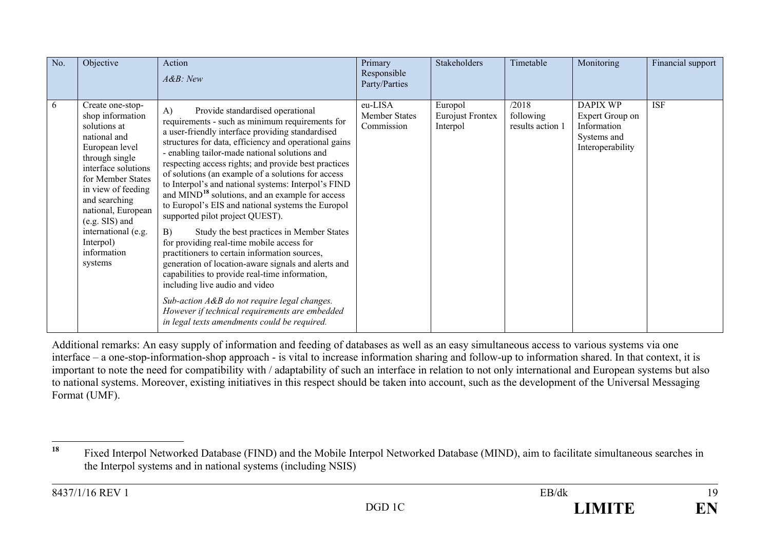| No. | Objective | Action<br>*A&B: New* | Primary Responsible Party/Parties | Stakeholders | Timetable | Monitoring | Financial support |
|---|---|---|---|---|---|---|---|
| 6 | Create one-stop-shop information solutions at national and European level through single interface solutions for Member States in view of feeding and searching national, European (e.g. SIS) and international (e.g. Interpol) information systems | A) Provide standardised operational requirements - such as minimum requirements for a user-friendly interface providing standardised structures for data, efficiency and operational gains - enabling tailor-made national solutions and respecting access rights; and provide best practices of solutions (an example of a solutions for access to Interpol's and national systems: Interpol's FIND and MIND[18] solutions, and an example for access to Europol's EIS and national systems the Europol supported pilot project QUEST).<br><br>B) Study the best practices in Member States for providing real-time mobile access for practitioners to certain information sources, generation of location-aware signals and alerts and capabilities to provide real-time information, including live audio and video<br><br>*Sub-action A&B do not require legal changes. However if technical requirements are embedded in legal texts amendments could be required.* | eu-LISA<br>Member States<br>Commission | Europol<br>Eurojust Frontex<br>Interpol | /2018 following results action 1 | DAPIX WP<br>Expert Group on Information Systems and Interoperability | ISF |

Additional remarks: An easy supply of information and feeding of databases as well as an easy simultaneous access to various systems via one interface – a one-stop-information-shop approach - is vital to increase information sharing and follow-up to information shared. In that context, it is important to note the need for compatibility with / adaptability of such an interface in relation to not only international and European systems but also to national systems. Moreover, existing initiatives in this respect should be taken into account, such as the development of the Universal Messaging Format (UMF).

---

[18] Fixed Interpol Networked Database (FIND) and the Mobile Interpol Networked Database (MIND), aim to facilitate simultaneous searches in the Interpol systems and in national systems (including NSIS)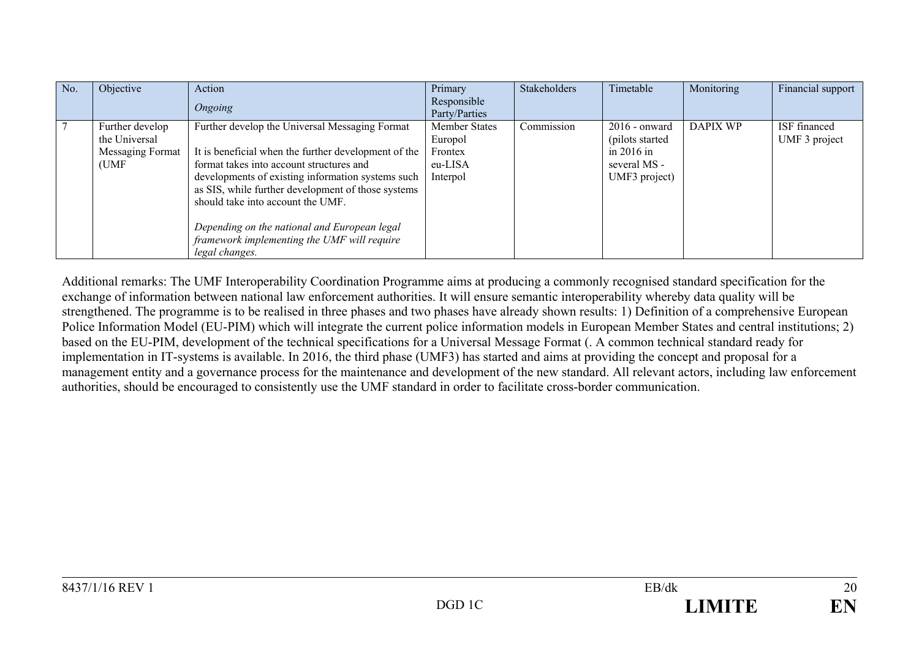| No. | Objective | Action<br>*Ongoing* | Primary Responsible Party/Parties | Stakeholders | Timetable | Monitoring | Financial support |
|---|---|---|---|---|---|---|---|
| 7 | Further develop the Universal Messaging Format (UMF | Further develop the Universal Messaging Format<br><br>It is beneficial when the further development of the format takes into account structures and developments of existing information systems such as SIS, while further development of those systems should take into account the UMF.<br><br>*Depending on the national and European legal framework implementing the UMF will require legal changes.* | Member States<br>Europol<br>Frontex<br>eu-LISA<br>Interpol | Commission | 2016 - onward (pilots started in 2016 in several MS - UMF3 project) | DAPIX WP | ISF financed UMF 3 project |

Additional remarks: The UMF Interoperability Coordination Programme aims at producing a commonly recognised standard specification for the exchange of information between national law enforcement authorities. It will ensure semantic interoperability whereby data quality will be strengthened. The programme is to be realised in three phases and two phases have already shown results: 1) Definition of a comprehensive European Police Information Model (EU-PIM) which will integrate the current police information models in European Member States and central institutions; 2) based on the EU-PIM, development of the technical specifications for a Universal Message Format (. A common technical standard ready for implementation in IT-systems is available. In 2016, the third phase (UMF3) has started and aims at providing the concept and proposal for a management entity and a governance process for the maintenance and development of the new standard. All relevant actors, including law enforcement authorities, should be encouraged to consistently use the UMF standard in order to facilitate cross-border communication.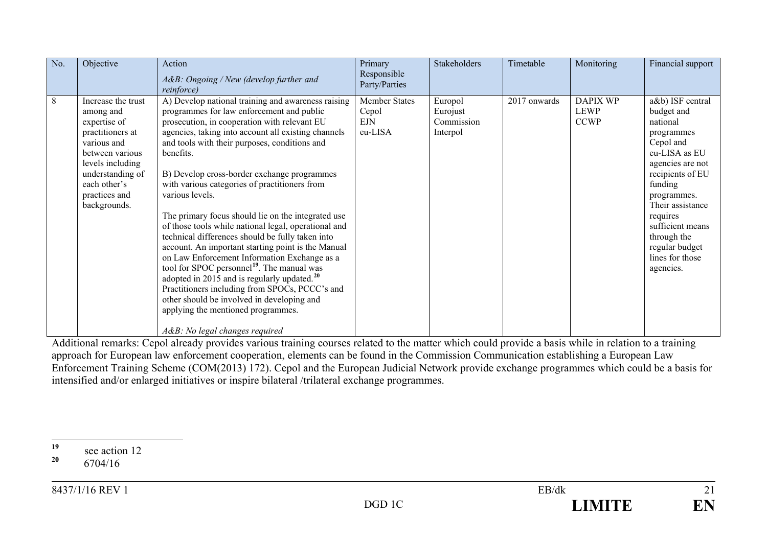| No. | Objective | Action<br>*A&B: Ongoing / New (develop further and reinforce)* | Primary Responsible Party/Parties | Stakeholders | Timetable | Monitoring | Financial support |
|---|---|---|---|---|---|---|---|
| 8 | Increase the trust among and expertise of practitioners at various and between various levels including understanding of each other's practices and backgrounds. | A) Develop national training and awareness raising programmes for law enforcement and public prosecution, in cooperation with relevant EU agencies, taking into account all existing channels and tools with their purposes, conditions and benefits.<br><br>B) Develop cross-border exchange programmes with various categories of practitioners from various levels.<br><br>The primary focus should lie on the integrated use of those tools while national legal, operational and technical differences should be fully taken into account. An important starting point is the Manual on Law Enforcement Information Exchange as a tool for SPOC personnel[19]. The manual was adopted in 2015 and is regularly updated.[20] Practitioners including from SPOCs, PCCC's and other should be involved in developing and applying the mentioned programmes.<br><br>*A&B: No legal changes required* | Member States<br>Cepol<br>EJN<br>eu-LISA | Europol<br>Eurojust<br>Commission<br>Interpol | 2017 onwards | DAPIX WP<br>LEWP<br>CCWP | a&b) ISF central budget and national programmes<br>Cepol and eu-LISA as EU agencies are not recipients of EU funding programmes. Their assistance requires sufficient means through the regular budget lines for those agencies. |

Additional remarks: Cepol already provides various training courses related to the matter which could provide a basis while in relation to a training approach for European law enforcement cooperation, elements can be found in the Commission Communication establishing a European Law Enforcement Training Scheme (COM(2013) 172). Cepol and the European Judicial Network provide exchange programmes which could be a basis for intensified and/or enlarged initiatives or inspire bilateral /trilateral exchange programmes.

---

[19] see action 12

[20] 6704/16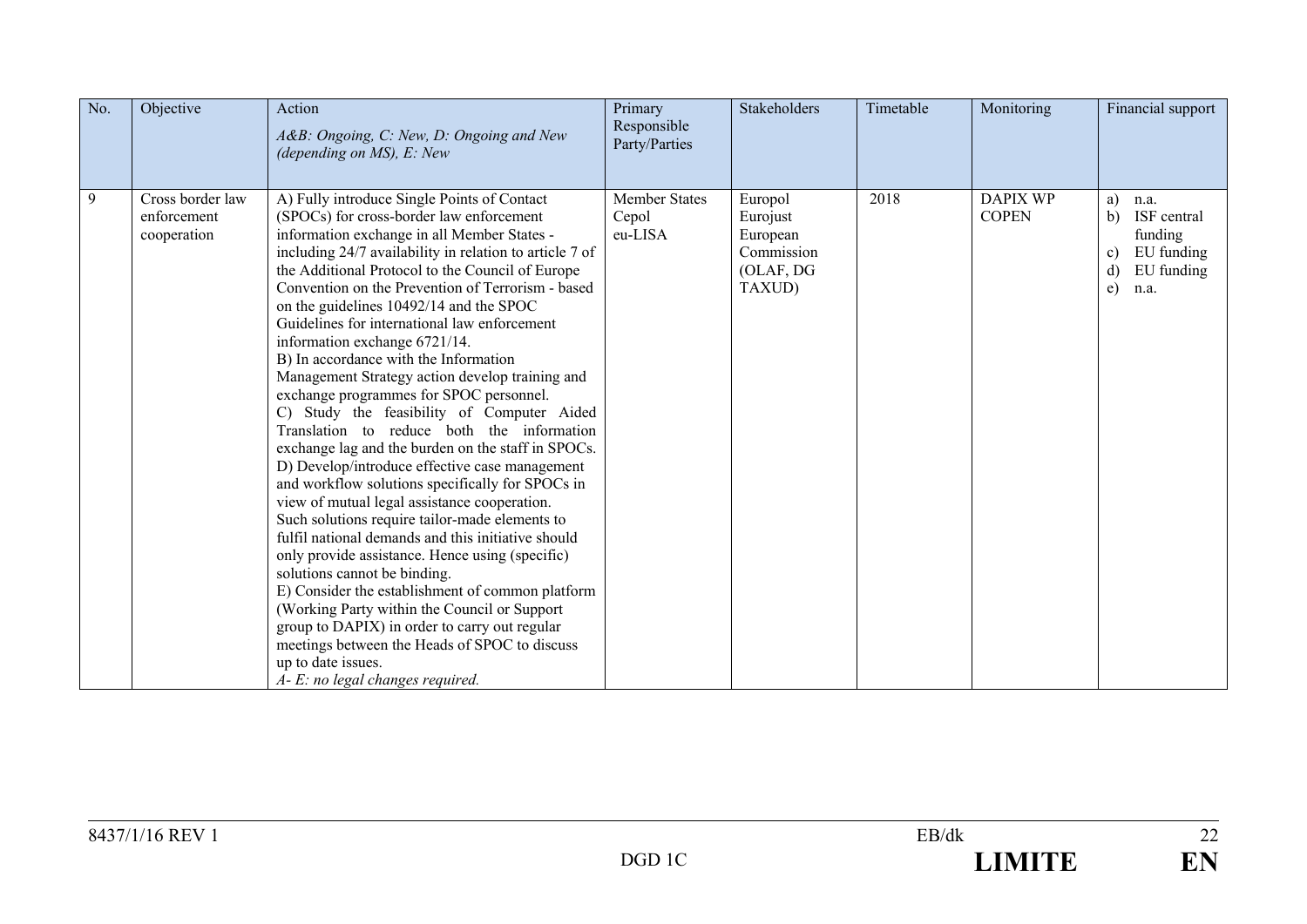| No. | Objective | Action<br>*A&B: Ongoing, C: New, D: Ongoing and New (depending on MS), E: New* | Primary Responsible Party/Parties | Stakeholders | Timetable | Monitoring | Financial support |
|---|---|---|---|---|---|---|---|
| 9 | Cross border law enforcement cooperation | A) Fully introduce Single Points of Contact (SPOCs) for cross-border law enforcement information exchange in all Member States - including 24/7 availability in relation to article 7 of the Additional Protocol to the Council of Europe Convention on the Prevention of Terrorism - based on the guidelines 10492/14 and the SPOC Guidelines for international law enforcement information exchange 6721/14.<br>B) In accordance with the Information Management Strategy action develop training and exchange programmes for SPOC personnel.<br>C) Study the feasibility of Computer Aided Translation to reduce both the information exchange lag and the burden on the staff in SPOCs.<br>D) Develop/introduce effective case management and workflow solutions specifically for SPOCs in view of mutual legal assistance cooperation. Such solutions require tailor-made elements to fulfil national demands and this initiative should only provide assistance. Hence using (specific) solutions cannot be binding.<br>E) Consider the establishment of common platform (Working Party within the Council or Support group to DAPIX) in order to carry out regular meetings between the Heads of SPOC to discuss up to date issues.<br>*A- E: no legal changes required.* | Member States<br>Cepol<br>eu-LISA | Europol<br>Eurojust<br>European Commission (OLAF, DG TAXUD) | 2018 | DAPIX WP<br>COPEN | a) n.a.<br>b) ISF central funding<br>c) EU funding<br>d) EU funding<br>e) n.a. |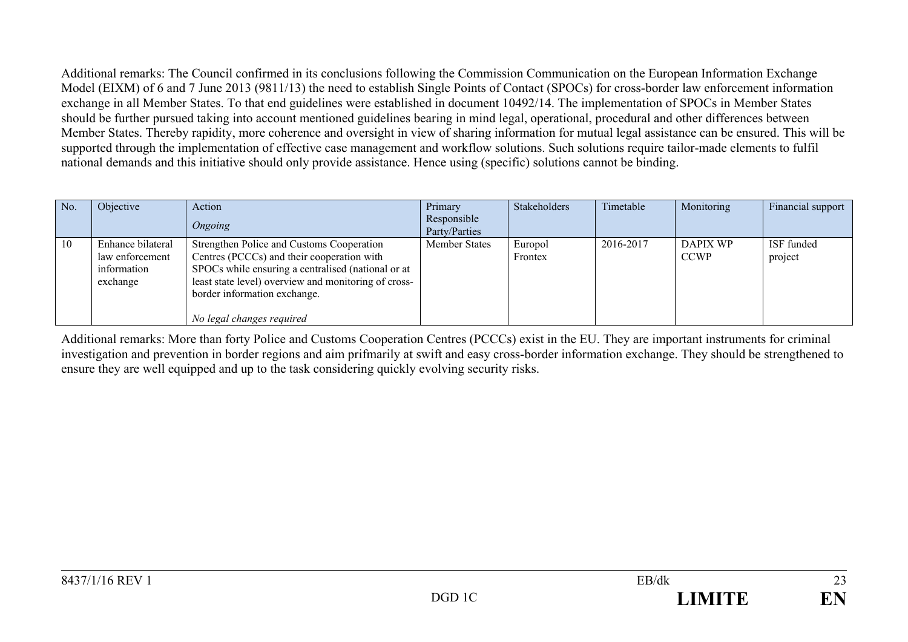Additional remarks: The Council confirmed in its conclusions following the Commission Communication on the European Information Exchange Model (EIXM) of 6 and 7 June 2013 (9811/13) the need to establish Single Points of Contact (SPOCs) for cross-border law enforcement information exchange in all Member States. To that end guidelines were established in document 10492/14. The implementation of SPOCs in Member States should be further pursued taking into account mentioned guidelines bearing in mind legal, operational, procedural and other differences between Member States. Thereby rapidity, more coherence and oversight in view of sharing information for mutual legal assistance can be ensured. This will be supported through the implementation of effective case management and workflow solutions. Such solutions require tailor-made elements to fulfil national demands and this initiative should only provide assistance. Hence using (specific) solutions cannot be binding.

| No. | Objective | Action<br>*Ongoing* | Primary Responsible Party/Parties | Stakeholders | Timetable | Monitoring | Financial support |
|---|---|---|---|---|---|---|---|
| 10 | Enhance bilateral law enforcement information exchange | Strengthen Police and Customs Cooperation Centres (PCCCs) and their cooperation with SPOCs while ensuring a centralised (national or at least state level) overview and monitoring of cross-border information exchange.<br><br>*No legal changes required* | Member States | Europol<br>Frontex | 2016-2017 | DAPIX WP<br>CCWP | ISF funded project |

Additional remarks: More than forty Police and Customs Cooperation Centres (PCCCs) exist in the EU. They are important instruments for criminal investigation and prevention in border regions and aim prifmarily at swift and easy cross-border information exchange. They should be strengthened to ensure they are well equipped and up to the task considering quickly evolving security risks.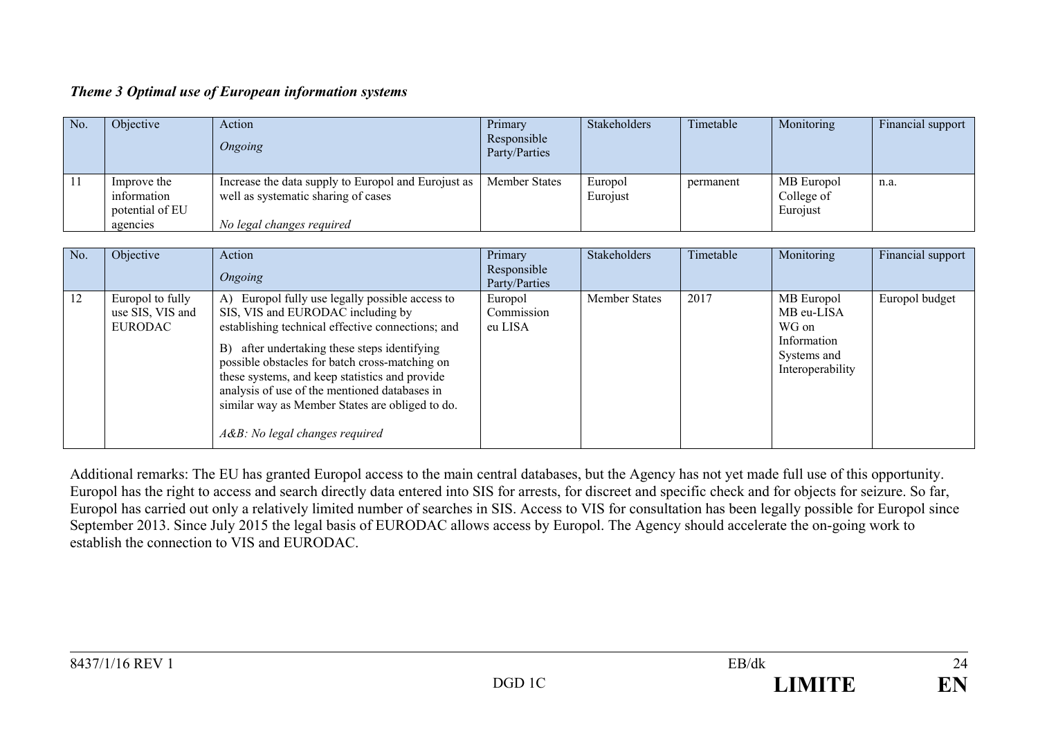***Theme 3 Optimal use of European information systems***

| No. | Objective | Action<br>*Ongoing* | Primary Responsible Party/Parties | Stakeholders | Timetable | Monitoring | Financial support |
|---|---|---|---|---|---|---|---|
| 11 | Improve the information potential of EU agencies | Increase the data supply to Europol and Eurojust as well as systematic sharing of cases<br><br>*No legal changes required* | Member States | Europol<br>Eurojust | permanent | MB Europol<br>College of Eurojust | n.a. |

| No. | Objective | Action<br>*Ongoing* | Primary Responsible Party/Parties | Stakeholders | Timetable | Monitoring | Financial support |
|---|---|---|---|---|---|---|---|
| 12 | Europol to fully use SIS, VIS and EURODAC | A) Europol fully use legally possible access to SIS, VIS and EURODAC including by establishing technical effective connections; and<br><br>B) after undertaking these steps identifying possible obstacles for batch cross-matching on these systems, and keep statistics and provide analysis of use of the mentioned databases in similar way as Member States are obliged to do.<br><br>*A&B: No legal changes required* | Europol<br>Commission<br>eu LISA | Member States | 2017 | MB Europol<br>MB eu-LISA<br>WG on Information Systems and Interoperability | Europol budget |

Additional remarks: The EU has granted Europol access to the main central databases, but the Agency has not yet made full use of this opportunity. Europol has the right to access and search directly data entered into SIS for arrests, for discreet and specific check and for objects for seizure. So far, Europol has carried out only a relatively limited number of searches in SIS. Access to VIS for consultation has been legally possible for Europol since September 2013. Since July 2015 the legal basis of EURODAC allows access by Europol. The Agency should accelerate the on-going work to establish the connection to VIS and EURODAC.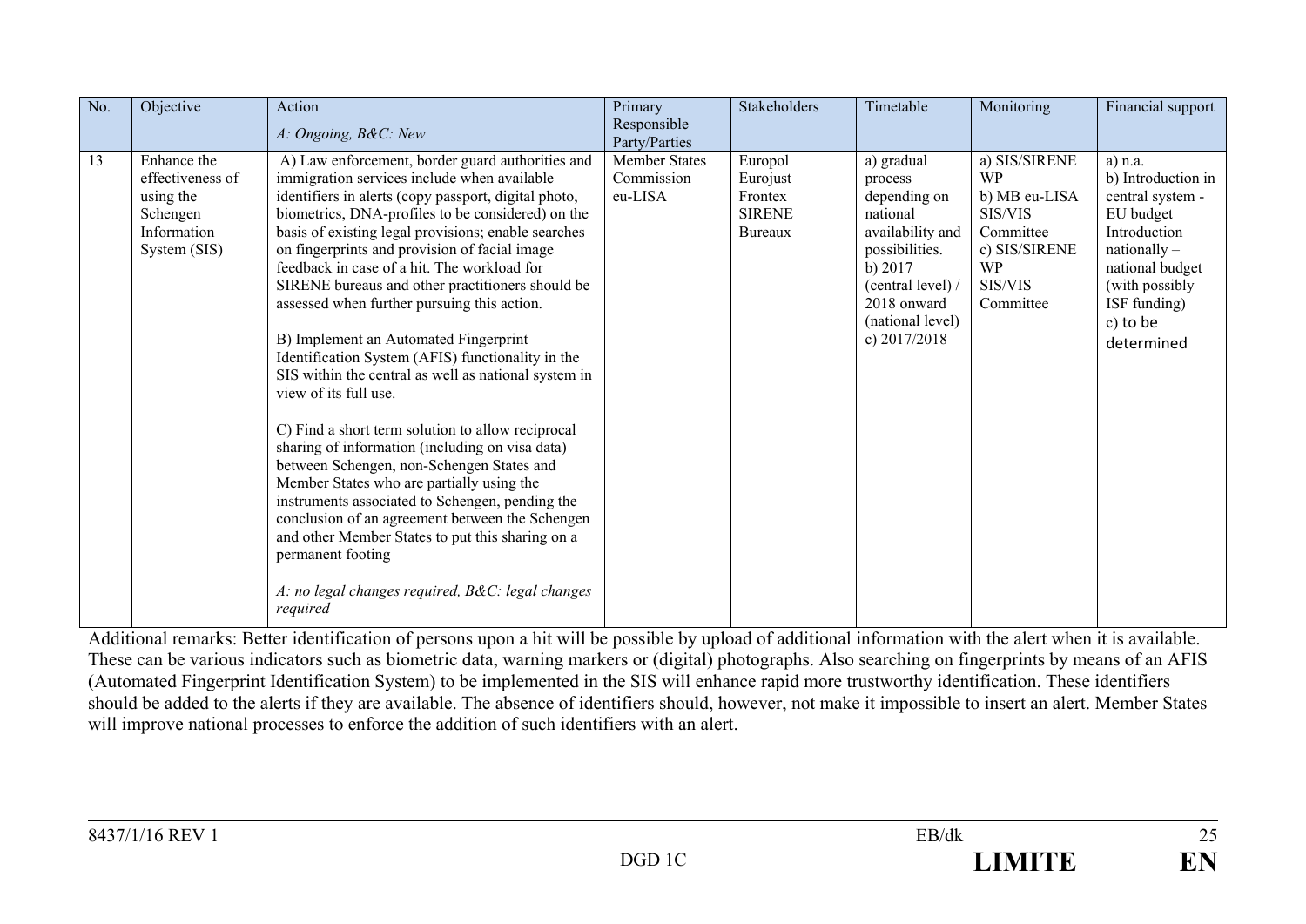| No. | Objective | Action<br>*A: Ongoing, B&C: New* | Primary Responsible Party/Parties | Stakeholders | Timetable | Monitoring | Financial support |
|---|---|---|---|---|---|---|---|
| 13 | Enhance the effectiveness of using the Schengen Information System (SIS) | A) Law enforcement, border guard authorities and immigration services include when available identifiers in alerts (copy passport, digital photo, biometrics, DNA-profiles to be considered) on the basis of existing legal provisions; enable searches on fingerprints and provision of facial image feedback in case of a hit. The workload for SIRENE bureaus and other practitioners should be assessed when further pursuing this action.<br><br>B) Implement an Automated Fingerprint Identification System (AFIS) functionality in the SIS within the central as well as national system in view of its full use.<br><br>C) Find a short term solution to allow reciprocal sharing of information (including on visa data) between Schengen, non-Schengen States and Member States who are partially using the instruments associated to Schengen, pending the conclusion of an agreement between the Schengen and other Member States to put this sharing on a permanent footing<br><br>*A: no legal changes required, B&C: legal changes required* | Member States<br>Commission<br>eu-LISA | Europol<br>Eurojust<br>Frontex<br>SIRENE Bureaux | a) gradual process depending on national availability and possibilities.<br>b) 2017 (central level) / 2018 onward (national level)<br>c) 2017/2018 | a) SIS/SIRENE WP<br>b) MB eu-LISA SIS/VIS Committee<br>c) SIS/SIRENE WP SIS/VIS Committee | a) n.a.<br>b) Introduction in central system - EU budget Introduction nationally – national budget (with possibly ISF funding)<br>c) to be determined |

Additional remarks: Better identification of persons upon a hit will be possible by upload of additional information with the alert when it is available. These can be various indicators such as biometric data, warning markers or (digital) photographs. Also searching on fingerprints by means of an AFIS (Automated Fingerprint Identification System) to be implemented in the SIS will enhance rapid more trustworthy identification. These identifiers should be added to the alerts if they are available. The absence of identifiers should, however, not make it impossible to insert an alert. Member States will improve national processes to enforce the addition of such identifiers with an alert.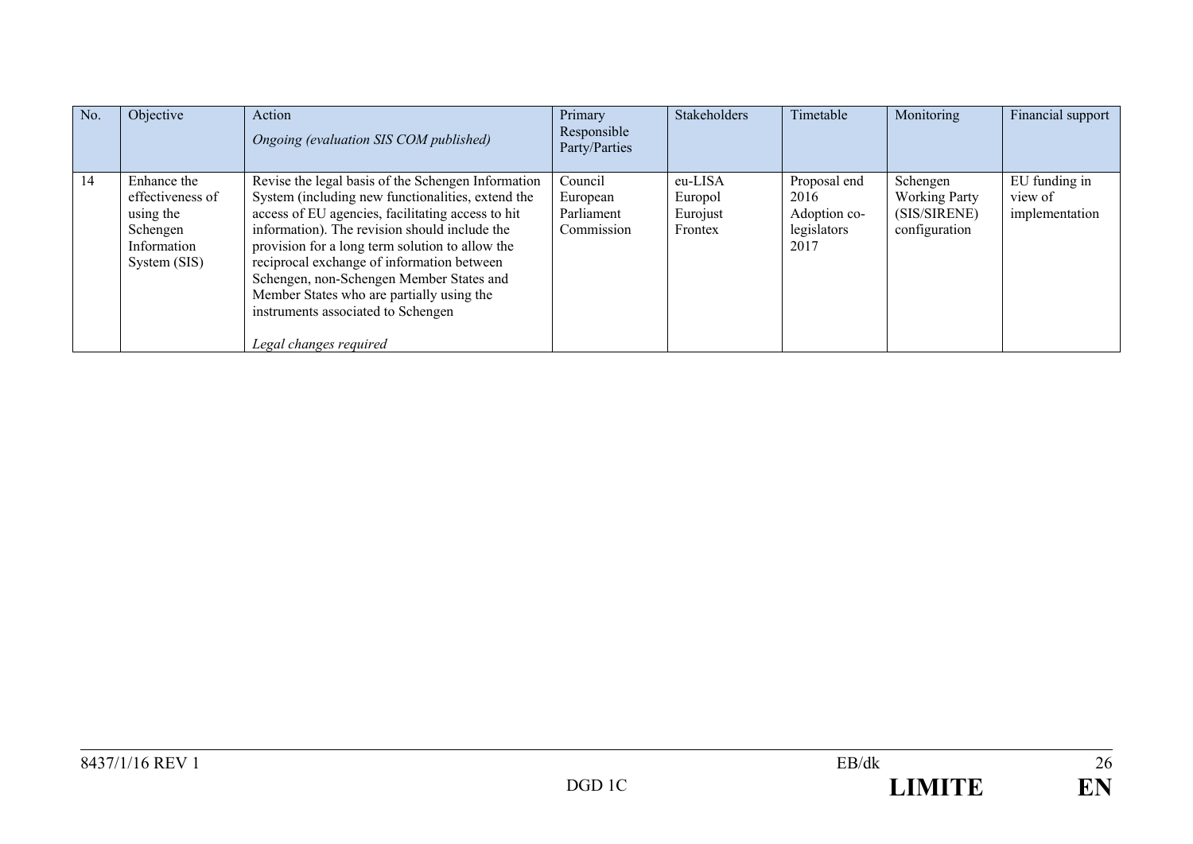| No. | Objective | Action<br>*Ongoing (evaluation SIS COM published)* | Primary Responsible Party/Parties | Stakeholders | Timetable | Monitoring | Financial support |
|---|---|---|---|---|---|---|---|
| 14 | Enhance the effectiveness of using the Schengen Information System (SIS) | Revise the legal basis of the Schengen Information System (including new functionalities, extend the access of EU agencies, facilitating access to hit information). The revision should include the provision for a long term solution to allow the reciprocal exchange of information between Schengen, non-Schengen Member States and Member States who are partially using the instruments associated to Schengen<br><br>*Legal changes required* | Council<br>European Parliament<br>Commission | eu-LISA<br>Europol<br>Eurojust<br>Frontex | Proposal end 2016<br>Adoption co-legislators 2017 | Schengen Working Party (SIS/SIRENE) configuration | EU funding in view of implementation |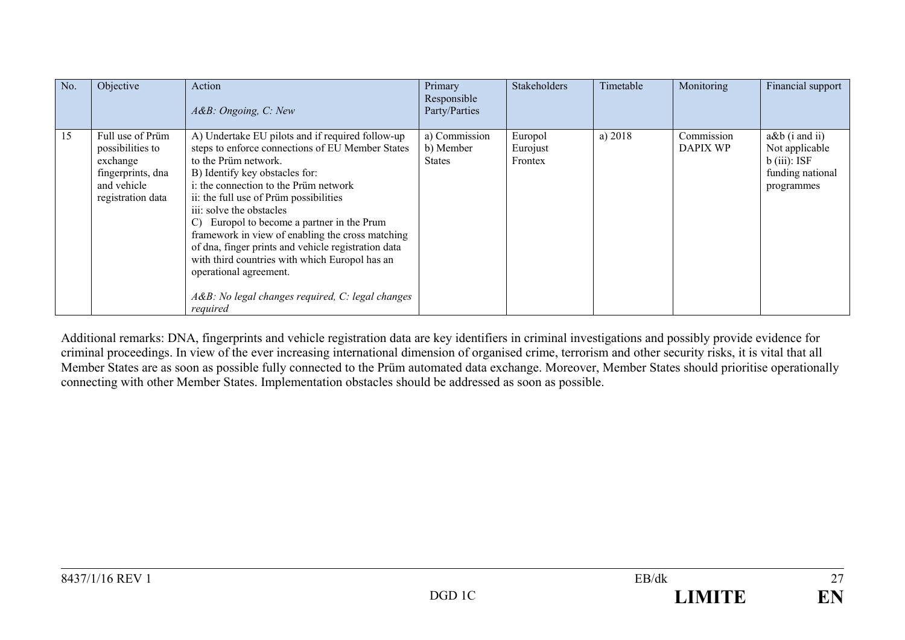| No. | Objective | Action<br><br>*A&B: Ongoing, C: New* | Primary Responsible Party/Parties | Stakeholders | Timetable | Monitoring | Financial support |
|---|---|---|---|---|---|---|---|
| 15 | Full use of Prüm possibilities to exchange fingerprints, dna and vehicle registration data | A) Undertake EU pilots and if required follow-up steps to enforce connections of EU Member States to the Prüm network.<br>B) Identify key obstacles for:<br>i: the connection to the Prüm network<br>ii: the full use of Prüm possibilities<br>iii: solve the obstacles<br>C) Europol to become a partner in the Prum framework in view of enabling the cross matching of dna, finger prints and vehicle registration data with third countries with which Europol has an operational agreement.<br><br>*A&B: No legal changes required, C: legal changes required* | a) Commission<br>b) Member States | Europol<br>Eurojust<br>Frontex | a) 2018 | Commission<br>DAPIX WP | a&b (i and ii) Not applicable<br>b (iii): ISF funding national programmes |

Additional remarks: DNA, fingerprints and vehicle registration data are key identifiers in criminal investigations and possibly provide evidence for criminal proceedings. In view of the ever increasing international dimension of organised crime, terrorism and other security risks, it is vital that all Member States are as soon as possible fully connected to the Prüm automated data exchange. Moreover, Member States should prioritise operationally connecting with other Member States. Implementation obstacles should be addressed as soon as possible.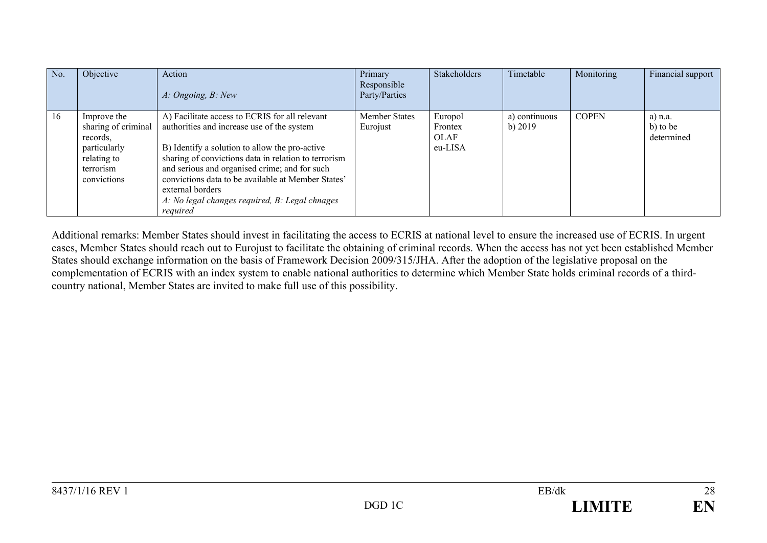| No. | Objective | Action<br><br>*A: Ongoing, B: New* | Primary Responsible Party/Parties | Stakeholders | Timetable | Monitoring | Financial support |
|---|---|---|---|---|---|---|---|
| 16 | Improve the sharing of criminal records, particularly relating to terrorism convictions | A) Facilitate access to ECRIS for all relevant authorities and increase use of the system<br><br>B) Identify a solution to allow the pro-active sharing of convictions data in relation to terrorism and serious and organised crime; and for such convictions data to be available at Member States' external borders<br>*A: No legal changes required, B: Legal chnages required* | Member States<br>Eurojust | Europol<br>Frontex<br>OLAF<br>eu-LISA | a) continuous<br>b) 2019 | COPEN | a) n.a.<br>b) to be determined |

Additional remarks: Member States should invest in facilitating the access to ECRIS at national level to ensure the increased use of ECRIS. In urgent cases, Member States should reach out to Eurojust to facilitate the obtaining of criminal records. When the access has not yet been established Member States should exchange information on the basis of Framework Decision 2009/315/JHA. After the adoption of the legislative proposal on the complementation of ECRIS with an index system to enable national authorities to determine which Member State holds criminal records of a third-country national, Member States are invited to make full use of this possibility.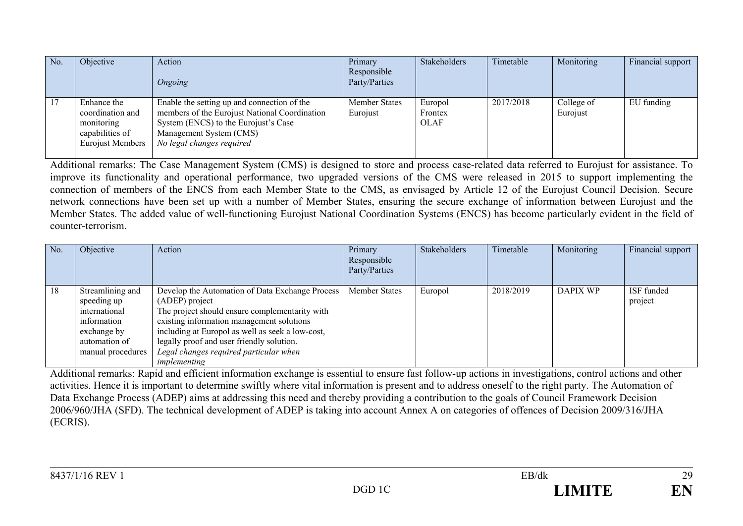| No. | Objective | Action<br><br>*Ongoing* | Primary Responsible Party/Parties | Stakeholders | Timetable | Monitoring | Financial support |
|---|---|---|---|---|---|---|---|
| 17 | Enhance the coordination and monitoring capabilities of Eurojust Members | Enable the setting up and connection of the members of the Eurojust National Coordination System (ENCS) to the Eurojust's Case Management System (CMS)<br>*No legal changes required* | Member States<br>Eurojust | Europol<br>Frontex<br>OLAF | 2017/2018 | College of Eurojust | EU funding |

Additional remarks: The Case Management System (CMS) is designed to store and process case-related data referred to Eurojust for assistance. To improve its functionality and operational performance, two upgraded versions of the CMS were released in 2015 to support implementing the connection of members of the ENCS from each Member State to the CMS, as envisaged by Article 12 of the Eurojust Council Decision. Secure network connections have been set up with a number of Member States, ensuring the secure exchange of information between Eurojust and the Member States. The added value of well-functioning Eurojust National Coordination Systems (ENCS) has become particularly evident in the field of counter-terrorism.

| No. | Objective | Action | Primary Responsible Party/Parties | Stakeholders | Timetable | Monitoring | Financial support |
|---|---|---|---|---|---|---|---|
| 18 | Streamlining and speeding up international information exchange by automation of manual procedures | Develop the Automation of Data Exchange Process (ADEP) project<br>The project should ensure complementarity with existing information management solutions including at Europol as well as seek a low-cost, legally proof and user friendly solution.<br>*Legal changes required particular when implementing* | Member States | Europol | 2018/2019 | DAPIX WP | ISF funded project |

Additional remarks: Rapid and efficient information exchange is essential to ensure fast follow-up actions in investigations, control actions and other activities. Hence it is important to determine swiftly where vital information is present and to address oneself to the right party. The Automation of Data Exchange Process (ADEP) aims at addressing this need and thereby providing a contribution to the goals of Council Framework Decision 2006/960/JHA (SFD). The technical development of ADEP is taking into account Annex A on categories of offences of Decision 2009/316/JHA (ECRIS).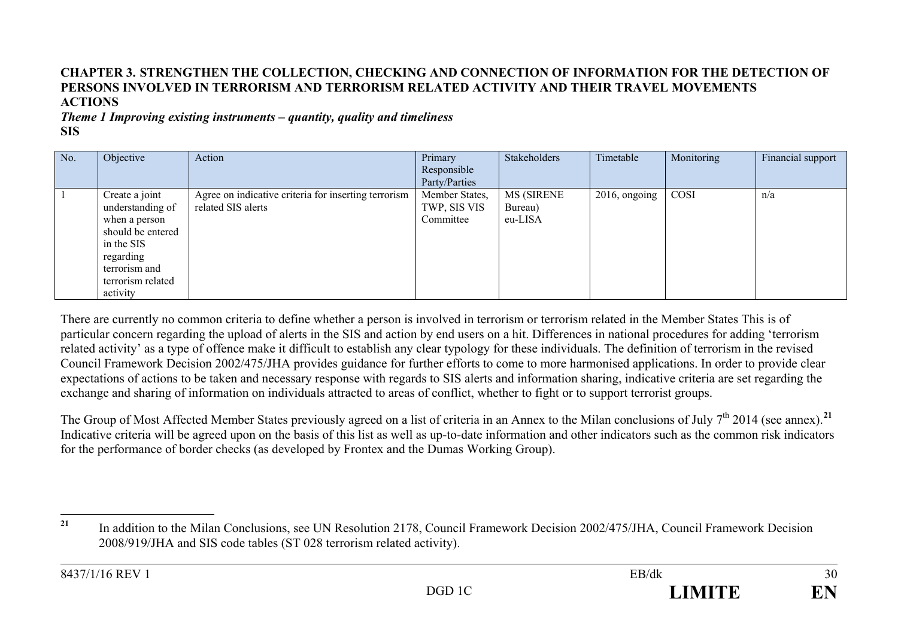**CHAPTER 3. STRENGTHEN THE COLLECTION, CHECKING AND CONNECTION OF INFORMATION FOR THE DETECTION OF PERSONS INVOLVED IN TERRORISM AND TERRORISM RELATED ACTIVITY AND THEIR TRAVEL MOVEMENTS**

**ACTIONS**

***Theme 1 Improving existing instruments – quantity, quality and timeliness***

**SIS**

| No. | Objective | Action | Primary Responsible Party/Parties | Stakeholders | Timetable | Monitoring | Financial support |
|---|---|---|---|---|---|---|---|
| 1 | Create a joint understanding of when a person should be entered in the SIS regarding terrorism and terrorism related activity | Agree on indicative criteria for inserting terrorism related SIS alerts | Member States, TWP, SIS VIS Committee | MS (SIRENE Bureau) eu-LISA | 2016, ongoing | COSI | n/a |

There are currently no common criteria to define whether a person is involved in terrorism or terrorism related in the Member States This is of particular concern regarding the upload of alerts in the SIS and action by end users on a hit. Differences in national procedures for adding 'terrorism related activity' as a type of offence make it difficult to establish any clear typology for these individuals. The definition of terrorism in the revised Council Framework Decision 2002/475/JHA provides guidance for further efforts to come to more harmonised applications. In order to provide clear expectations of actions to be taken and necessary response with regards to SIS alerts and information sharing, indicative criteria are set regarding the exchange and sharing of information on individuals attracted to areas of conflict, whether to fight or to support terrorist groups.

The Group of Most Affected Member States previously agreed on a list of criteria in an Annex to the Milan conclusions of July 7th 2014 (see annex).[21] Indicative criteria will be agreed upon on the basis of this list as well as up-to-date information and other indicators such as the common risk indicators for the performance of border checks (as developed by Frontex and the Dumas Working Group).

[21] In addition to the Milan Conclusions, see UN Resolution 2178, Council Framework Decision 2002/475/JHA, Council Framework Decision 2008/919/JHA and SIS code tables (ST 028 terrorism related activity).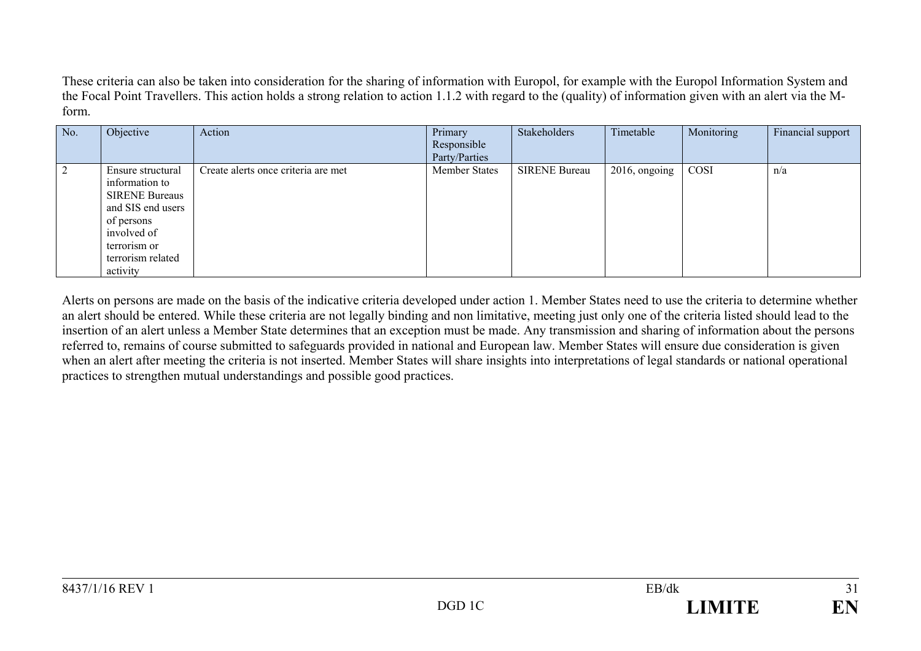These criteria can also be taken into consideration for the sharing of information with Europol, for example with the Europol Information System and the Focal Point Travellers. This action holds a strong relation to action 1.1.2 with regard to the (quality) of information given with an alert via the M-form.

| No. | Objective | Action | Primary Responsible Party/Parties | Stakeholders | Timetable | Monitoring | Financial support |
|---|---|---|---|---|---|---|---|
| 2 | Ensure structural information to SIRENE Bureaus and SIS end users of persons involved of terrorism or terrorism related activity | Create alerts once criteria are met | Member States | SIRENE Bureau | 2016, ongoing | COSI | n/a |

Alerts on persons are made on the basis of the indicative criteria developed under action 1. Member States need to use the criteria to determine whether an alert should be entered. While these criteria are not legally binding and non limitative, meeting just only one of the criteria listed should lead to the insertion of an alert unless a Member State determines that an exception must be made. Any transmission and sharing of information about the persons referred to, remains of course submitted to safeguards provided in national and European law. Member States will ensure due consideration is given when an alert after meeting the criteria is not inserted. Member States will share insights into interpretations of legal standards or national operational practices to strengthen mutual understandings and possible good practices.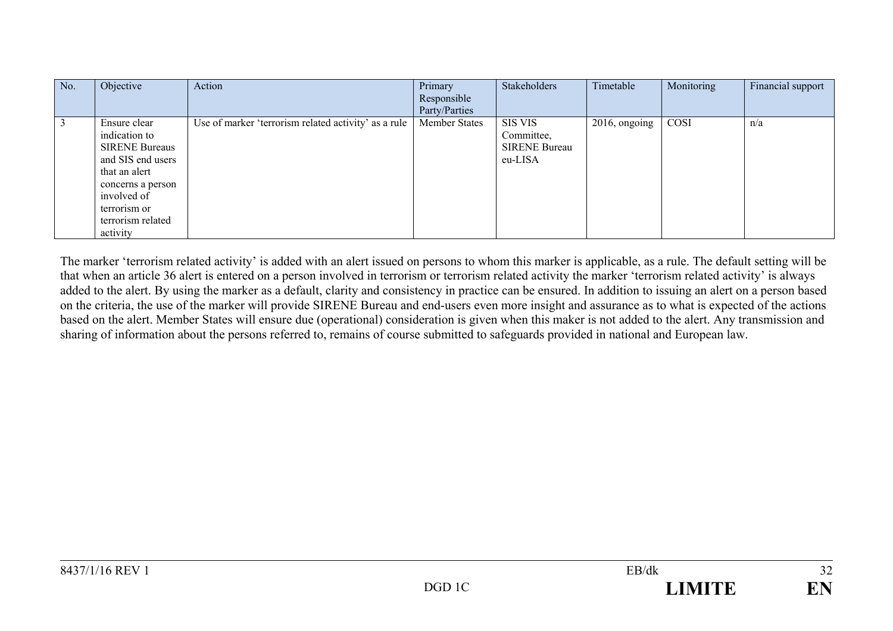| No. | Objective | Action | Primary Responsible Party/Parties | Stakeholders | Timetable | Monitoring | Financial support |
|---|---|---|---|---|---|---|---|
| 3 | Ensure clear indication to SIRENE Bureaus and SIS end users that an alert concerns a person involved of terrorism or terrorism related activity | Use of marker 'terrorism related activity' as a rule | Member States | SIS VIS Committee, SIRENE Bureau eu-LISA | 2016, ongoing | COSI | n/a |

The marker 'terrorism related activity' is added with an alert issued on persons to whom this marker is applicable, as a rule. The default setting will be that when an article 36 alert is entered on a person involved in terrorism or terrorism related activity the marker 'terrorism related activity' is always added to the alert. By using the marker as a default, clarity and consistency in practice can be ensured. In addition to issuing an alert on a person based on the criteria, the use of the marker will provide SIRENE Bureau and end-users even more insight and assurance as to what is expected of the actions based on the alert. Member States will ensure due (operational) consideration is given when this maker is not added to the alert. Any transmission and sharing of information about the persons referred to, remains of course submitted to safeguards provided in national and European law.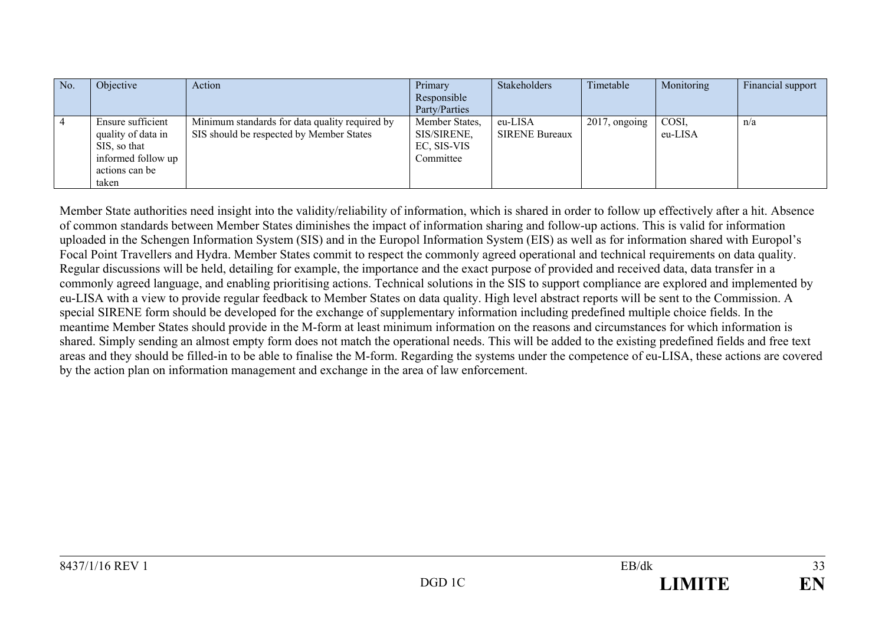| No. | Objective | Action | Primary Responsible Party/Parties | Stakeholders | Timetable | Monitoring | Financial support |
|---|---|---|---|---|---|---|---|
| 4 | Ensure sufficient quality of data in SIS, so that informed follow up actions can be taken | Minimum standards for data quality required by SIS should be respected by Member States | Member States, SIS/SIRENE, EC, SIS-VIS Committee | eu-LISA SIRENE Bureaux | 2017, ongoing | COSI, eu-LISA | n/a |

Member State authorities need insight into the validity/reliability of information, which is shared in order to follow up effectively after a hit. Absence of common standards between Member States diminishes the impact of information sharing and follow-up actions. This is valid for information uploaded in the Schengen Information System (SIS) and in the Europol Information System (EIS) as well as for information shared with Europol's Focal Point Travellers and Hydra. Member States commit to respect the commonly agreed operational and technical requirements on data quality. Regular discussions will be held, detailing for example, the importance and the exact purpose of provided and received data, data transfer in a commonly agreed language, and enabling prioritising actions. Technical solutions in the SIS to support compliance are explored and implemented by eu-LISA with a view to provide regular feedback to Member States on data quality. High level abstract reports will be sent to the Commission. A special SIRENE form should be developed for the exchange of supplementary information including predefined multiple choice fields. In the meantime Member States should provide in the M-form at least minimum information on the reasons and circumstances for which information is shared. Simply sending an almost empty form does not match the operational needs. This will be added to the existing predefined fields and free text areas and they should be filled-in to be able to finalise the M-form. Regarding the systems under the competence of eu-LISA, these actions are covered by the action plan on information management and exchange in the area of law enforcement.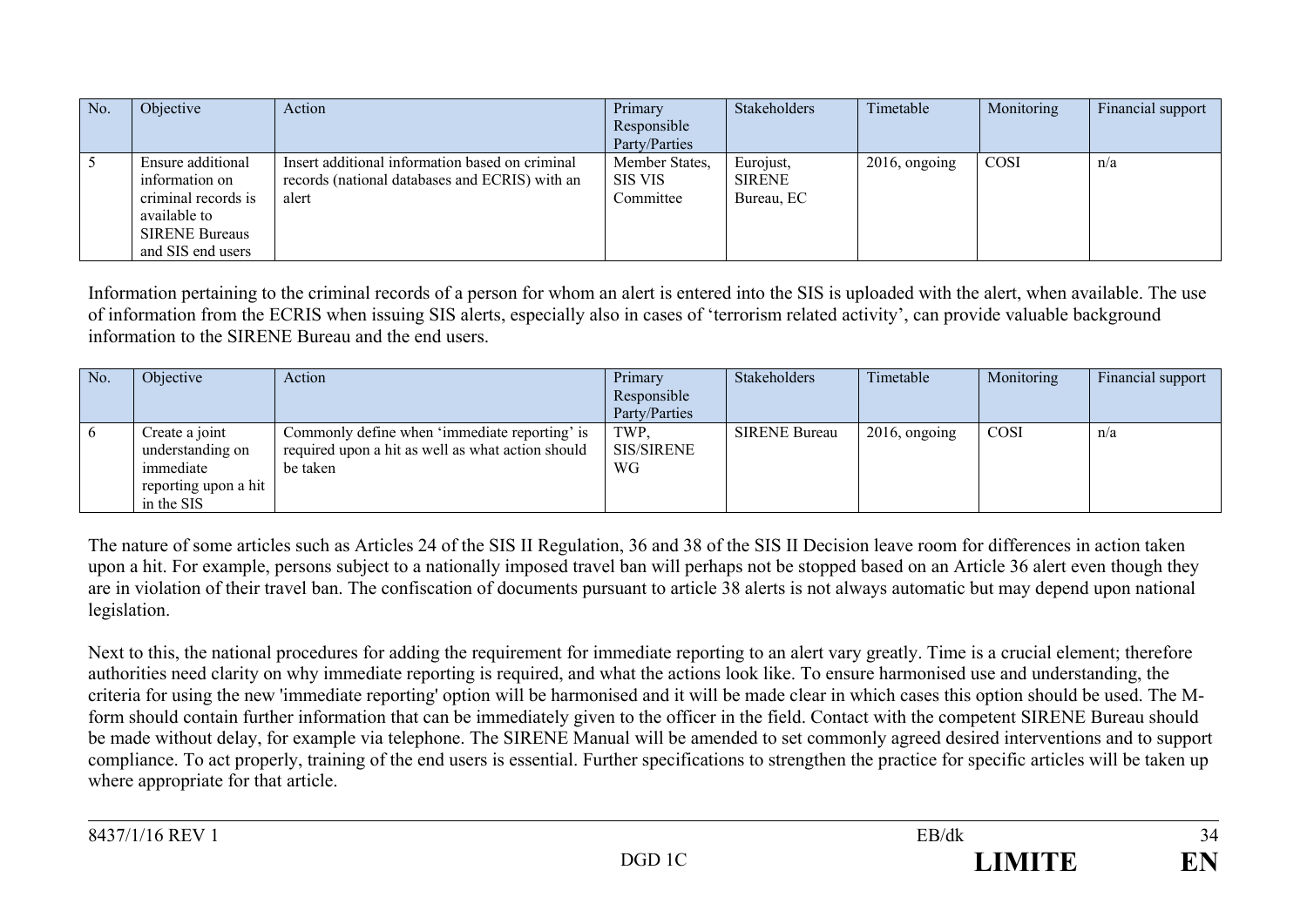| No. | Objective | Action | Primary Responsible Party/Parties | Stakeholders | Timetable | Monitoring | Financial support |
|---|---|---|---|---|---|---|---|
| 5 | Ensure additional information on criminal records is available to SIRENE Bureaus and SIS end users | Insert additional information based on criminal records (national databases and ECRIS) with an alert | Member States, SIS VIS Committee | Eurojust, SIRENE Bureau, EC | 2016, ongoing | COSI | n/a |

Information pertaining to the criminal records of a person for whom an alert is entered into the SIS is uploaded with the alert, when available. The use of information from the ECRIS when issuing SIS alerts, especially also in cases of 'terrorism related activity', can provide valuable background information to the SIRENE Bureau and the end users.

| No. | Objective | Action | Primary Responsible Party/Parties | Stakeholders | Timetable | Monitoring | Financial support |
|---|---|---|---|---|---|---|---|
| 6 | Create a joint understanding on immediate reporting upon a hit in the SIS | Commonly define when 'immediate reporting' is required upon a hit as well as what action should be taken | TWP, SIS/SIRENE WG | SIRENE Bureau | 2016, ongoing | COSI | n/a |

The nature of some articles such as Articles 24 of the SIS II Regulation, 36 and 38 of the SIS II Decision leave room for differences in action taken upon a hit. For example, persons subject to a nationally imposed travel ban will perhaps not be stopped based on an Article 36 alert even though they are in violation of their travel ban. The confiscation of documents pursuant to article 38 alerts is not always automatic but may depend upon national legislation.

Next to this, the national procedures for adding the requirement for immediate reporting to an alert vary greatly. Time is a crucial element; therefore authorities need clarity on why immediate reporting is required, and what the actions look like. To ensure harmonised use and understanding, the criteria for using the new 'immediate reporting' option will be harmonised and it will be made clear in which cases this option should be used. The M-form should contain further information that can be immediately given to the officer in the field. Contact with the competent SIRENE Bureau should be made without delay, for example via telephone. The SIRENE Manual will be amended to set commonly agreed desired interventions and to support compliance. To act properly, training of the end users is essential. Further specifications to strengthen the practice for specific articles will be taken up where appropriate for that article.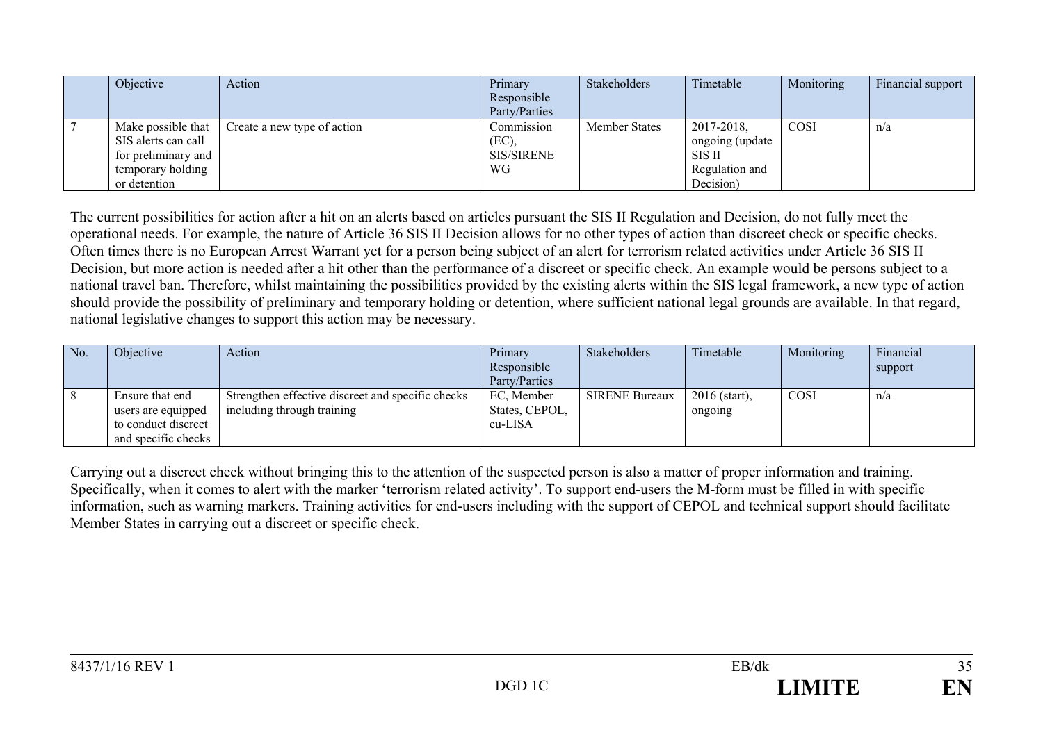| | Objective | Action | Primary Responsible Party/Parties | Stakeholders | Timetable | Monitoring | Financial support |
|---|---|---|---|---|---|---|---|
| 7 | Make possible that SIS alerts can call for preliminary and temporary holding or detention | Create a new type of action | Commission (EC), SIS/SIRENE WG | Member States | 2017-2018, ongoing (update SIS II Regulation and Decision) | COSI | n/a |

The current possibilities for action after a hit on an alerts based on articles pursuant the SIS II Regulation and Decision, do not fully meet the operational needs. For example, the nature of Article 36 SIS II Decision allows for no other types of action than discreet check or specific checks. Often times there is no European Arrest Warrant yet for a person being subject of an alert for terrorism related activities under Article 36 SIS II Decision, but more action is needed after a hit other than the performance of a discreet or specific check. An example would be persons subject to a national travel ban. Therefore, whilst maintaining the possibilities provided by the existing alerts within the SIS legal framework, a new type of action should provide the possibility of preliminary and temporary holding or detention, where sufficient national legal grounds are available. In that regard, national legislative changes to support this action may be necessary.

| No. | Objective | Action | Primary Responsible Party/Parties | Stakeholders | Timetable | Monitoring | Financial support |
|---|---|---|---|---|---|---|---|
| 8 | Ensure that end users are equipped to conduct discreet and specific checks | Strengthen effective discreet and specific checks including through training | EC, Member States, CEPOL, eu-LISA | SIRENE Bureaux | 2016 (start), ongoing | COSI | n/a |

Carrying out a discreet check without bringing this to the attention of the suspected person is also a matter of proper information and training. Specifically, when it comes to alert with the marker 'terrorism related activity'. To support end-users the M-form must be filled in with specific information, such as warning markers. Training activities for end-users including with the support of CEPOL and technical support should facilitate Member States in carrying out a discreet or specific check.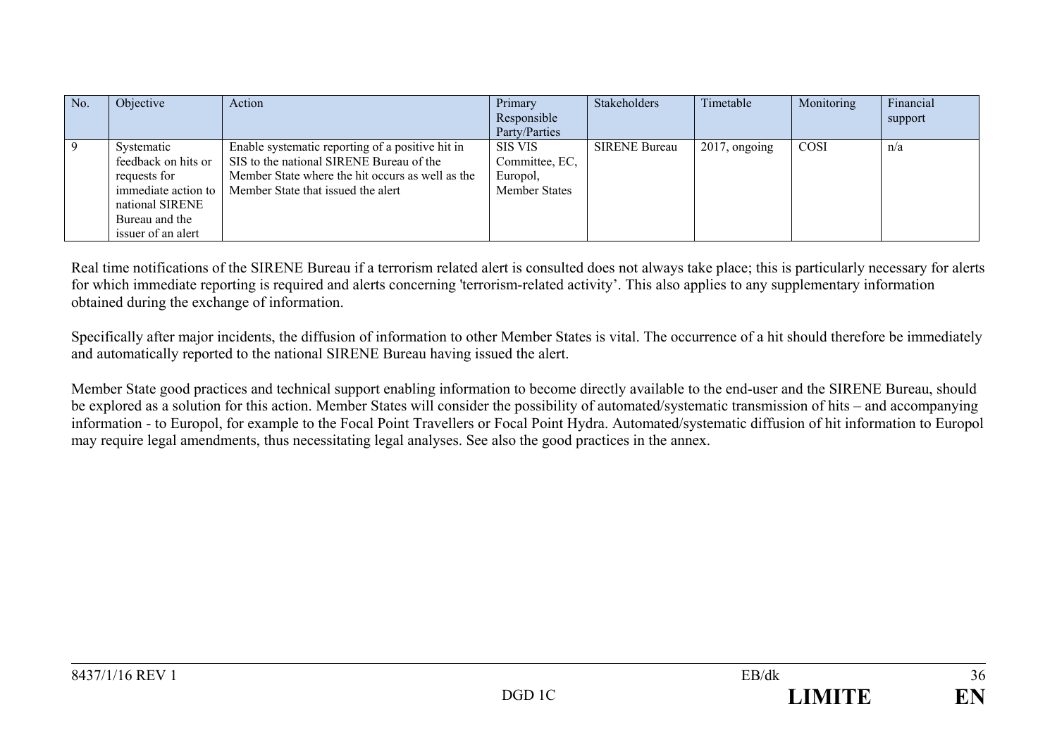| No. | Objective | Action | Primary Responsible Party/Parties | Stakeholders | Timetable | Monitoring | Financial support |
|---|---|---|---|---|---|---|---|
| 9 | Systematic feedback on hits or requests for immediate action to national SIRENE Bureau and the issuer of an alert | Enable systematic reporting of a positive hit in SIS to the national SIRENE Bureau of the Member State where the hit occurs as well as the Member State that issued the alert | SIS VIS Committee, EC, Europol, Member States | SIRENE Bureau | 2017, ongoing | COSI | n/a |

Real time notifications of the SIRENE Bureau if a terrorism related alert is consulted does not always take place; this is particularly necessary for alerts for which immediate reporting is required and alerts concerning 'terrorism-related activity'. This also applies to any supplementary information obtained during the exchange of information.

Specifically after major incidents, the diffusion of information to other Member States is vital. The occurrence of a hit should therefore be immediately and automatically reported to the national SIRENE Bureau having issued the alert.

Member State good practices and technical support enabling information to become directly available to the end-user and the SIRENE Bureau, should be explored as a solution for this action. Member States will consider the possibility of automated/systematic transmission of hits – and accompanying information - to Europol, for example to the Focal Point Travellers or Focal Point Hydra. Automated/systematic diffusion of hit information to Europol may require legal amendments, thus necessitating legal analyses. See also the good practices in the annex.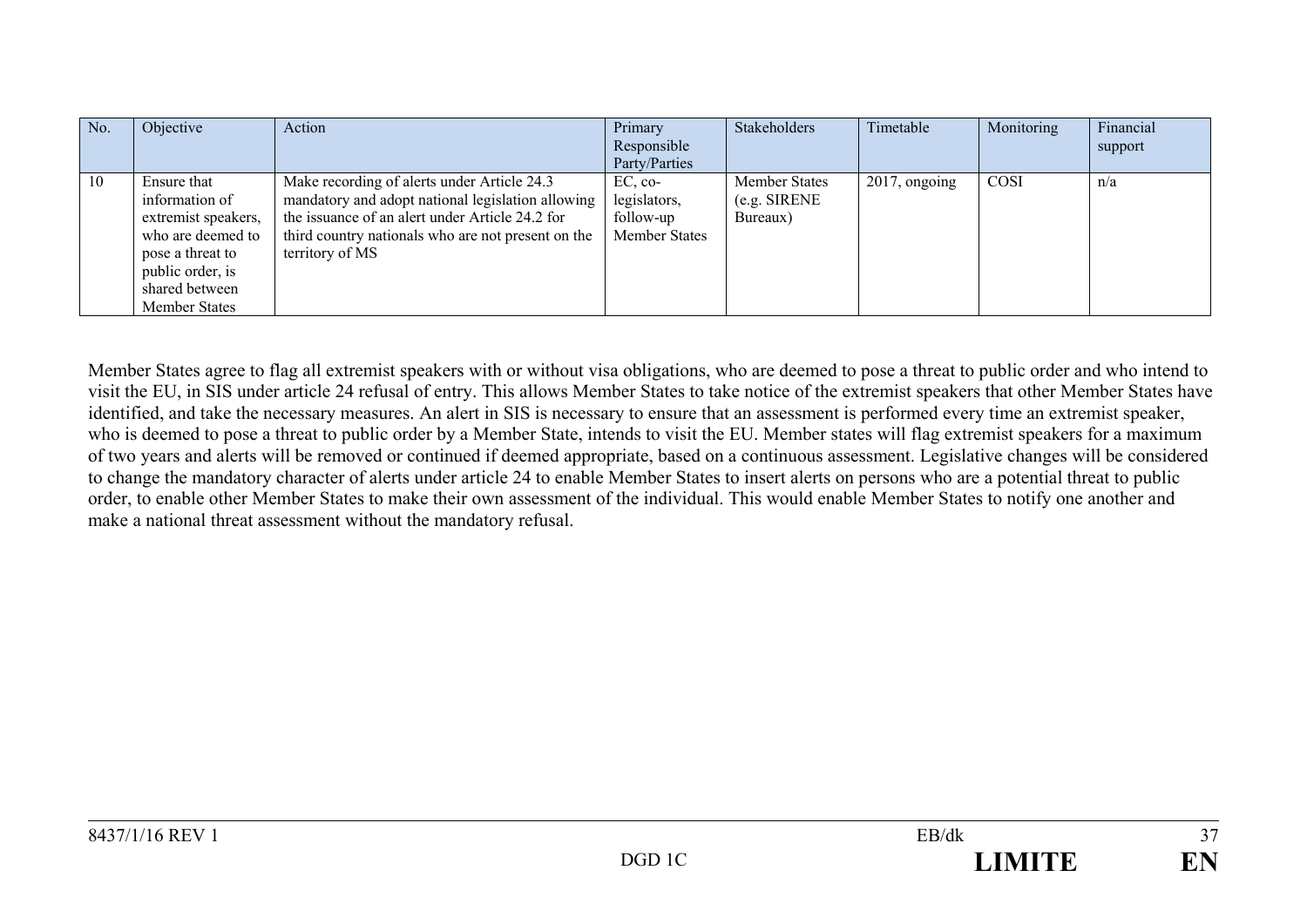| No. | Objective | Action | Primary Responsible Party/Parties | Stakeholders | Timetable | Monitoring | Financial support |
|---|---|---|---|---|---|---|---|
| 10 | Ensure that information of extremist speakers, who are deemed to pose a threat to public order, is shared between Member States | Make recording of alerts under Article 24.3 mandatory and adopt national legislation allowing the issuance of an alert under Article 24.2 for third country nationals who are not present on the territory of MS | EC, co-legislators, follow-up Member States | Member States (e.g. SIRENE Bureaux) | 2017, ongoing | COSI | n/a |

Member States agree to flag all extremist speakers with or without visa obligations, who are deemed to pose a threat to public order and who intend to visit the EU, in SIS under article 24 refusal of entry. This allows Member States to take notice of the extremist speakers that other Member States have identified, and take the necessary measures. An alert in SIS is necessary to ensure that an assessment is performed every time an extremist speaker, who is deemed to pose a threat to public order by a Member State, intends to visit the EU. Member states will flag extremist speakers for a maximum of two years and alerts will be removed or continued if deemed appropriate, based on a continuous assessment. Legislative changes will be considered to change the mandatory character of alerts under article 24 to enable Member States to insert alerts on persons who are a potential threat to public order, to enable other Member States to make their own assessment of the individual. This would enable Member States to notify one another and make a national threat assessment without the mandatory refusal.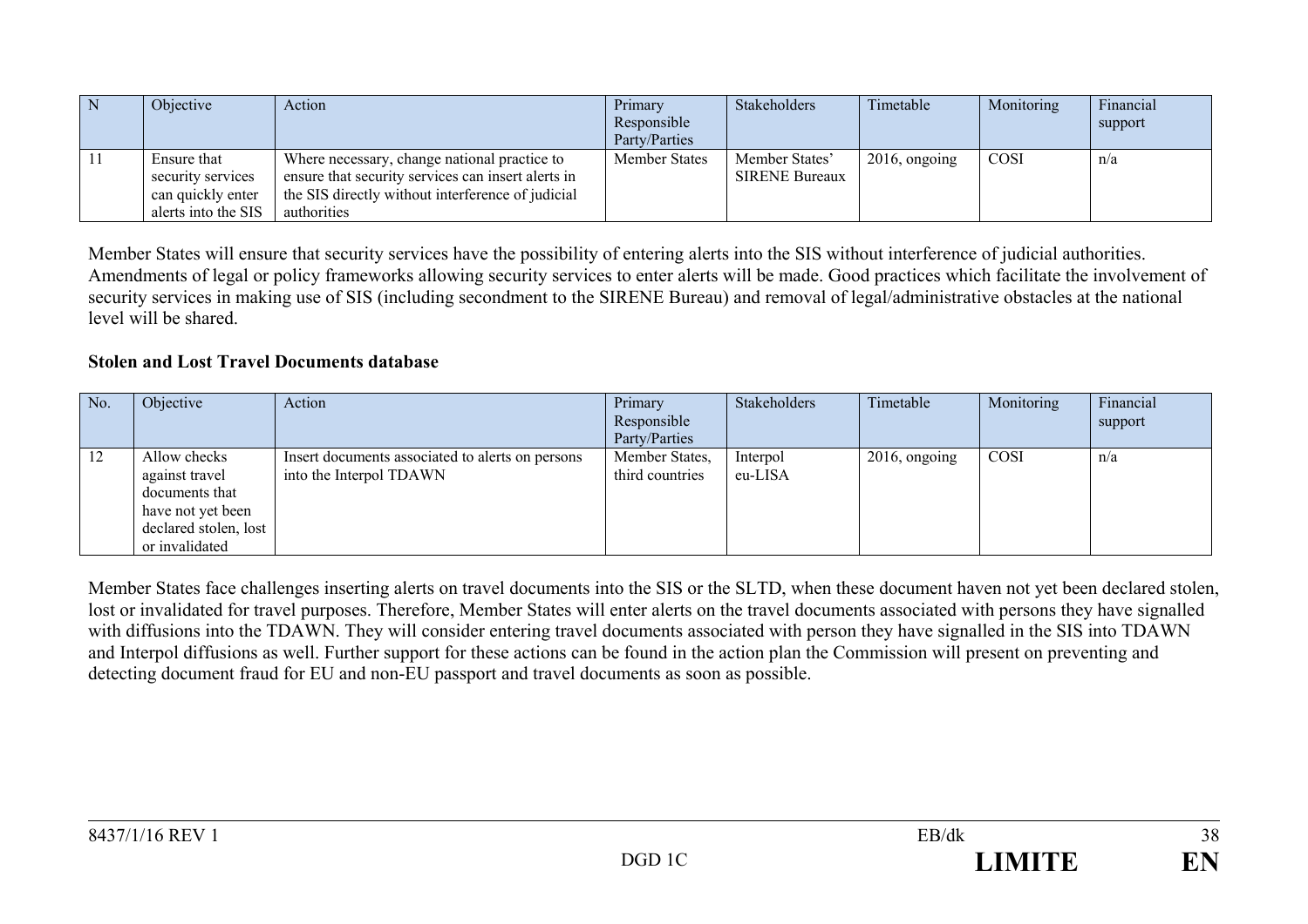| N | Objective | Action | Primary Responsible Party/Parties | Stakeholders | Timetable | Monitoring | Financial support |
|---|---|---|---|---|---|---|---|
| 11 | Ensure that security services can quickly enter alerts into the SIS | Where necessary, change national practice to ensure that security services can insert alerts in the SIS directly without interference of judicial authorities | Member States | Member States' SIRENE Bureaux | 2016, ongoing | COSI | n/a |

Member States will ensure that security services have the possibility of entering alerts into the SIS without interference of judicial authorities. Amendments of legal or policy frameworks allowing security services to enter alerts will be made. Good practices which facilitate the involvement of security services in making use of SIS (including secondment to the SIRENE Bureau) and removal of legal/administrative obstacles at the national level will be shared.

**Stolen and Lost Travel Documents database**

| No. | Objective | Action | Primary Responsible Party/Parties | Stakeholders | Timetable | Monitoring | Financial support |
|---|---|---|---|---|---|---|---|
| 12 | Allow checks against travel documents that have not yet been declared stolen, lost or invalidated | Insert documents associated to alerts on persons into the Interpol TDAWN | Member States, third countries | Interpol eu-LISA | 2016, ongoing | COSI | n/a |

Member States face challenges inserting alerts on travel documents into the SIS or the SLTD, when these document haven not yet been declared stolen, lost or invalidated for travel purposes. Therefore, Member States will enter alerts on the travel documents associated with persons they have signalled with diffusions into the TDAWN. They will consider entering travel documents associated with person they have signalled in the SIS into TDAWN and Interpol diffusions as well. Further support for these actions can be found in the action plan the Commission will present on preventing and detecting document fraud for EU and non-EU passport and travel documents as soon as possible.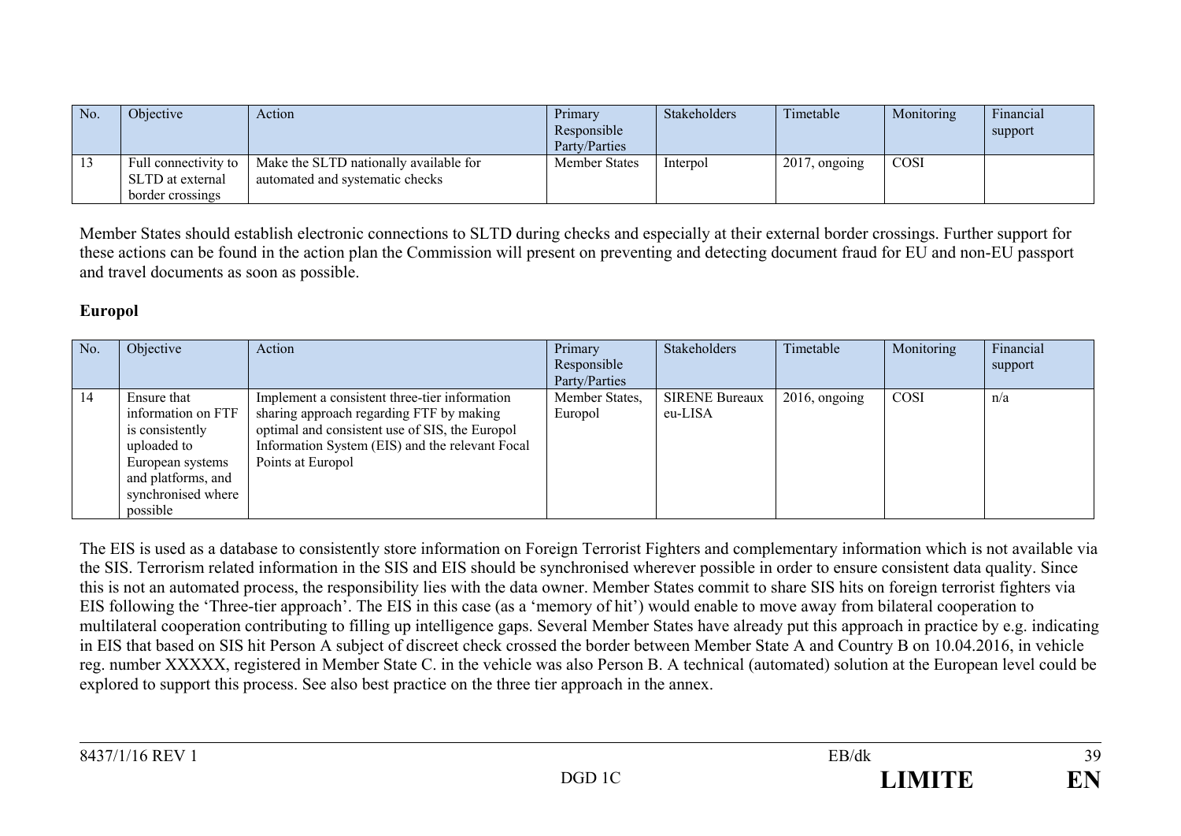| No. | Objective | Action | Primary Responsible Party/Parties | Stakeholders | Timetable | Monitoring | Financial support |
|---|---|---|---|---|---|---|---|
| 13 | Full connectivity to SLTD at external border crossings | Make the SLTD nationally available for automated and systematic checks | Member States | Interpol | 2017, ongoing | COSI | |

Member States should establish electronic connections to SLTD during checks and especially at their external border crossings. Further support for these actions can be found in the action plan the Commission will present on preventing and detecting document fraud for EU and non-EU passport and travel documents as soon as possible.

**Europol**

| No. | Objective | Action | Primary Responsible Party/Parties | Stakeholders | Timetable | Monitoring | Financial support |
|---|---|---|---|---|---|---|---|
| 14 | Ensure that information on FTF is consistently uploaded to European systems and platforms, and synchronised where possible | Implement a consistent three-tier information sharing approach regarding FTF by making optimal and consistent use of SIS, the Europol Information System (EIS) and the relevant Focal Points at Europol | Member States, Europol | SIRENE Bureaux eu-LISA | 2016, ongoing | COSI | n/a |

The EIS is used as a database to consistently store information on Foreign Terrorist Fighters and complementary information which is not available via the SIS. Terrorism related information in the SIS and EIS should be synchronised wherever possible in order to ensure consistent data quality. Since this is not an automated process, the responsibility lies with the data owner. Member States commit to share SIS hits on foreign terrorist fighters via EIS following the 'Three-tier approach'. The EIS in this case (as a 'memory of hit') would enable to move away from bilateral cooperation to multilateral cooperation contributing to filling up intelligence gaps. Several Member States have already put this approach in practice by e.g. indicating in EIS that based on SIS hit Person A subject of discreet check crossed the border between Member State A and Country B on 10.04.2016, in vehicle reg. number XXXXX, registered in Member State C. in the vehicle was also Person B. A technical (automated) solution at the European level could be explored to support this process. See also best practice on the three tier approach in the annex.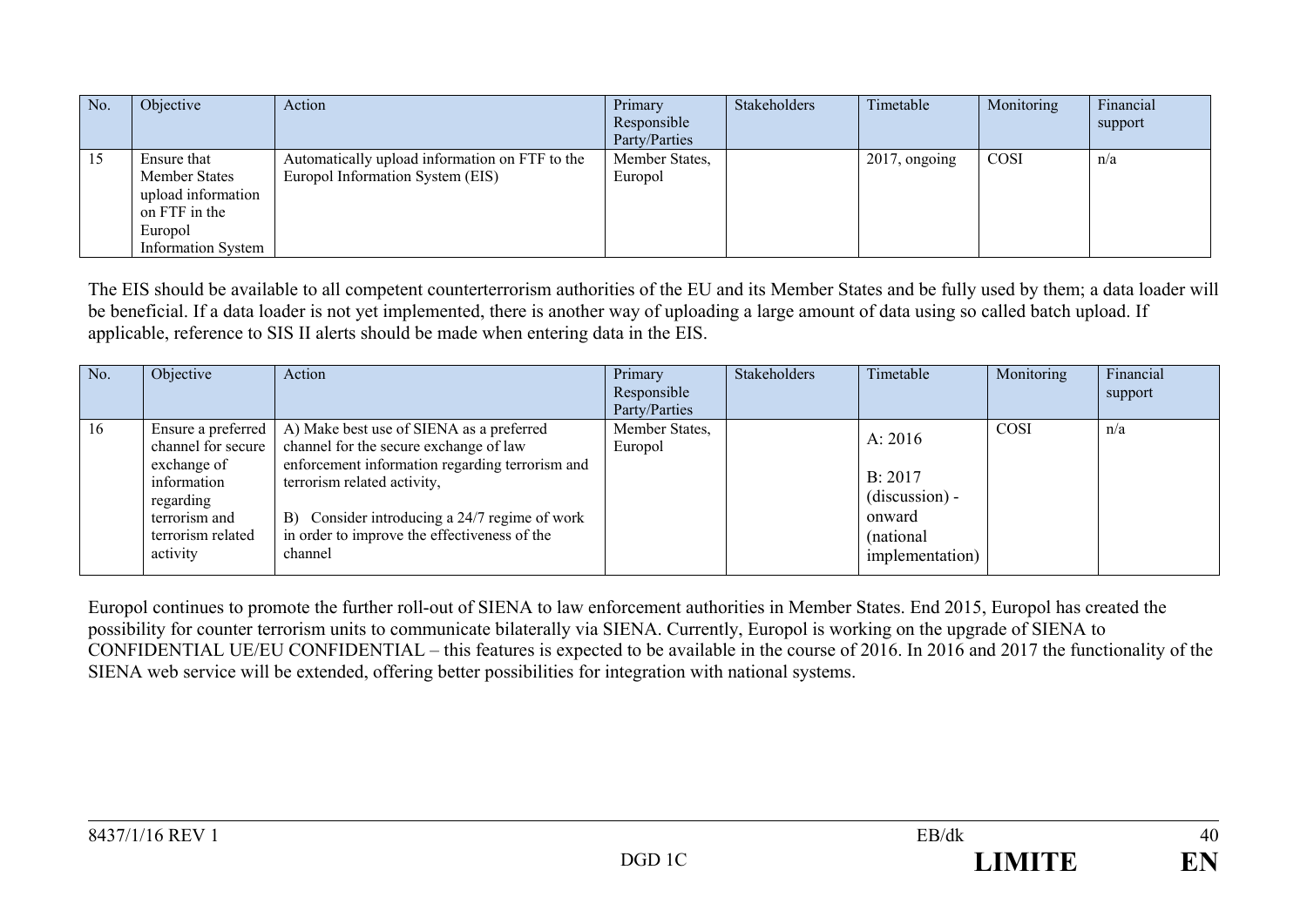| No. | Objective | Action | Primary Responsible Party/Parties | Stakeholders | Timetable | Monitoring | Financial support |
|---|---|---|---|---|---|---|---|
| 15 | Ensure that Member States upload information on FTF in the Europol Information System | Automatically upload information on FTF to the Europol Information System (EIS) | Member States, Europol | | 2017, ongoing | COSI | n/a |

The EIS should be available to all competent counterterrorism authorities of the EU and its Member States and be fully used by them; a data loader will be beneficial. If a data loader is not yet implemented, there is another way of uploading a large amount of data using so called batch upload. If applicable, reference to SIS II alerts should be made when entering data in the EIS.

| No. | Objective | Action | Primary Responsible Party/Parties | Stakeholders | Timetable | Monitoring | Financial support |
|---|---|---|---|---|---|---|---|
| 16 | Ensure a preferred channel for secure exchange of information regarding terrorism and terrorism related activity | A) Make best use of SIENA as a preferred channel for the secure exchange of law enforcement information regarding terrorism and terrorism related activity,<br><br>B) Consider introducing a 24/7 regime of work in order to improve the effectiveness of the channel | Member States, Europol | | A: 2016<br><br>B: 2017 (discussion) - onward (national implementation) | COSI | n/a |

Europol continues to promote the further roll-out of SIENA to law enforcement authorities in Member States. End 2015, Europol has created the possibility for counter terrorism units to communicate bilaterally via SIENA. Currently, Europol is working on the upgrade of SIENA to CONFIDENTIAL UE/EU CONFIDENTIAL – this features is expected to be available in the course of 2016. In 2016 and 2017 the functionality of the SIENA web service will be extended, offering better possibilities for integration with national systems.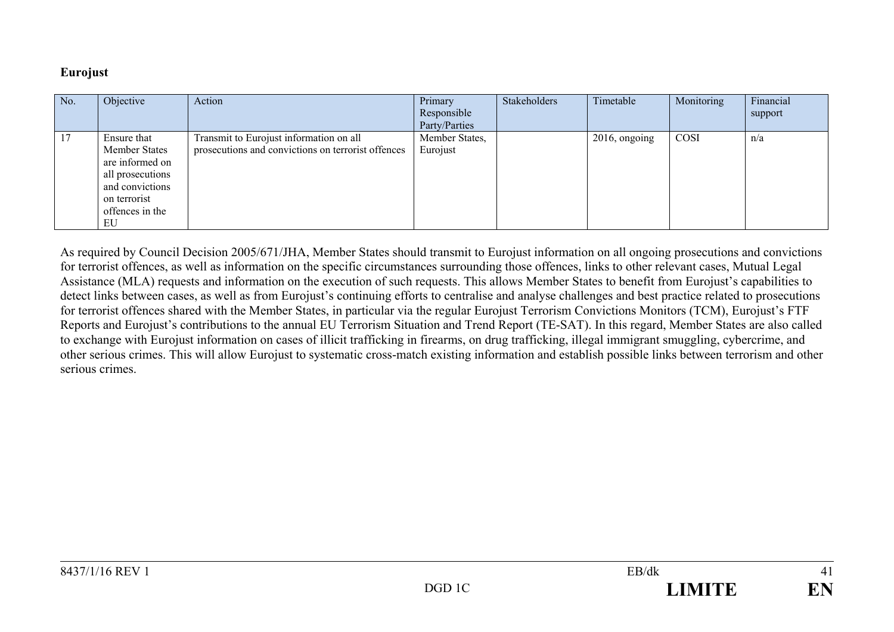**Eurojust**

| No. | Objective | Action | Primary Responsible Party/Parties | Stakeholders | Timetable | Monitoring | Financial support |
|---|---|---|---|---|---|---|---|
| 17 | Ensure that Member States are informed on all prosecutions and convictions on terrorist offences in the EU | Transmit to Eurojust information on all prosecutions and convictions on terrorist offences | Member States, Eurojust | | 2016, ongoing | COSI | n/a |

As required by Council Decision 2005/671/JHA, Member States should transmit to Eurojust information on all ongoing prosecutions and convictions for terrorist offences, as well as information on the specific circumstances surrounding those offences, links to other relevant cases, Mutual Legal Assistance (MLA) requests and information on the execution of such requests. This allows Member States to benefit from Eurojust's capabilities to detect links between cases, as well as from Eurojust's continuing efforts to centralise and analyse challenges and best practice related to prosecutions for terrorist offences shared with the Member States, in particular via the regular Eurojust Terrorism Convictions Monitors (TCM), Eurojust's FTF Reports and Eurojust's contributions to the annual EU Terrorism Situation and Trend Report (TE-SAT). In this regard, Member States are also called to exchange with Eurojust information on cases of illicit trafficking in firearms, on drug trafficking, illegal immigrant smuggling, cybercrime, and other serious crimes. This will allow Eurojust to systematic cross-match existing information and establish possible links between terrorism and other serious crimes.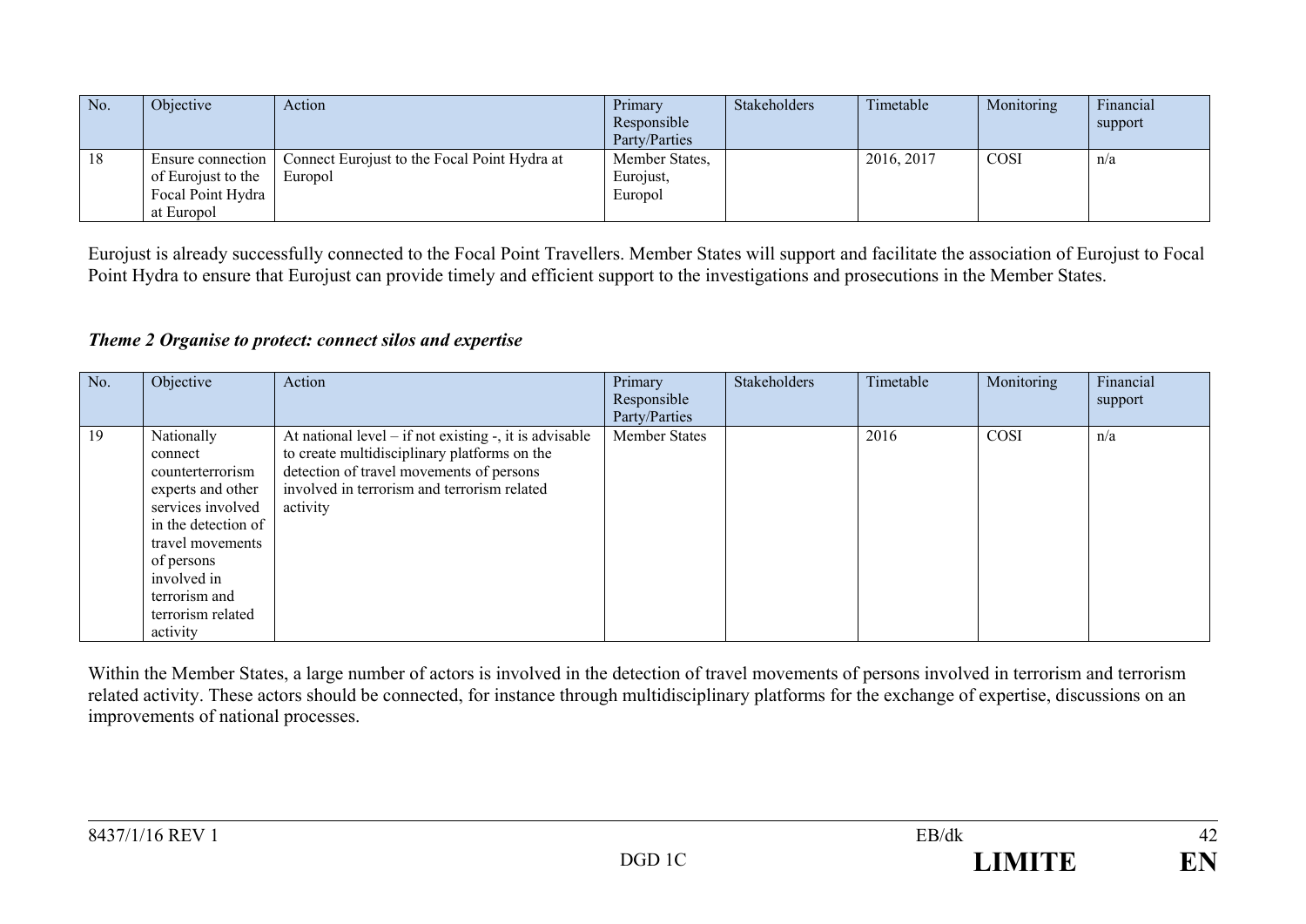| No. | Objective | Action | Primary Responsible Party/Parties | Stakeholders | Timetable | Monitoring | Financial support |
|---|---|---|---|---|---|---|---|
| 18 | Ensure connection of Eurojust to the Focal Point Hydra at Europol | Connect Eurojust to the Focal Point Hydra at Europol | Member States, Eurojust, Europol | | 2016, 2017 | COSI | n/a |

Eurojust is already successfully connected to the Focal Point Travellers. Member States will support and facilitate the association of Eurojust to Focal Point Hydra to ensure that Eurojust can provide timely and efficient support to the investigations and prosecutions in the Member States.

### *Theme 2 Organise to protect: connect silos and expertise*

| No. | Objective | Action | Primary Responsible Party/Parties | Stakeholders | Timetable | Monitoring | Financial support |
|---|---|---|---|---|---|---|---|
| 19 | Nationally connect counterterrorism experts and other services involved in the detection of travel movements of persons involved in terrorism and terrorism related activity | At national level – if not existing -, it is advisable to create multidisciplinary platforms on the detection of travel movements of persons involved in terrorism and terrorism related activity | Member States | | 2016 | COSI | n/a |

Within the Member States, a large number of actors is involved in the detection of travel movements of persons involved in terrorism and terrorism related activity. These actors should be connected, for instance through multidisciplinary platforms for the exchange of expertise, discussions on an improvements of national processes.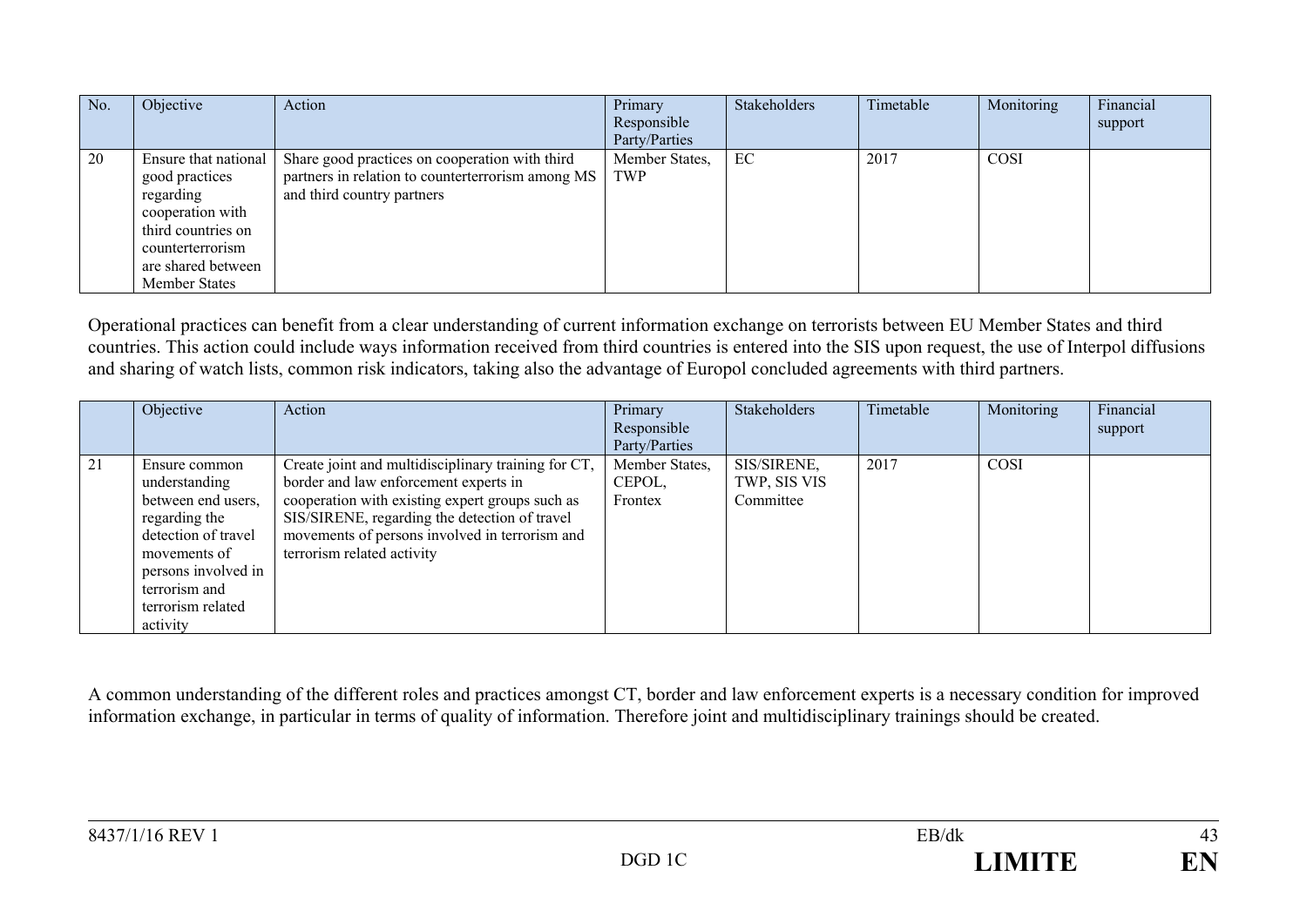| No. | Objective | Action | Primary Responsible Party/Parties | Stakeholders | Timetable | Monitoring | Financial support |
|---|---|---|---|---|---|---|---|
| 20 | Ensure that national good practices regarding cooperation with third countries on counterterrorism are shared between Member States | Share good practices on cooperation with third partners in relation to counterterrorism among MS and third country partners | Member States, TWP | EC | 2017 | COSI | |

Operational practices can benefit from a clear understanding of current information exchange on terrorists between EU Member States and third countries. This action could include ways information received from third countries is entered into the SIS upon request, the use of Interpol diffusions and sharing of watch lists, common risk indicators, taking also the advantage of Europol concluded agreements with third partners.

| | Objective | Action | Primary Responsible Party/Parties | Stakeholders | Timetable | Monitoring | Financial support |
|---|---|---|---|---|---|---|---|
| 21 | Ensure common understanding between end users, regarding the detection of travel movements of persons involved in terrorism and terrorism related activity | Create joint and multidisciplinary training for CT, border and law enforcement experts in cooperation with existing expert groups such as SIS/SIRENE, regarding the detection of travel movements of persons involved in terrorism and terrorism related activity | Member States, CEPOL, Frontex | SIS/SIRENE, TWP, SIS VIS Committee | 2017 | COSI | |

A common understanding of the different roles and practices amongst CT, border and law enforcement experts is a necessary condition for improved information exchange, in particular in terms of quality of information. Therefore joint and multidisciplinary trainings should be created.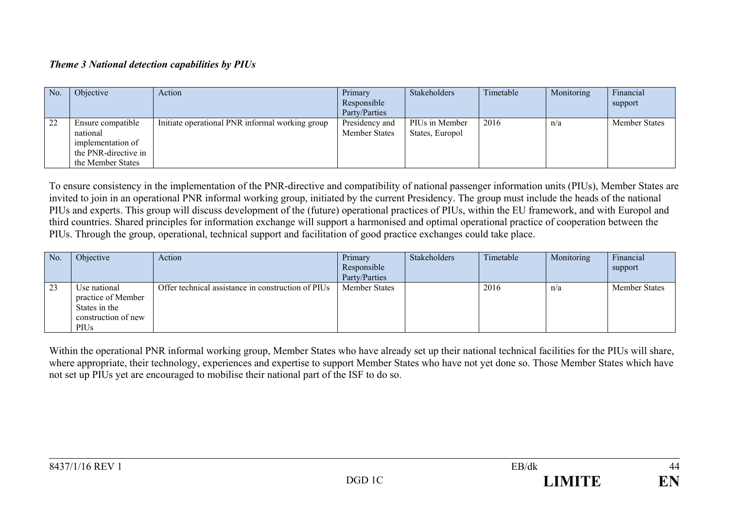***Theme 3 National detection capabilities by PIUs***

| No. | Objective | Action | Primary Responsible Party/Parties | Stakeholders | Timetable | Monitoring | Financial support |
|---|---|---|---|---|---|---|---|
| 22 | Ensure compatible national implementation of the PNR-directive in the Member States | Initiate operational PNR informal working group | Presidency and Member States | PIUs in Member States, Europol | 2016 | n/a | Member States |

To ensure consistency in the implementation of the PNR-directive and compatibility of national passenger information units (PIUs), Member States are invited to join in an operational PNR informal working group, initiated by the current Presidency. The group must include the heads of the national PIUs and experts. This group will discuss development of the (future) operational practices of PIUs, within the EU framework, and with Europol and third countries. Shared principles for information exchange will support a harmonised and optimal operational practice of cooperation between the PIUs. Through the group, operational, technical support and facilitation of good practice exchanges could take place.

| No. | Objective | Action | Primary Responsible Party/Parties | Stakeholders | Timetable | Monitoring | Financial support |
|---|---|---|---|---|---|---|---|
| 23 | Use national practice of Member States in the construction of new PIUs | Offer technical assistance in construction of PIUs | Member States | | 2016 | n/a | Member States |

Within the operational PNR informal working group, Member States who have already set up their national technical facilities for the PIUs will share, where appropriate, their technology, experiences and expertise to support Member States who have not yet done so. Those Member States which have not set up PIUs yet are encouraged to mobilise their national part of the ISF to do so.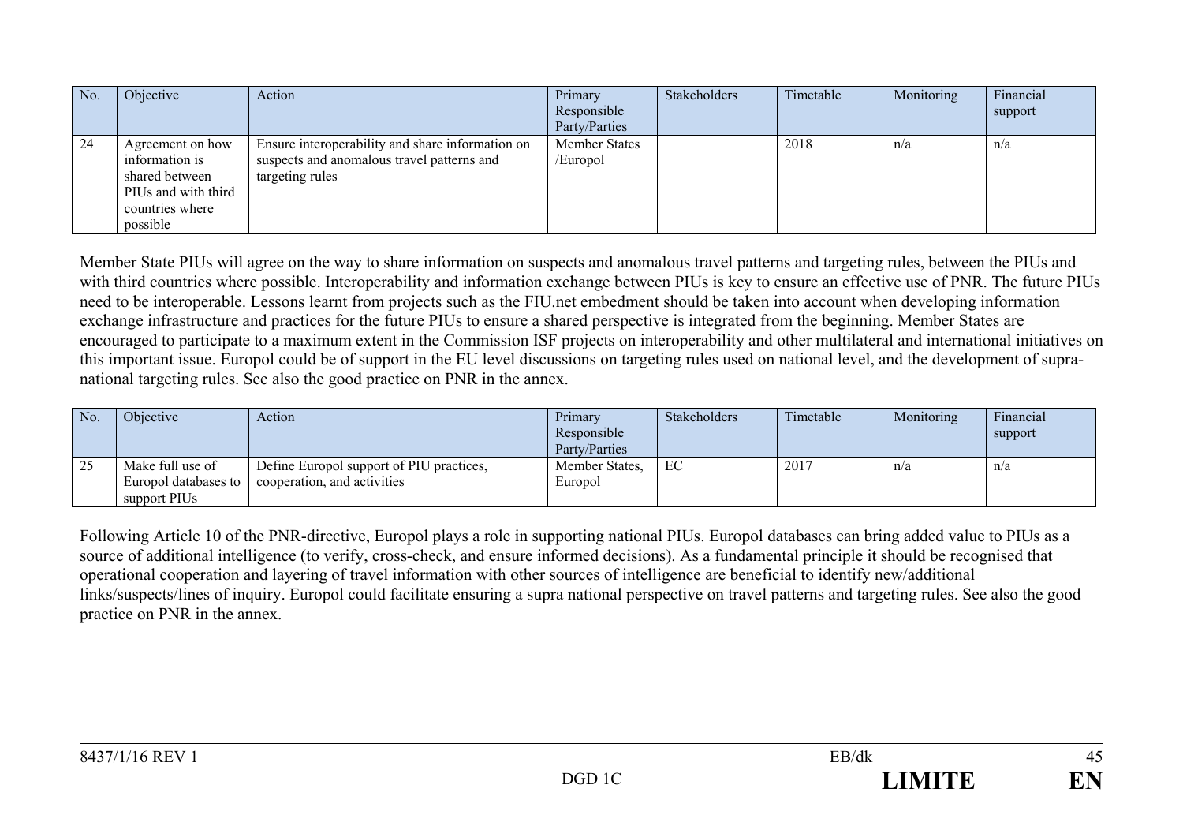| No. | Objective | Action | Primary Responsible Party/Parties | Stakeholders | Timetable | Monitoring | Financial support |
|---|---|---|---|---|---|---|---|
| 24 | Agreement on how information is shared between PIUs and with third countries where possible | Ensure interoperability and share information on suspects and anomalous travel patterns and targeting rules | Member States /Europol | | 2018 | n/a | n/a |

Member State PIUs will agree on the way to share information on suspects and anomalous travel patterns and targeting rules, between the PIUs and with third countries where possible. Interoperability and information exchange between PIUs is key to ensure an effective use of PNR. The future PIUs need to be interoperable. Lessons learnt from projects such as the FIU.net embedment should be taken into account when developing information exchange infrastructure and practices for the future PIUs to ensure a shared perspective is integrated from the beginning. Member States are encouraged to participate to a maximum extent in the Commission ISF projects on interoperability and other multilateral and international initiatives on this important issue. Europol could be of support in the EU level discussions on targeting rules used on national level, and the development of supra-national targeting rules. See also the good practice on PNR in the annex.

| No. | Objective | Action | Primary Responsible Party/Parties | Stakeholders | Timetable | Monitoring | Financial support |
|---|---|---|---|---|---|---|---|
| 25 | Make full use of Europol databases to support PIUs | Define Europol support of PIU practices, cooperation, and activities | Member States, Europol | EC | 2017 | n/a | n/a |

Following Article 10 of the PNR-directive, Europol plays a role in supporting national PIUs. Europol databases can bring added value to PIUs as a source of additional intelligence (to verify, cross-check, and ensure informed decisions). As a fundamental principle it should be recognised that operational cooperation and layering of travel information with other sources of intelligence are beneficial to identify new/additional links/suspects/lines of inquiry. Europol could facilitate ensuring a supra national perspective on travel patterns and targeting rules. See also the good practice on PNR in the annex.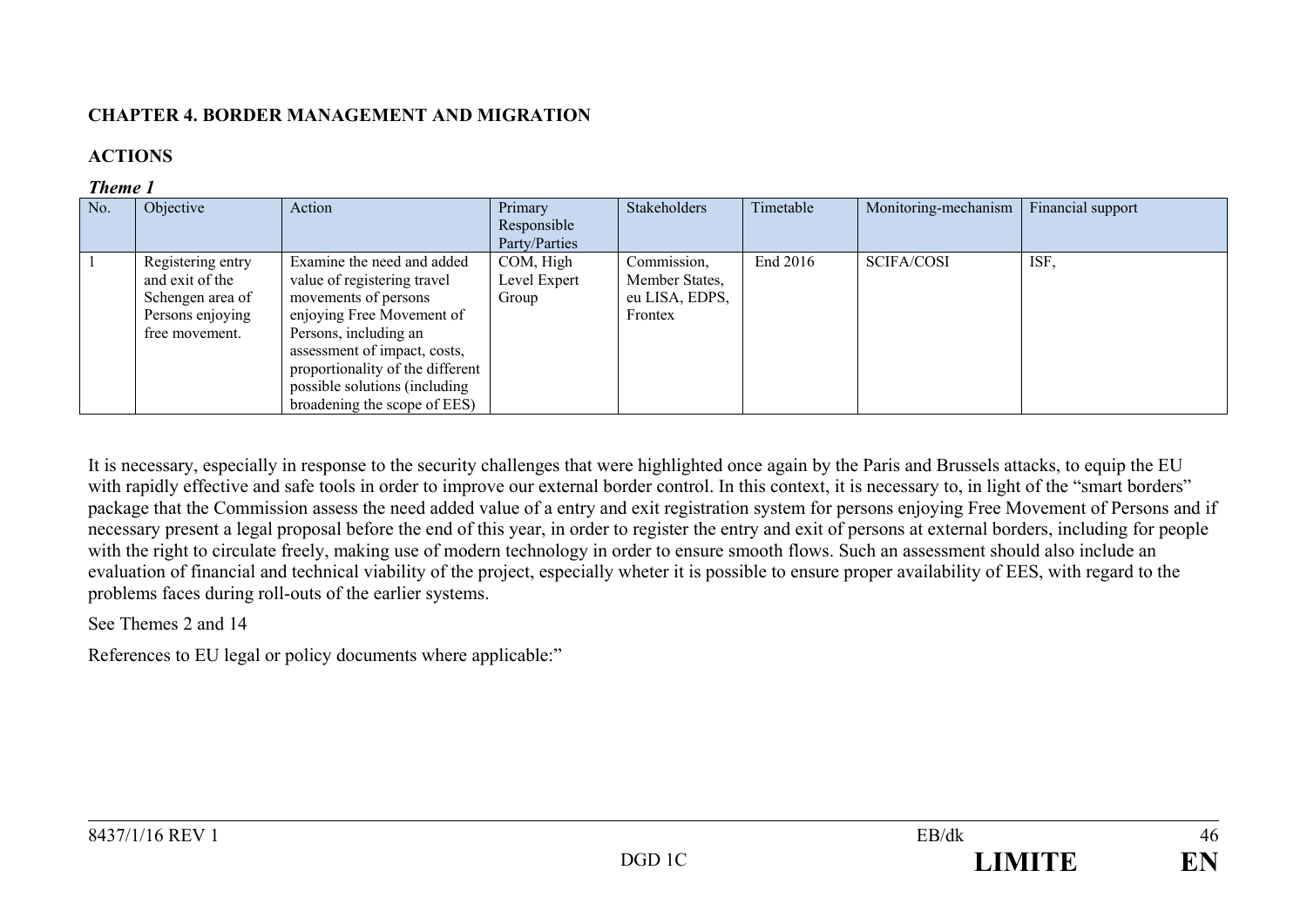**CHAPTER 4. BORDER MANAGEMENT AND MIGRATION**

**ACTIONS**

***Theme 1***

| No. | Objective | Action | Primary Responsible Party/Parties | Stakeholders | Timetable | Monitoring-mechanism | Financial support |
|---|---|---|---|---|---|---|---|
| 1 | Registering entry and exit of the Schengen area of Persons enjoying free movement. | Examine the need and added value of registering travel movements of persons enjoying Free Movement of Persons, including an assessment of impact, costs, proportionality of the different possible solutions (including broadening the scope of EES) | COM, High Level Expert Group | Commission, Member States, eu LISA, EDPS, Frontex | End 2016 | SCIFA/COSI | ISF, |

It is necessary, especially in response to the security challenges that were highlighted once again by the Paris and Brussels attacks, to equip the EU with rapidly effective and safe tools in order to improve our external border control. In this context, it is necessary to, in light of the "smart borders" package that the Commission assess the need added value of a entry and exit registration system for persons enjoying Free Movement of Persons and if necessary present a legal proposal before the end of this year, in order to register the entry and exit of persons at external borders, including for people with the right to circulate freely, making use of modern technology in order to ensure smooth flows. Such an assessment should also include an evaluation of financial and technical viability of the project, especially wheter it is possible to ensure proper availability of EES, with regard to the problems faces during roll-outs of the earlier systems.

See Themes 2 and 14

References to EU legal or policy documents where applicable:"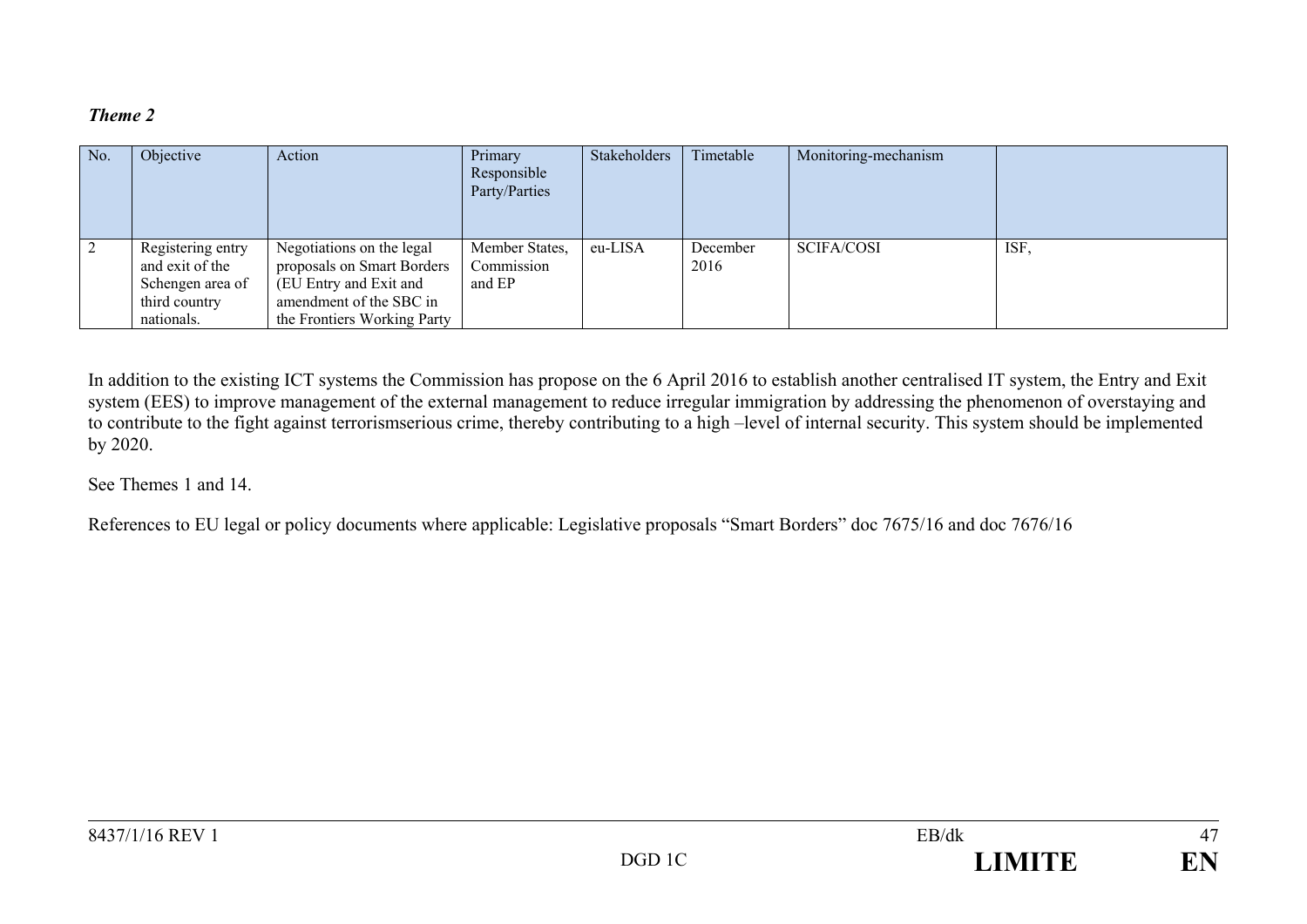***Theme 2***

| No. | Objective | Action | Primary Responsible Party/Parties | Stakeholders | Timetable | Monitoring-mechanism | |
|---|---|---|---|---|---|---|---|
| 2 | Registering entry and exit of the Schengen area of third country nationals. | Negotiations on the legal proposals on Smart Borders (EU Entry and Exit and amendment of the SBC in the Frontiers Working Party | Member States, Commission and EP | eu-LISA | December 2016 | SCIFA/COSI | ISF, |

In addition to the existing ICT systems the Commission has propose on the 6 April 2016 to establish another centralised IT system, the Entry and Exit system (EES) to improve management of the external management to reduce irregular immigration by addressing the phenomenon of overstaying and to contribute to the fight against terrorismserious crime, thereby contributing to a high –level of internal security. This system should be implemented by 2020.

See Themes 1 and 14.

References to EU legal or policy documents where applicable: Legislative proposals "Smart Borders" doc 7675/16 and doc 7676/16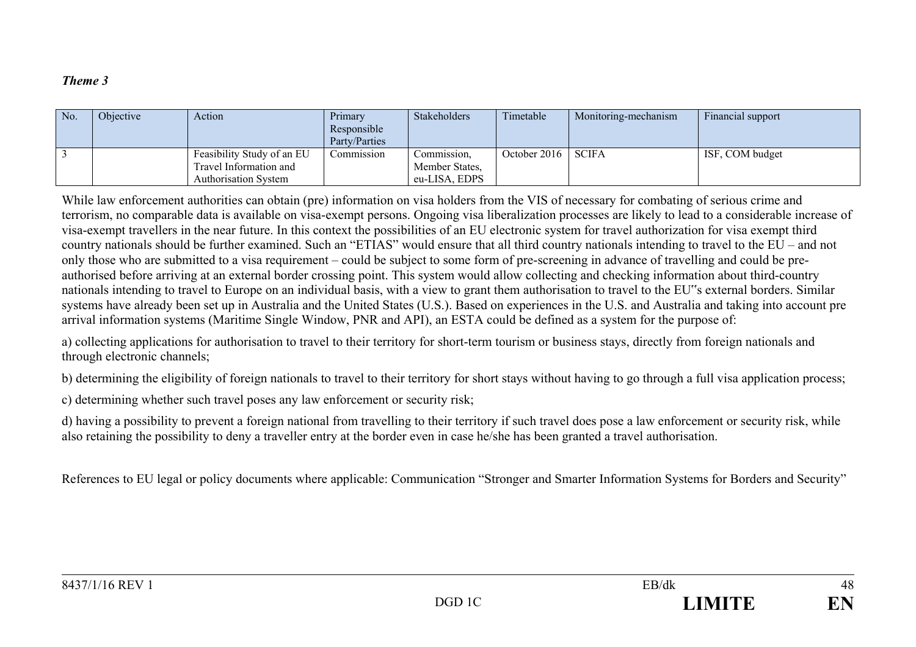*Theme 3*

| No. | Objective | Action | Primary Responsible Party/Parties | Stakeholders | Timetable | Monitoring-mechanism | Financial support |
|---|---|---|---|---|---|---|---|
| 3 | | Feasibility Study of an EU Travel Information and Authorisation System | Commission | Commission, Member States, eu-LISA, EDPS | October 2016 | SCIFA | ISF, COM budget |

While law enforcement authorities can obtain (pre) information on visa holders from the VIS of necessary for combating of serious crime and terrorism, no comparable data is available on visa-exempt persons. Ongoing visa liberalization processes are likely to lead to a considerable increase of visa-exempt travellers in the near future. In this context the possibilities of an EU electronic system for travel authorization for visa exempt third country nationals should be further examined. Such an "ETIAS" would ensure that all third country nationals intending to travel to the EU – and not only those who are submitted to a visa requirement – could be subject to some form of pre-screening in advance of travelling and could be pre-authorised before arriving at an external border crossing point. This system would allow collecting and checking information about third-country nationals intending to travel to Europe on an individual basis, with a view to grant them authorisation to travel to the EU"s external borders. Similar systems have already been set up in Australia and the United States (U.S.). Based on experiences in the U.S. and Australia and taking into account pre arrival information systems (Maritime Single Window, PNR and API), an ESTA could be defined as a system for the purpose of:

a) collecting applications for authorisation to travel to their territory for short-term tourism or business stays, directly from foreign nationals and through electronic channels;

b) determining the eligibility of foreign nationals to travel to their territory for short stays without having to go through a full visa application process;

c) determining whether such travel poses any law enforcement or security risk;

d) having a possibility to prevent a foreign national from travelling to their territory if such travel does pose a law enforcement or security risk, while also retaining the possibility to deny a traveller entry at the border even in case he/she has been granted a travel authorisation.

References to EU legal or policy documents where applicable: Communication "Stronger and Smarter Information Systems for Borders and Security"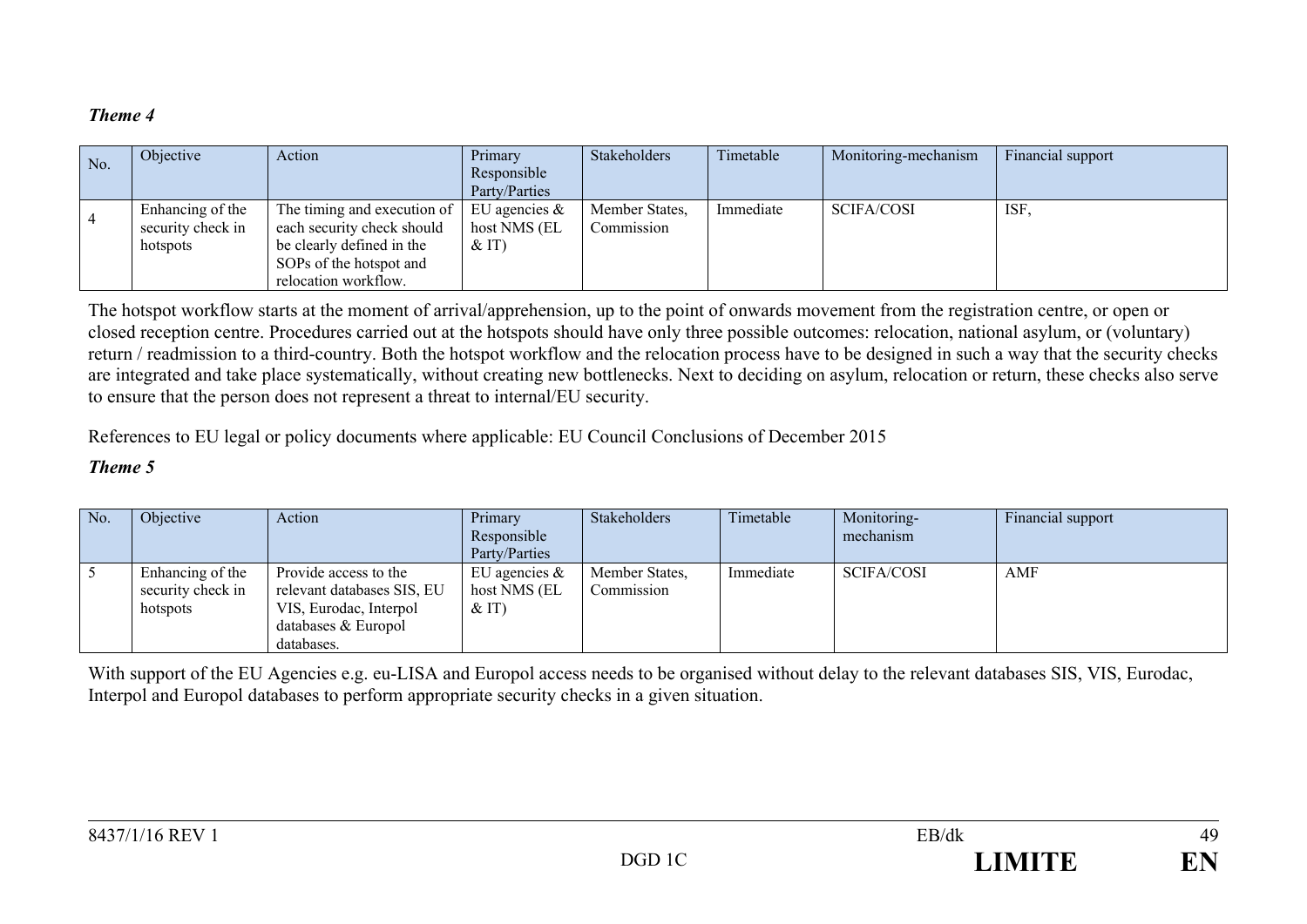***Theme 4***

| No. | Objective | Action | Primary Responsible Party/Parties | Stakeholders | Timetable | Monitoring-mechanism | Financial support |
|---|---|---|---|---|---|---|---|
| 4 | Enhancing of the security check in hotspots | The timing and execution of each security check should be clearly defined in the SOPs of the hotspot and relocation workflow. | EU agencies & host NMS (EL & IT) | Member States, Commission | Immediate | SCIFA/COSI | ISF, |

The hotspot workflow starts at the moment of arrival/apprehension, up to the point of onwards movement from the registration centre, or open or closed reception centre. Procedures carried out at the hotspots should have only three possible outcomes: relocation, national asylum, or (voluntary) return / readmission to a third-country. Both the hotspot workflow and the relocation process have to be designed in such a way that the security checks are integrated and take place systematically, without creating new bottlenecks. Next to deciding on asylum, relocation or return, these checks also serve to ensure that the person does not represent a threat to internal/EU security.

References to EU legal or policy documents where applicable: EU Council Conclusions of December 2015

***Theme 5***

| No. | Objective | Action | Primary Responsible Party/Parties | Stakeholders | Timetable | Monitoring-mechanism | Financial support |
|---|---|---|---|---|---|---|---|
| 5 | Enhancing of the security check in hotspots | Provide access to the relevant databases SIS, EU VIS, Eurodac, Interpol databases & Europol databases. | EU agencies & host NMS (EL & IT) | Member States, Commission | Immediate | SCIFA/COSI | AMF |

With support of the EU Agencies e.g. eu-LISA and Europol access needs to be organised without delay to the relevant databases SIS, VIS, Eurodac, Interpol and Europol databases to perform appropriate security checks in a given situation.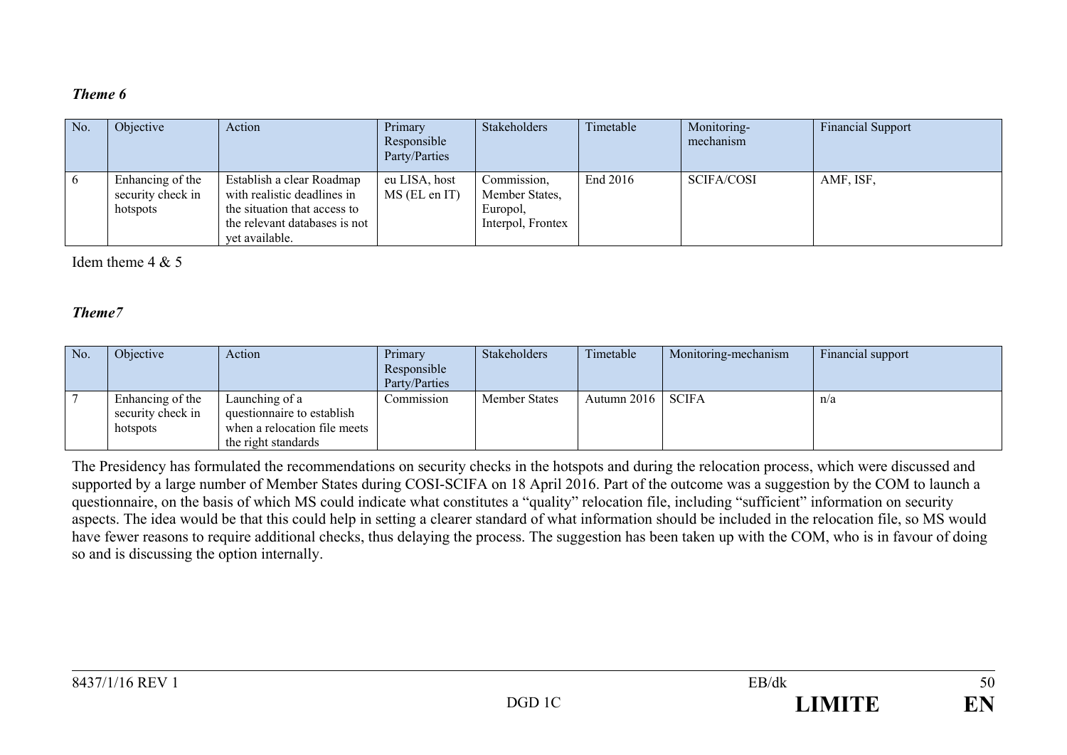***Theme 6***

| No. | Objective | Action | Primary Responsible Party/Parties | Stakeholders | Timetable | Monitoring-mechanism | Financial Support |
|---|---|---|---|---|---|---|---|
| 6 | Enhancing of the security check in hotspots | Establish a clear Roadmap with realistic deadlines in the situation that access to the relevant databases is not yet available. | eu LISA, host MS (EL en IT) | Commission, Member States, Europol, Interpol, Frontex | End 2016 | SCIFA/COSI | AMF, ISF, |

Idem theme 4 & 5

***Theme7***

| No. | Objective | Action | Primary Responsible Party/Parties | Stakeholders | Timetable | Monitoring-mechanism | Financial support |
|---|---|---|---|---|---|---|---|
| 7 | Enhancing of the security check in hotspots | Launching of a questionnaire to establish when a relocation file meets the right standards | Commission | Member States | Autumn 2016 | SCIFA | n/a |

The Presidency has formulated the recommendations on security checks in the hotspots and during the relocation process, which were discussed and supported by a large number of Member States during COSI-SCIFA on 18 April 2016. Part of the outcome was a suggestion by the COM to launch a questionnaire, on the basis of which MS could indicate what constitutes a "quality" relocation file, including "sufficient" information on security aspects. The idea would be that this could help in setting a clearer standard of what information should be included in the relocation file, so MS would have fewer reasons to require additional checks, thus delaying the process. The suggestion has been taken up with the COM, who is in favour of doing so and is discussing the option internally.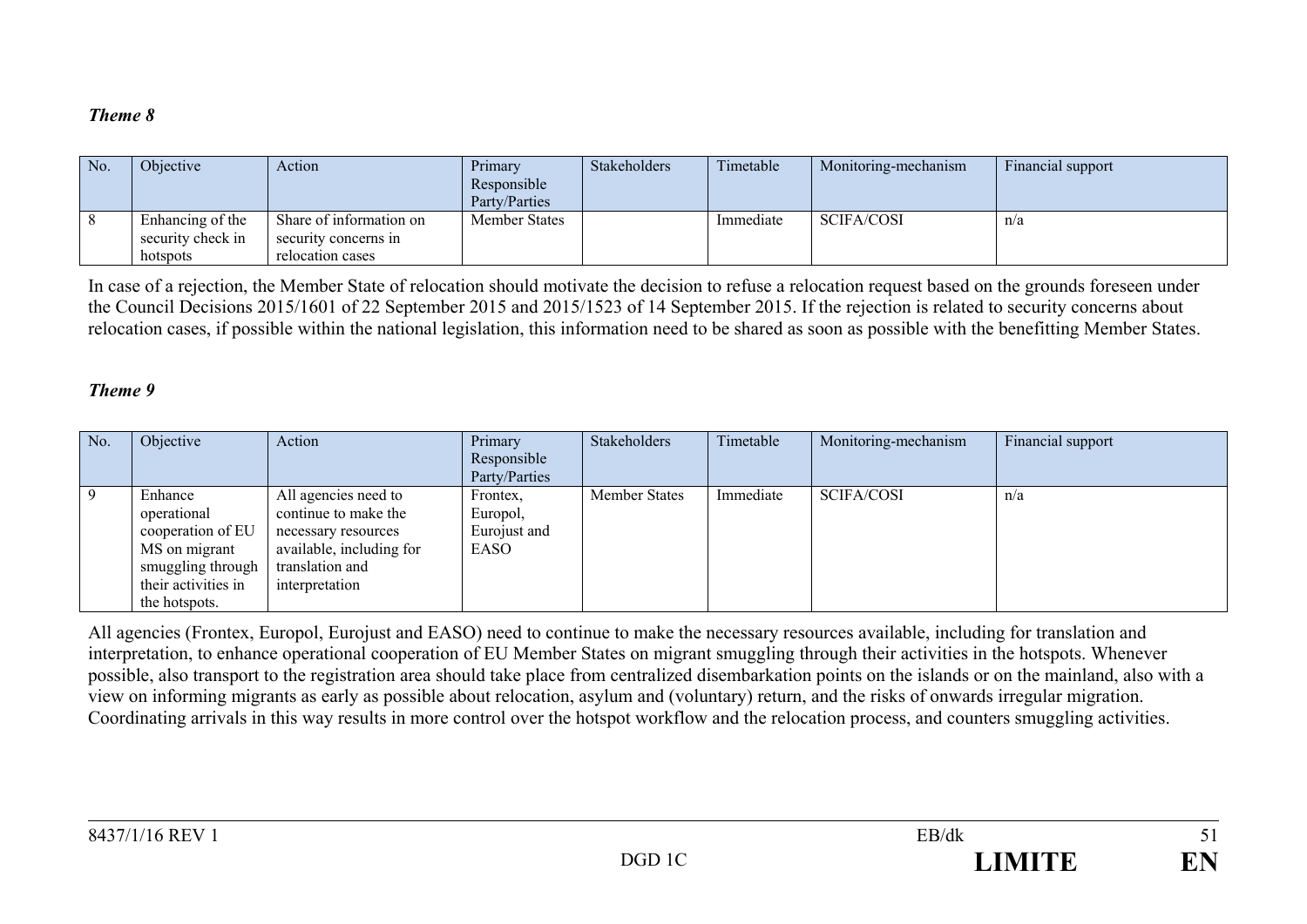***Theme 8***

| No. | Objective | Action | Primary Responsible Party/Parties | Stakeholders | Timetable | Monitoring-mechanism | Financial support |
|---|---|---|---|---|---|---|---|
| 8 | Enhancing of the security check in hotspots | Share of information on security concerns in relocation cases | Member States | | Immediate | SCIFA/COSI | n/a |

In case of a rejection, the Member State of relocation should motivate the decision to refuse a relocation request based on the grounds foreseen under the Council Decisions 2015/1601 of 22 September 2015 and 2015/1523 of 14 September 2015. If the rejection is related to security concerns about relocation cases, if possible within the national legislation, this information need to be shared as soon as possible with the benefitting Member States.

***Theme 9***

| No. | Objective | Action | Primary Responsible Party/Parties | Stakeholders | Timetable | Monitoring-mechanism | Financial support |
|---|---|---|---|---|---|---|---|
| 9 | Enhance operational cooperation of EU MS on migrant smuggling through their activities in the hotspots. | All agencies need to continue to make the necessary resources available, including for translation and interpretation | Frontex, Europol, Eurojust and EASO | Member States | Immediate | SCIFA/COSI | n/a |

All agencies (Frontex, Europol, Eurojust and EASO) need to continue to make the necessary resources available, including for translation and interpretation, to enhance operational cooperation of EU Member States on migrant smuggling through their activities in the hotspots. Whenever possible, also transport to the registration area should take place from centralized disembarkation points on the islands or on the mainland, also with a view on informing migrants as early as possible about relocation, asylum and (voluntary) return, and the risks of onwards irregular migration. Coordinating arrivals in this way results in more control over the hotspot workflow and the relocation process, and counters smuggling activities.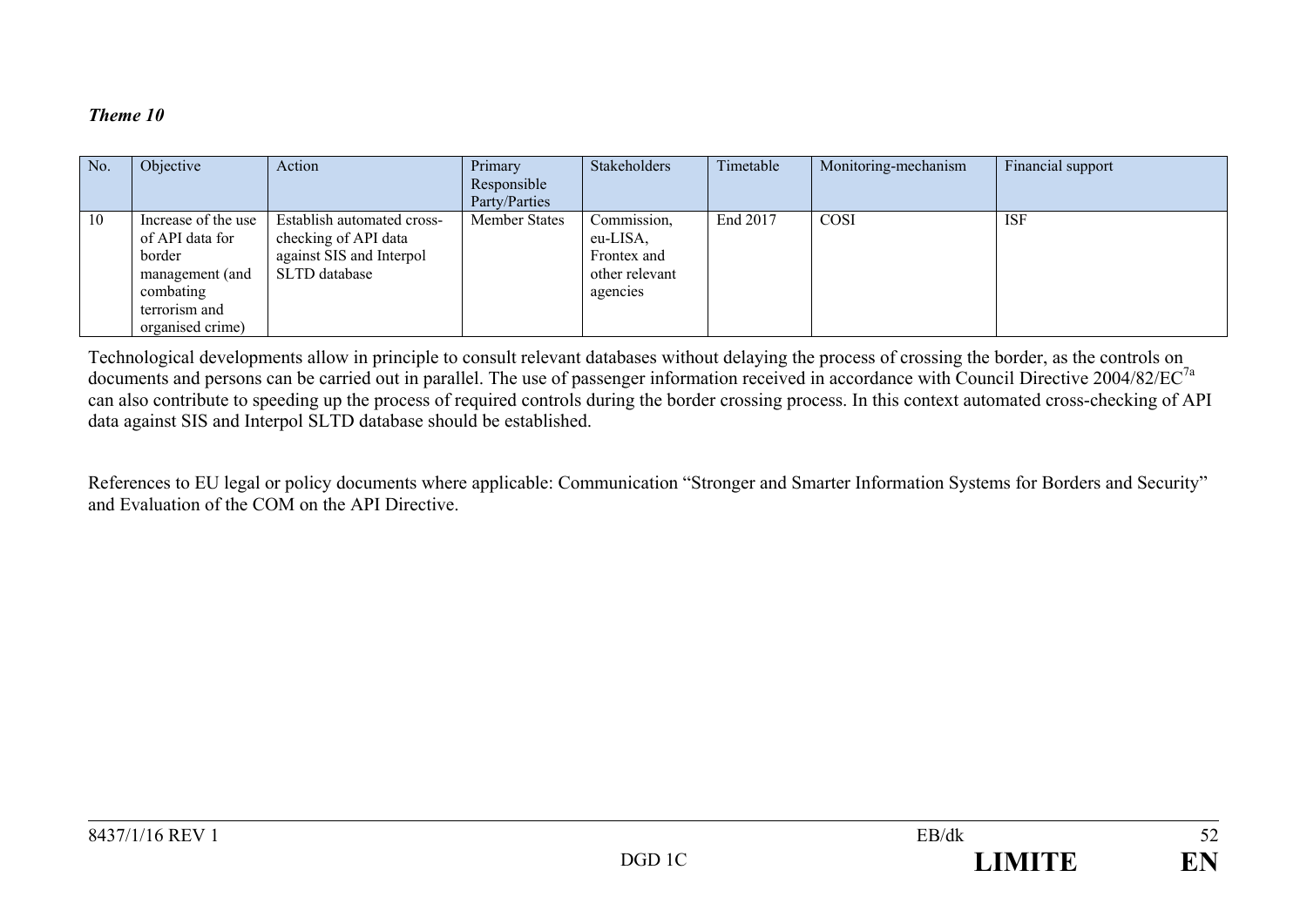***Theme 10***

| No. | Objective | Action | Primary Responsible Party/Parties | Stakeholders | Timetable | Monitoring-mechanism | Financial support |
|---|---|---|---|---|---|---|---|
| 10 | Increase of the use of API data for border management (and combating terrorism and organised crime) | Establish automated cross-checking of API data against SIS and Interpol SLTD database | Member States | Commission, eu-LISA, Frontex and other relevant agencies | End 2017 | COSI | ISF |

Technological developments allow in principle to consult relevant databases without delaying the process of crossing the border, as the controls on documents and persons can be carried out in parallel. The use of passenger information received in accordance with Council Directive 2004/82/EC[7a] can also contribute to speeding up the process of required controls during the border crossing process. In this context automated cross-checking of API data against SIS and Interpol SLTD database should be established.

References to EU legal or policy documents where applicable: Communication "Stronger and Smarter Information Systems for Borders and Security" and Evaluation of the COM on the API Directive.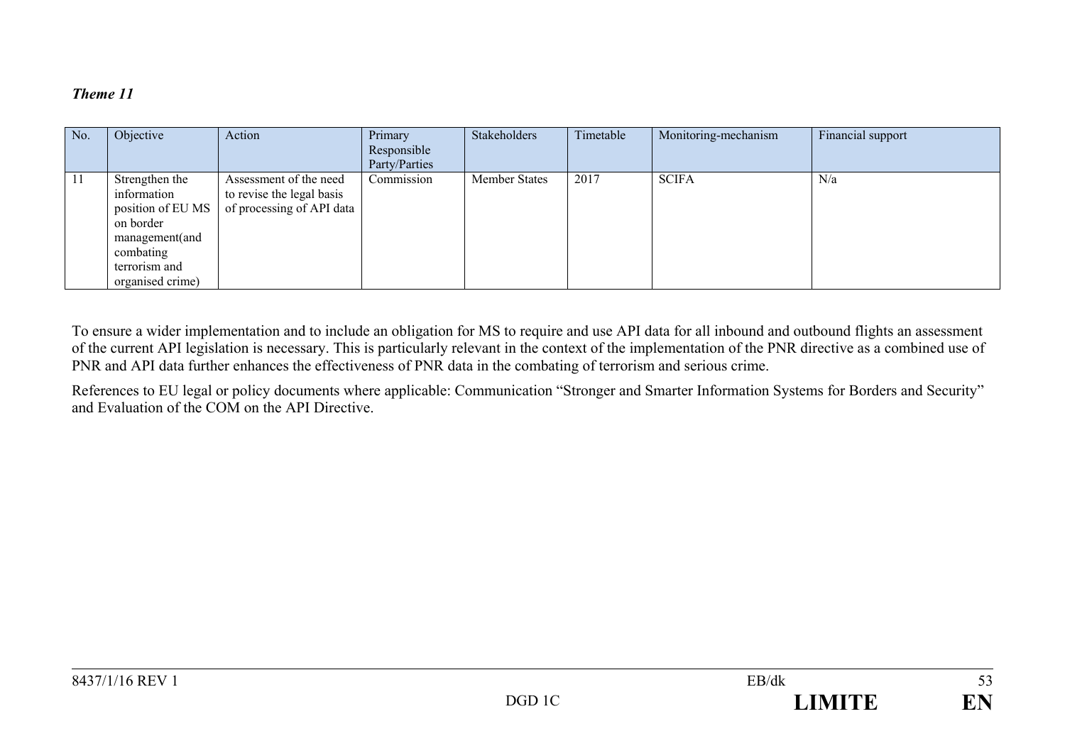***Theme 11***

| No. | Objective | Action | Primary Responsible Party/Parties | Stakeholders | Timetable | Monitoring-mechanism | Financial support |
|---|---|---|---|---|---|---|---|
| 11 | Strengthen the information position of EU MS on border management(and combating terrorism and organised crime) | Assessment of the need to revise the legal basis of processing of API data | Commission | Member States | 2017 | SCIFA | N/a |

To ensure a wider implementation and to include an obligation for MS to require and use API data for all inbound and outbound flights an assessment of the current API legislation is necessary. This is particularly relevant in the context of the implementation of the PNR directive as a combined use of PNR and API data further enhances the effectiveness of PNR data in the combating of terrorism and serious crime.

References to EU legal or policy documents where applicable: Communication "Stronger and Smarter Information Systems for Borders and Security" and Evaluation of the COM on the API Directive.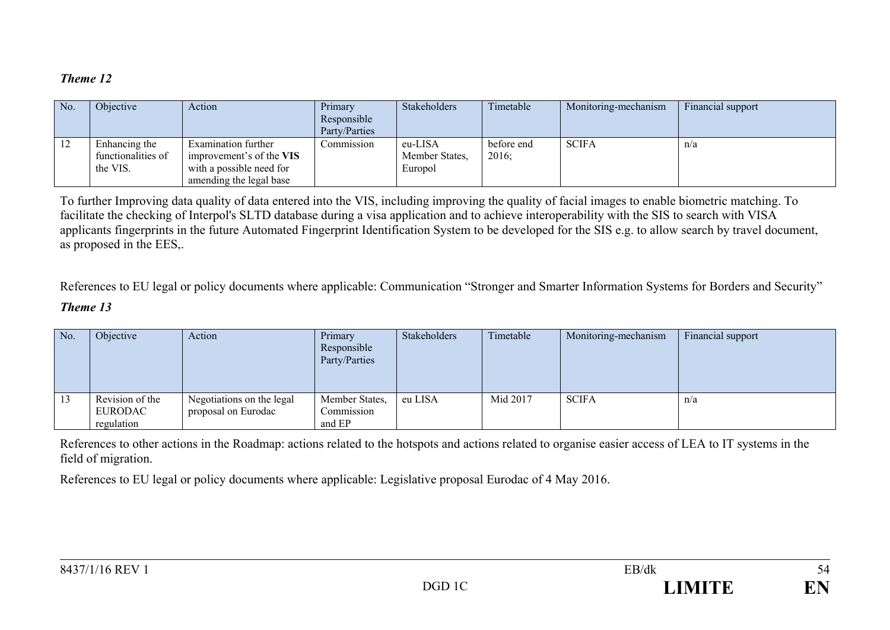***Theme 12***

| No. | Objective | Action | Primary Responsible Party/Parties | Stakeholders | Timetable | Monitoring-mechanism | Financial support |
|---|---|---|---|---|---|---|---|
| 12 | Enhancing the functionalities of the VIS. | Examination further improvement's of the **VIS** with a possible need for amending the legal base | Commission | eu-LISA Member States, Europol | before end 2016; | SCIFA | n/a |

To further Improving data quality of data entered into the VIS, including improving the quality of facial images to enable biometric matching. To facilitate the checking of Interpol's SLTD database during a visa application and to achieve interoperability with the SIS to search with VISA applicants fingerprints in the future Automated Fingerprint Identification System to be developed for the SIS e.g. to allow search by travel document, as proposed in the EES,.

References to EU legal or policy documents where applicable: Communication "Stronger and Smarter Information Systems for Borders and Security"

***Theme 13***

| No. | Objective | Action | Primary Responsible Party/Parties | Stakeholders | Timetable | Monitoring-mechanism | Financial support |
|---|---|---|---|---|---|---|---|
| 13 | Revision of the EURODAC regulation | Negotiations on the legal proposal on Eurodac | Member States, Commission and EP | eu LISA | Mid 2017 | SCIFA | n/a |

References to other actions in the Roadmap: actions related to the hotspots and actions related to organise easier access of LEA to IT systems in the field of migration.

References to EU legal or policy documents where applicable: Legislative proposal Eurodac of 4 May 2016.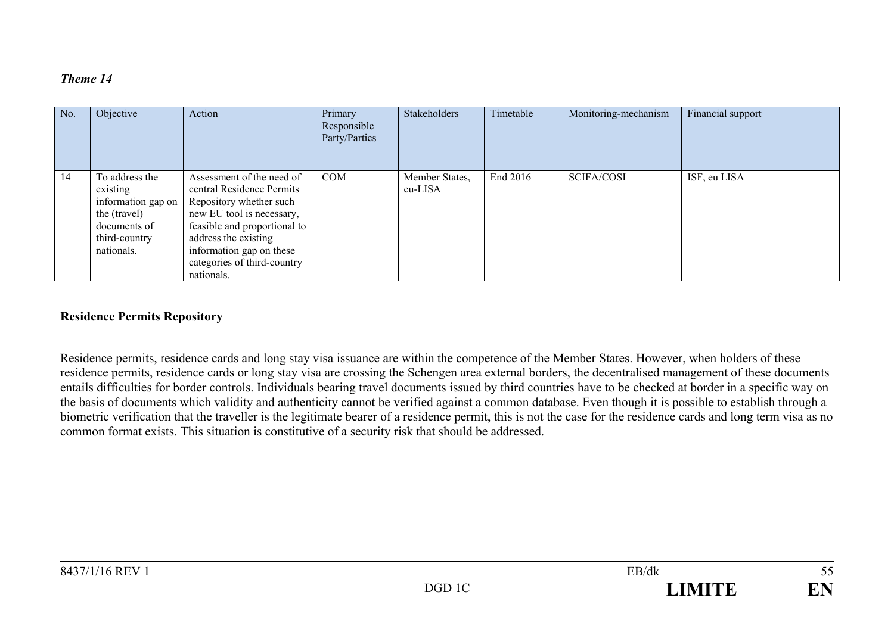*Theme 14*

| No. | Objective | Action | Primary Responsible Party/Parties | Stakeholders | Timetable | Monitoring-mechanism | Financial support |
|---|---|---|---|---|---|---|---|
| 14 | To address the existing information gap on the (travel) documents of third-country nationals. | Assessment of the need of central Residence Permits Repository whether such new EU tool is necessary, feasible and proportional to address the existing information gap on these categories of third-country nationals. | COM | Member States, eu-LISA | End 2016 | SCIFA/COSI | ISF, eu LISA |

**Residence Permits Repository**

Residence permits, residence cards and long stay visa issuance are within the competence of the Member States. However, when holders of these residence permits, residence cards or long stay visa are crossing the Schengen area external borders, the decentralised management of these documents entails difficulties for border controls. Individuals bearing travel documents issued by third countries have to be checked at border in a specific way on the basis of documents which validity and authenticity cannot be verified against a common database. Even though it is possible to establish through a biometric verification that the traveller is the legitimate bearer of a residence permit, this is not the case for the residence cards and long term visa as no common format exists. This situation is constitutive of a security risk that should be addressed.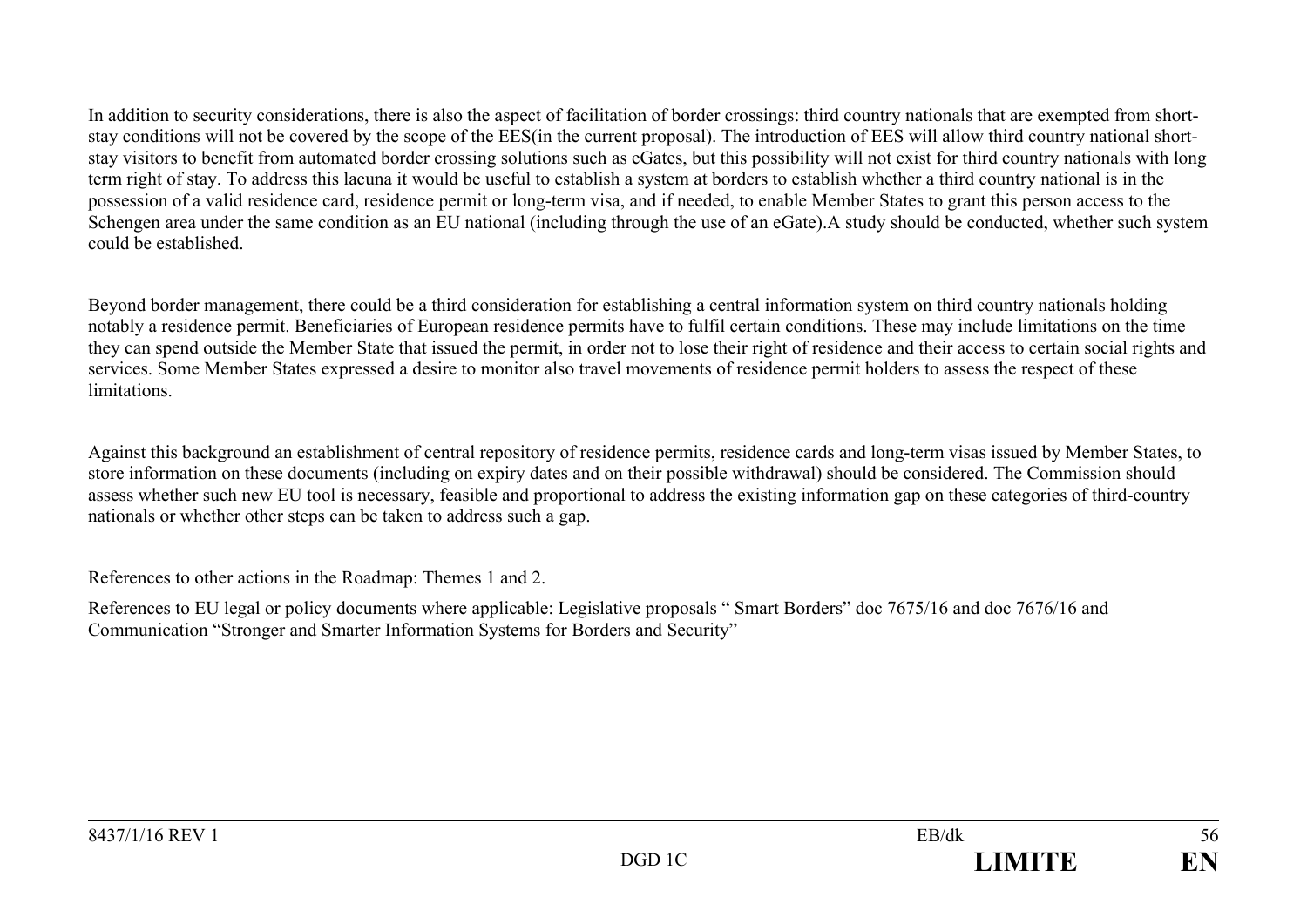In addition to security considerations, there is also the aspect of facilitation of border crossings: third country nationals that are exempted from short-stay conditions will not be covered by the scope of the EES(in the current proposal). The introduction of EES will allow third country national short-stay visitors to benefit from automated border crossing solutions such as eGates, but this possibility will not exist for third country nationals with long term right of stay. To address this lacuna it would be useful to establish a system at borders to establish whether a third country national is in the possession of a valid residence card, residence permit or long-term visa, and if needed, to enable Member States to grant this person access to the Schengen area under the same condition as an EU national (including through the use of an eGate).A study should be conducted, whether such system could be established.

Beyond border management, there could be a third consideration for establishing a central information system on third country nationals holding notably a residence permit. Beneficiaries of European residence permits have to fulfil certain conditions. These may include limitations on the time they can spend outside the Member State that issued the permit, in order not to lose their right of residence and their access to certain social rights and services. Some Member States expressed a desire to monitor also travel movements of residence permit holders to assess the respect of these limitations.

Against this background an establishment of central repository of residence permits, residence cards and long-term visas issued by Member States, to store information on these documents (including on expiry dates and on their possible withdrawal) should be considered. The Commission should assess whether such new EU tool is necessary, feasible and proportional to address the existing information gap on these categories of third-country nationals or whether other steps can be taken to address such a gap.

References to other actions in the Roadmap: Themes 1 and 2.

References to EU legal or policy documents where applicable: Legislative proposals " Smart Borders" doc 7675/16 and doc 7676/16 and Communication "Stronger and Smarter Information Systems for Borders and Security"